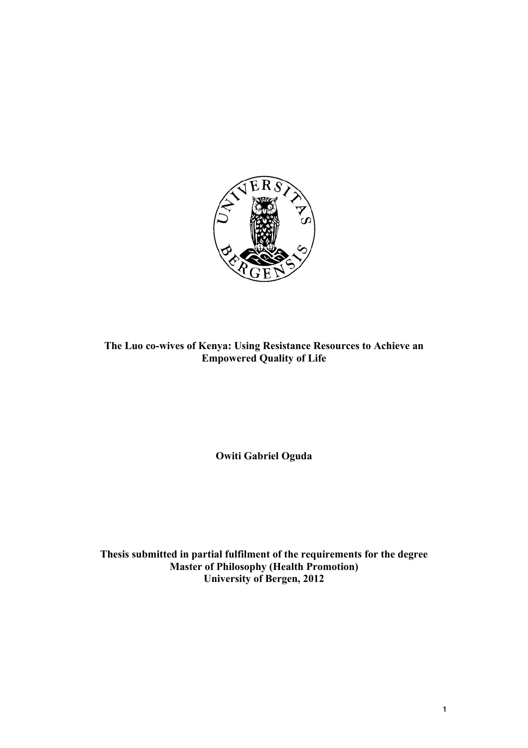**The Luo co-wives of Kenya: Using Resistance Resources to Achieve an Empowered Quality of Life**

**Owiti Gabriel Oguda**

**Thesis submitted in partial fulfilment of the requirements for the degree Master of Philosophy (Health Promotion) University of Bergen, 2012**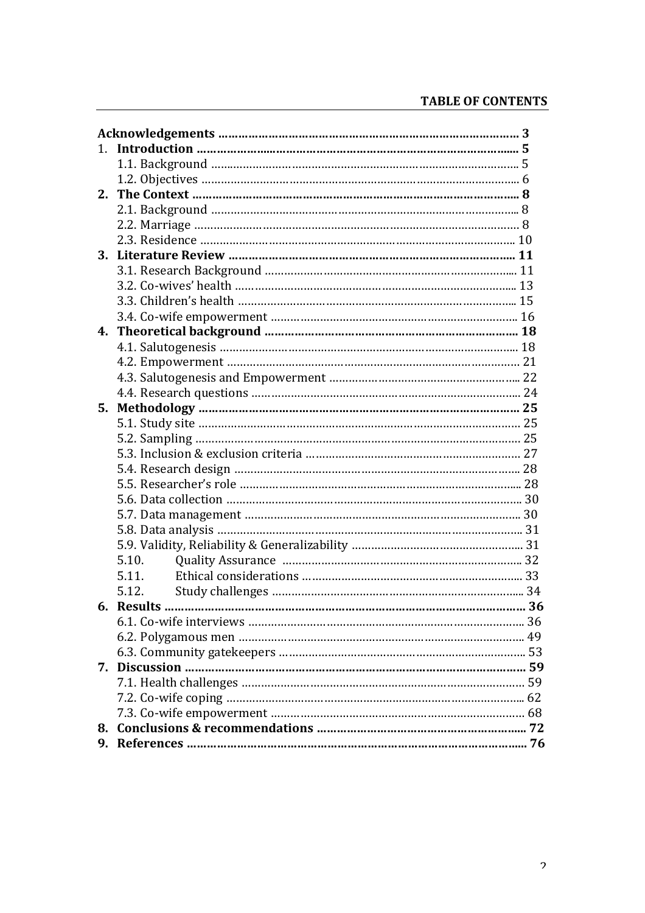**TABLE OF CONTENTS**

**Acknowledgements** ........................................................................................ **3**

1. **Introduction** ........................................................................................ **5**
   - 1.1. Background ........................................................................................ 5
   - 1.2. Objectives ........................................................................................ 6
2. **The Context** ........................................................................................ **8**
   - 2.1. Background ........................................................................................ 8
   - 2.2. Marriage ........................................................................................ 8
   - 2.3. Residence ........................................................................................ 10
3. **Literature Review** ........................................................................................ **11**
   - 3.1. Research Background ........................................................................................ 11
   - 3.2. Co-wives' health ........................................................................................ 13
   - 3.3. Children's health ........................................................................................ 15
   - 3.4. Co-wife empowerment ........................................................................................ 16
4. **Theoretical background** ........................................................................................ **18**
   - 4.1. Salutogenesis ........................................................................................ 18
   - 4.2. Empowerment ........................................................................................ 21
   - 4.3. Salutogenesis and Empowerment ........................................................................................ 22
   - 4.4. Research questions ........................................................................................ 24
5. **Methodology** ........................................................................................ **25**
   - 5.1. Study site ........................................................................................ 25
   - 5.2. Sampling ........................................................................................ 25
   - 5.3. Inclusion & exclusion criteria ........................................................................................ 27
   - 5.4. Research design ........................................................................................ 28
   - 5.5. Researcher's role ........................................................................................ 28
   - 5.6. Data collection ........................................................................................ 30
   - 5.7. Data management ........................................................................................ 30
   - 5.8. Data analysis ........................................................................................ 31
   - 5.9. Validity, Reliability & Generalizability ........................................................................................ 31
   - 5.10. Quality Assurance ........................................................................................ 32
   - 5.11. Ethical considerations ........................................................................................ 33
   - 5.12. Study challenges ........................................................................................ 34
6. **Results** ........................................................................................ **36**
   - 6.1. Co-wife interviews ........................................................................................ 36
   - 6.2. Polygamous men ........................................................................................ 49
   - 6.3. Community gatekeepers ........................................................................................ 53
7. **Discussion** ........................................................................................ **59**
   - 7.1. Health challenges ........................................................................................ 59
   - 7.2. Co-wife coping ........................................................................................ 62
   - 7.3. Co-wife empowerment ........................................................................................ 68
8. **Conclusions & recommendations** ........................................................................................ **72**
9. **References** ........................................................................................ **76**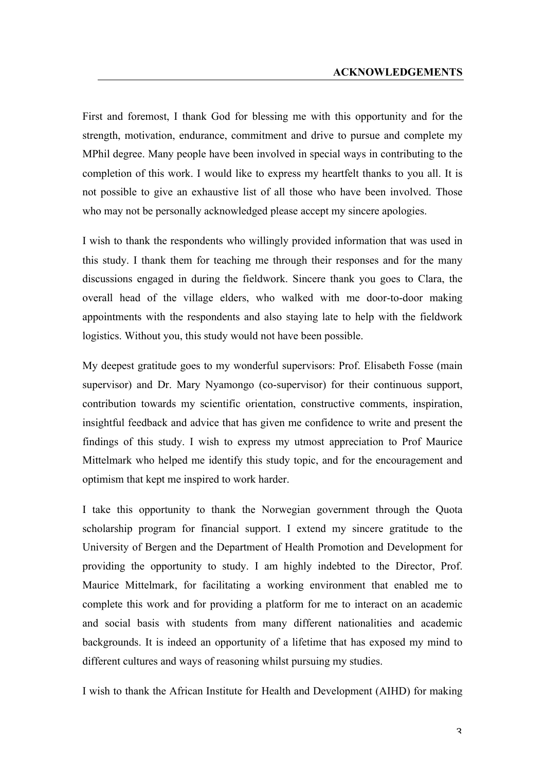# ACKNOWLEDGEMENTS

First and foremost, I thank God for blessing me with this opportunity and for the strength, motivation, endurance, commitment and drive to pursue and complete my MPhil degree. Many people have been involved in special ways in contributing to the completion of this work. I would like to express my heartfelt thanks to you all. It is not possible to give an exhaustive list of all those who have been involved. Those who may not be personally acknowledged please accept my sincere apologies.

I wish to thank the respondents who willingly provided information that was used in this study. I thank them for teaching me through their responses and for the many discussions engaged in during the fieldwork. Sincere thank you goes to Clara, the overall head of the village elders, who walked with me door-to-door making appointments with the respondents and also staying late to help with the fieldwork logistics. Without you, this study would not have been possible.

My deepest gratitude goes to my wonderful supervisors: Prof. Elisabeth Fosse (main supervisor) and Dr. Mary Nyamongo (co-supervisor) for their continuous support, contribution towards my scientific orientation, constructive comments, inspiration, insightful feedback and advice that has given me confidence to write and present the findings of this study. I wish to express my utmost appreciation to Prof Maurice Mittelmark who helped me identify this study topic, and for the encouragement and optimism that kept me inspired to work harder.

I take this opportunity to thank the Norwegian government through the Quota scholarship program for financial support. I extend my sincere gratitude to the University of Bergen and the Department of Health Promotion and Development for providing the opportunity to study. I am highly indebted to the Director, Prof. Maurice Mittelmark, for facilitating a working environment that enabled me to complete this work and for providing a platform for me to interact on an academic and social basis with students from many different nationalities and academic backgrounds. It is indeed an opportunity of a lifetime that has exposed my mind to different cultures and ways of reasoning whilst pursuing my studies.

I wish to thank the African Institute for Health and Development (AIHD) for making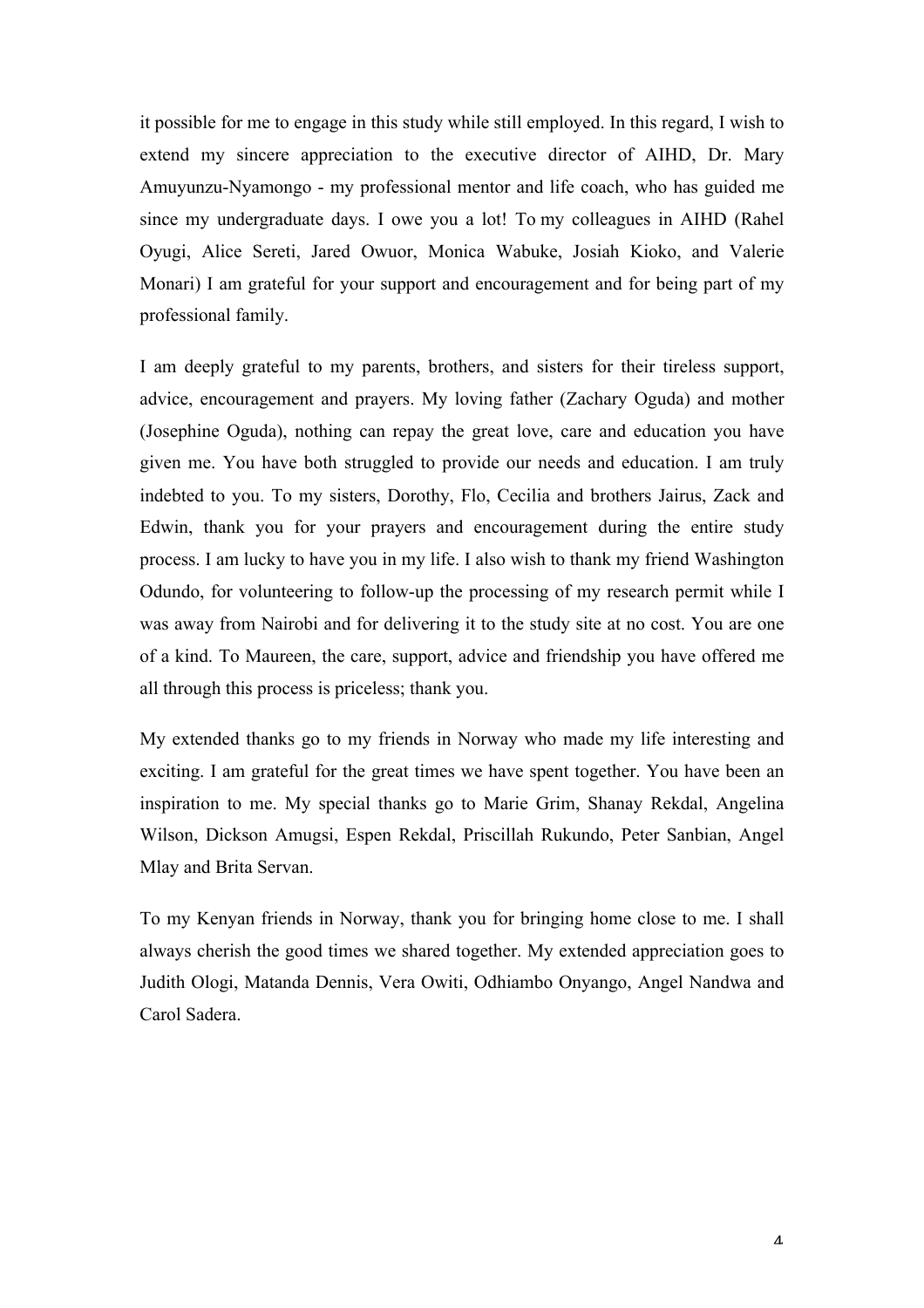it possible for me to engage in this study while still employed. In this regard, I wish to extend my sincere appreciation to the executive director of AIHD, Dr. Mary Amuyunzu-Nyamongo - my professional mentor and life coach, who has guided me since my undergraduate days. I owe you a lot! To my colleagues in AIHD (Rahel Oyugi, Alice Sereti, Jared Owuor, Monica Wabuke, Josiah Kioko, and Valerie Monari) I am grateful for your support and encouragement and for being part of my professional family.

I am deeply grateful to my parents, brothers, and sisters for their tireless support, advice, encouragement and prayers. My loving father (Zachary Oguda) and mother (Josephine Oguda), nothing can repay the great love, care and education you have given me. You have both struggled to provide our needs and education. I am truly indebted to you. To my sisters, Dorothy, Flo, Cecilia and brothers Jairus, Zack and Edwin, thank you for your prayers and encouragement during the entire study process. I am lucky to have you in my life. I also wish to thank my friend Washington Odundo, for volunteering to follow-up the processing of my research permit while I was away from Nairobi and for delivering it to the study site at no cost. You are one of a kind. To Maureen, the care, support, advice and friendship you have offered me all through this process is priceless; thank you.

My extended thanks go to my friends in Norway who made my life interesting and exciting. I am grateful for the great times we have spent together. You have been an inspiration to me. My special thanks go to Marie Grim, Shanay Rekdal, Angelina Wilson, Dickson Amugsi, Espen Rekdal, Priscillah Rukundo, Peter Sanbian, Angel Mlay and Brita Servan.

To my Kenyan friends in Norway, thank you for bringing home close to me. I shall always cherish the good times we shared together. My extended appreciation goes to Judith Ologi, Matanda Dennis, Vera Owiti, Odhiambo Onyango, Angel Nandwa and Carol Sadera.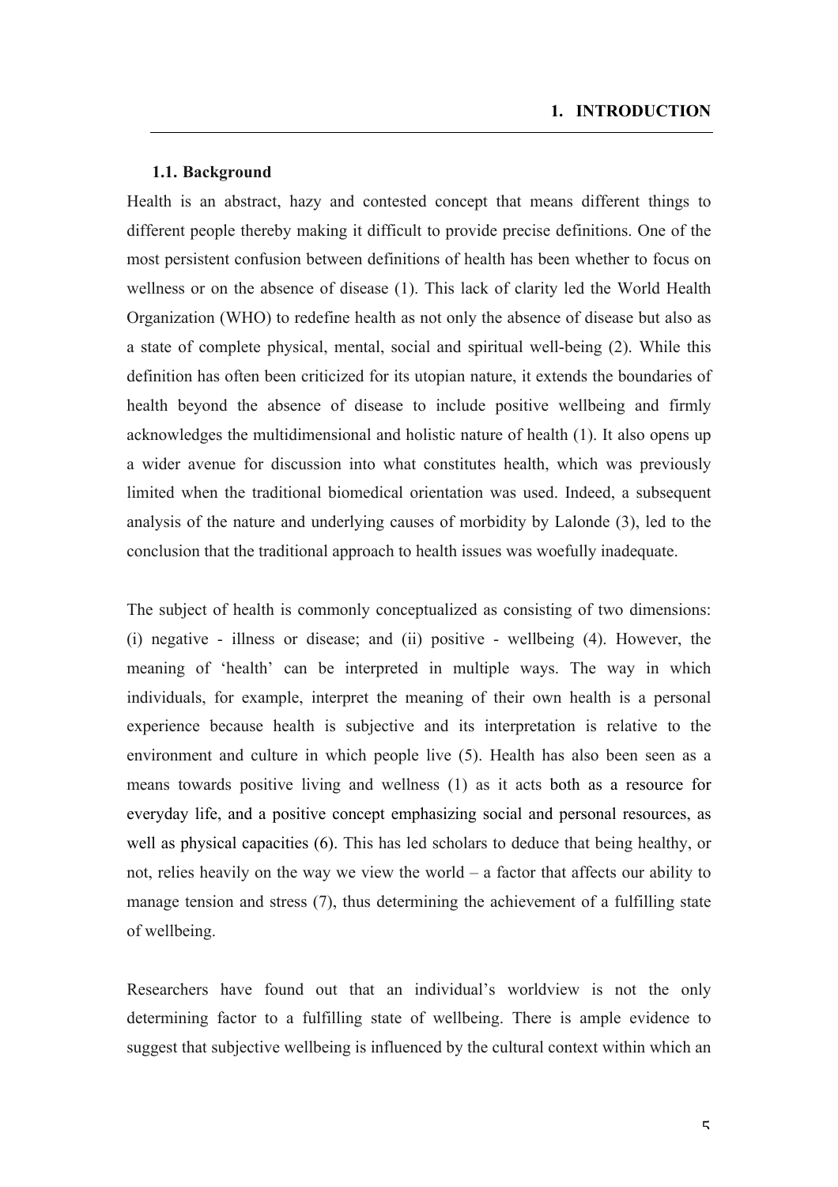# 1. INTRODUCTION

## 1.1. Background

Health is an abstract, hazy and contested concept that means different things to different people thereby making it difficult to provide precise definitions. One of the most persistent confusion between definitions of health has been whether to focus on wellness or on the absence of disease (1). This lack of clarity led the World Health Organization (WHO) to redefine health as not only the absence of disease but also as a state of complete physical, mental, social and spiritual well-being (2). While this definition has often been criticized for its utopian nature, it extends the boundaries of health beyond the absence of disease to include positive wellbeing and firmly acknowledges the multidimensional and holistic nature of health (1). It also opens up a wider avenue for discussion into what constitutes health, which was previously limited when the traditional biomedical orientation was used. Indeed, a subsequent analysis of the nature and underlying causes of morbidity by Lalonde (3), led to the conclusion that the traditional approach to health issues was woefully inadequate.

The subject of health is commonly conceptualized as consisting of two dimensions: (i) negative - illness or disease; and (ii) positive - wellbeing (4). However, the meaning of 'health' can be interpreted in multiple ways. The way in which individuals, for example, interpret the meaning of their own health is a personal experience because health is subjective and its interpretation is relative to the environment and culture in which people live (5). Health has also been seen as a means towards positive living and wellness (1) as it acts both as a resource for everyday life, and a positive concept emphasizing social and personal resources, as well as physical capacities (6). This has led scholars to deduce that being healthy, or not, relies heavily on the way we view the world – a factor that affects our ability to manage tension and stress (7), thus determining the achievement of a fulfilling state of wellbeing.

Researchers have found out that an individual's worldview is not the only determining factor to a fulfilling state of wellbeing. There is ample evidence to suggest that subjective wellbeing is influenced by the cultural context within which an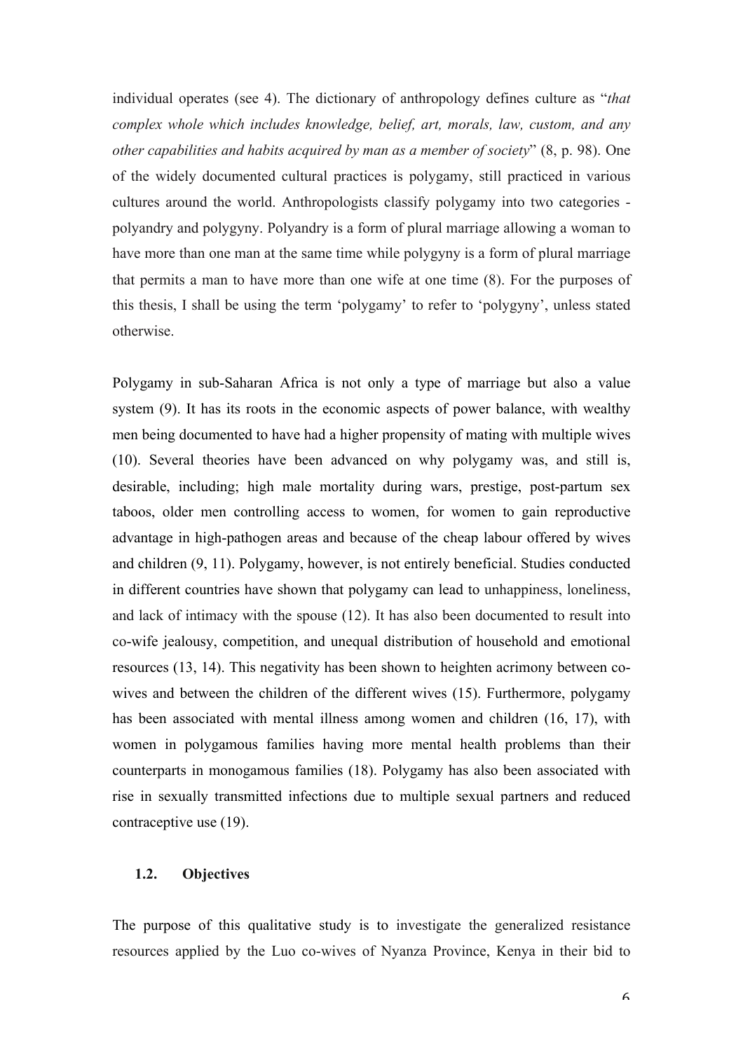individual operates (see 4). The dictionary of anthropology defines culture as "*that complex whole which includes knowledge, belief, art, morals, law, custom, and any other capabilities and habits acquired by man as a member of society*" (8, p. 98). One of the widely documented cultural practices is polygamy, still practiced in various cultures around the world. Anthropologists classify polygamy into two categories - polyandry and polygyny. Polyandry is a form of plural marriage allowing a woman to have more than one man at the same time while polygyny is a form of plural marriage that permits a man to have more than one wife at one time (8). For the purposes of this thesis, I shall be using the term 'polygamy' to refer to 'polygyny', unless stated otherwise.

Polygamy in sub-Saharan Africa is not only a type of marriage but also a value system (9). It has its roots in the economic aspects of power balance, with wealthy men being documented to have had a higher propensity of mating with multiple wives (10). Several theories have been advanced on why polygamy was, and still is, desirable, including; high male mortality during wars, prestige, post-partum sex taboos, older men controlling access to women, for women to gain reproductive advantage in high-pathogen areas and because of the cheap labour offered by wives and children (9, 11). Polygamy, however, is not entirely beneficial. Studies conducted in different countries have shown that polygamy can lead to unhappiness, loneliness, and lack of intimacy with the spouse (12). It has also been documented to result into co-wife jealousy, competition, and unequal distribution of household and emotional resources (13, 14). This negativity has been shown to heighten acrimony between co-wives and between the children of the different wives (15). Furthermore, polygamy has been associated with mental illness among women and children (16, 17), with women in polygamous families having more mental health problems than their counterparts in monogamous families (18). Polygamy has also been associated with rise in sexually transmitted infections due to multiple sexual partners and reduced contraceptive use (19).

### 1.2. Objectives

The purpose of this qualitative study is to investigate the generalized resistance resources applied by the Luo co-wives of Nyanza Province, Kenya in their bid to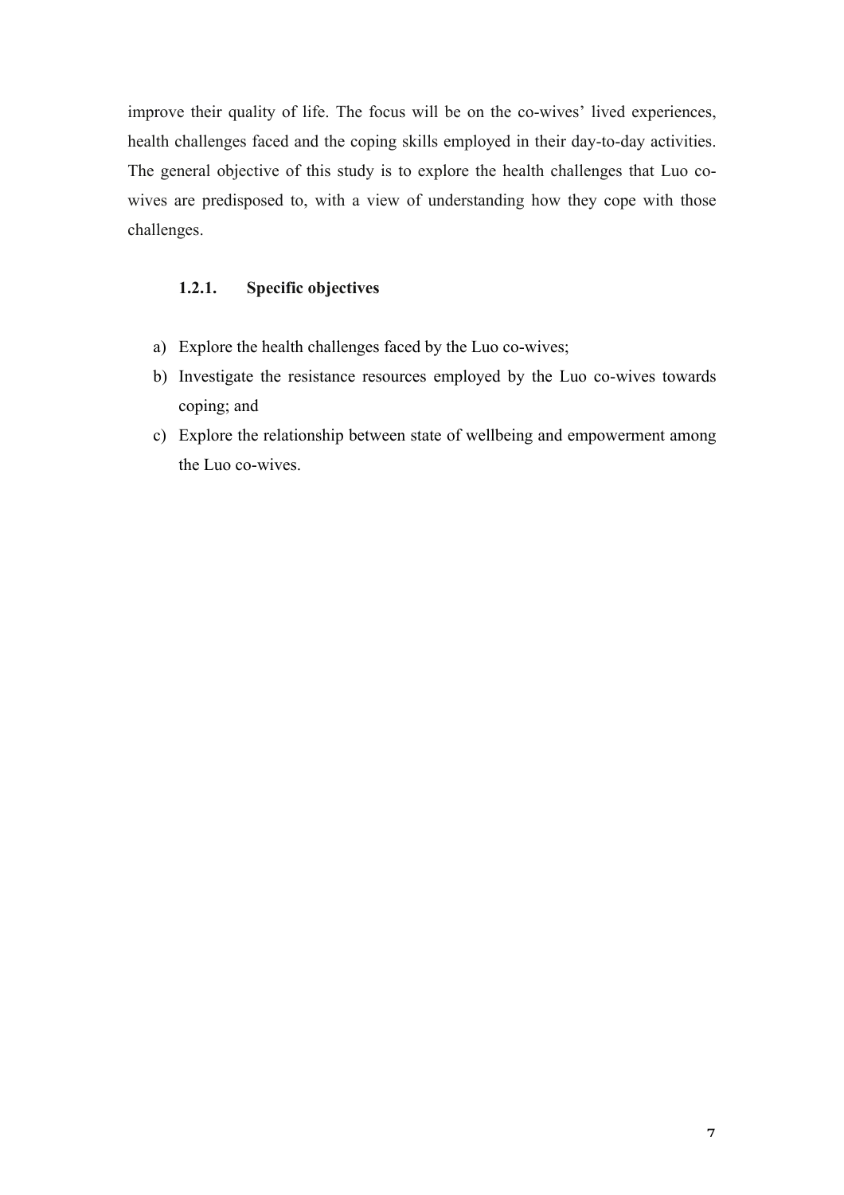improve their quality of life. The focus will be on the co-wives' lived experiences, health challenges faced and the coping skills employed in their day-to-day activities. The general objective of this study is to explore the health challenges that Luo co-wives are predisposed to, with a view of understanding how they cope with those challenges.

### 1.2.1. Specific objectives

a) Explore the health challenges faced by the Luo co-wives;
b) Investigate the resistance resources employed by the Luo co-wives towards coping; and
c) Explore the relationship between state of wellbeing and empowerment among the Luo co-wives.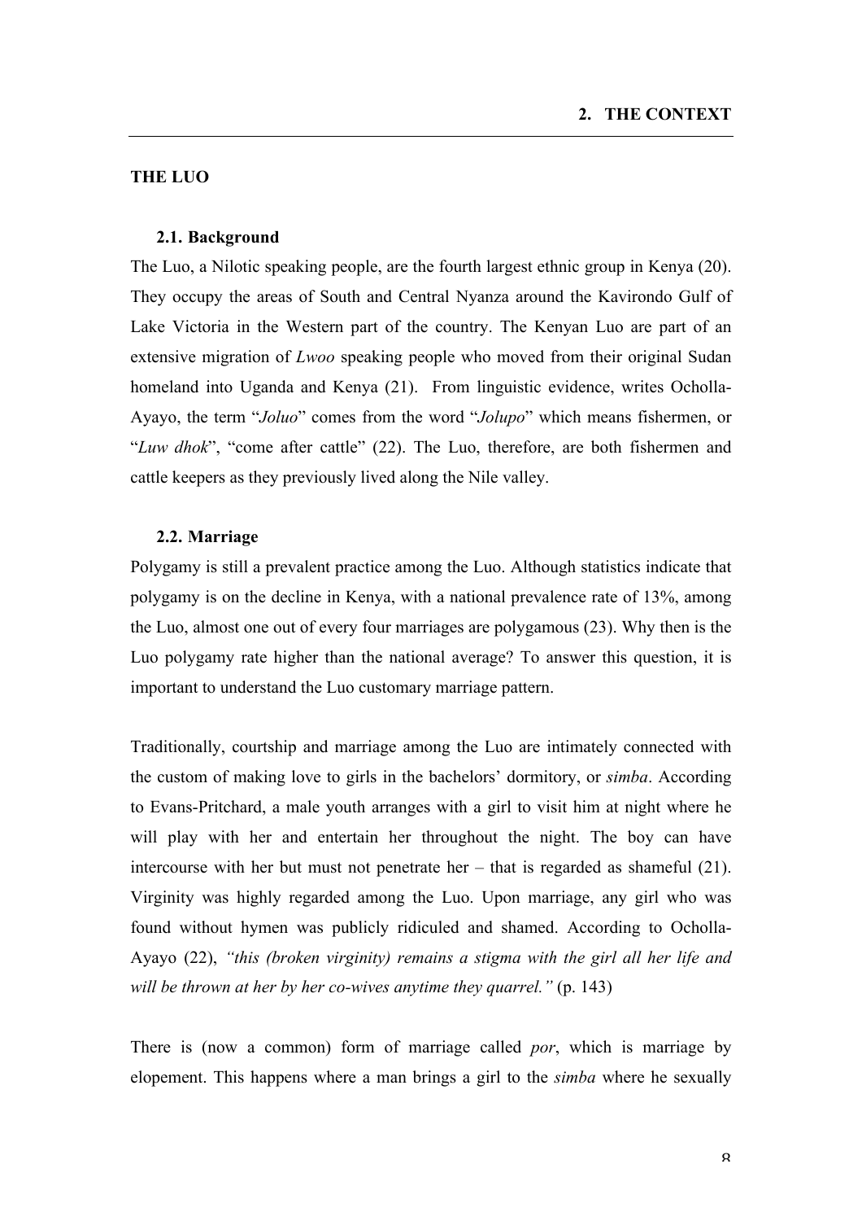# 2. THE CONTEXT

## THE LUO

### 2.1. Background

The Luo, a Nilotic speaking people, are the fourth largest ethnic group in Kenya (20). They occupy the areas of South and Central Nyanza around the Kavirondo Gulf of Lake Victoria in the Western part of the country. The Kenyan Luo are part of an extensive migration of *Lwoo* speaking people who moved from their original Sudan homeland into Uganda and Kenya (21). From linguistic evidence, writes Ocholla-Ayayo, the term "*Joluo*" comes from the word "*Jolupo*" which means fishermen, or "*Luw dhok*", "come after cattle" (22). The Luo, therefore, are both fishermen and cattle keepers as they previously lived along the Nile valley.

### 2.2. Marriage

Polygamy is still a prevalent practice among the Luo. Although statistics indicate that polygamy is on the decline in Kenya, with a national prevalence rate of 13%, among the Luo, almost one out of every four marriages are polygamous (23). Why then is the Luo polygamy rate higher than the national average? To answer this question, it is important to understand the Luo customary marriage pattern.

Traditionally, courtship and marriage among the Luo are intimately connected with the custom of making love to girls in the bachelors' dormitory, or *simba*. According to Evans-Pritchard, a male youth arranges with a girl to visit him at night where he will play with her and entertain her throughout the night. The boy can have intercourse with her but must not penetrate her – that is regarded as shameful (21). Virginity was highly regarded among the Luo. Upon marriage, any girl who was found without hymen was publicly ridiculed and shamed. According to Ocholla-Ayayo (22), *"this (broken virginity) remains a stigma with the girl all her life and will be thrown at her by her co-wives anytime they quarrel."* (p. 143)

There is (now a common) form of marriage called *por*, which is marriage by elopement. This happens where a man brings a girl to the *simba* where he sexually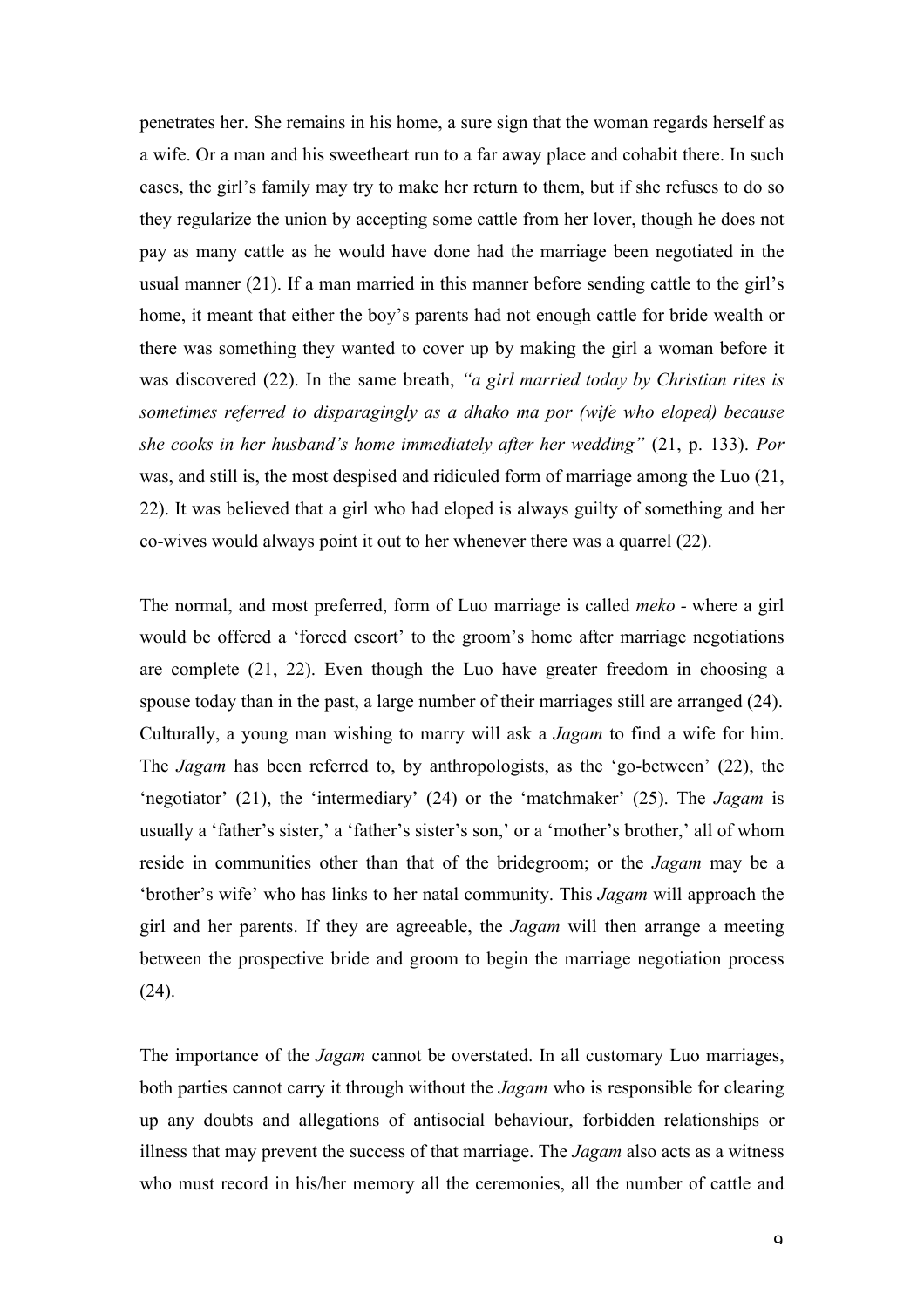penetrates her. She remains in his home, a sure sign that the woman regards herself as a wife. Or a man and his sweetheart run to a far away place and cohabit there. In such cases, the girl's family may try to make her return to them, but if she refuses to do so they regularize the union by accepting some cattle from her lover, though he does not pay as many cattle as he would have done had the marriage been negotiated in the usual manner (21). If a man married in this manner before sending cattle to the girl's home, it meant that either the boy's parents had not enough cattle for bride wealth or there was something they wanted to cover up by making the girl a woman before it was discovered (22). In the same breath, *"a girl married today by Christian rites is sometimes referred to disparagingly as a dhako ma por (wife who eloped) because she cooks in her husband's home immediately after her wedding"* (21, p. 133). *Por* was, and still is, the most despised and ridiculed form of marriage among the Luo (21, 22). It was believed that a girl who had eloped is always guilty of something and her co-wives would always point it out to her whenever there was a quarrel (22).

The normal, and most preferred, form of Luo marriage is called *meko* - where a girl would be offered a 'forced escort' to the groom's home after marriage negotiations are complete (21, 22). Even though the Luo have greater freedom in choosing a spouse today than in the past, a large number of their marriages still are arranged (24). Culturally, a young man wishing to marry will ask a *Jagam* to find a wife for him. The *Jagam* has been referred to, by anthropologists, as the 'go-between' (22), the 'negotiator' (21), the 'intermediary' (24) or the 'matchmaker' (25). The *Jagam* is usually a 'father's sister,' a 'father's sister's son,' or a 'mother's brother,' all of whom reside in communities other than that of the bridegroom; or the *Jagam* may be a 'brother's wife' who has links to her natal community. This *Jagam* will approach the girl and her parents. If they are agreeable, the *Jagam* will then arrange a meeting between the prospective bride and groom to begin the marriage negotiation process (24).

The importance of the *Jagam* cannot be overstated. In all customary Luo marriages, both parties cannot carry it through without the *Jagam* who is responsible for clearing up any doubts and allegations of antisocial behaviour, forbidden relationships or illness that may prevent the success of that marriage. The *Jagam* also acts as a witness who must record in his/her memory all the ceremonies, all the number of cattle and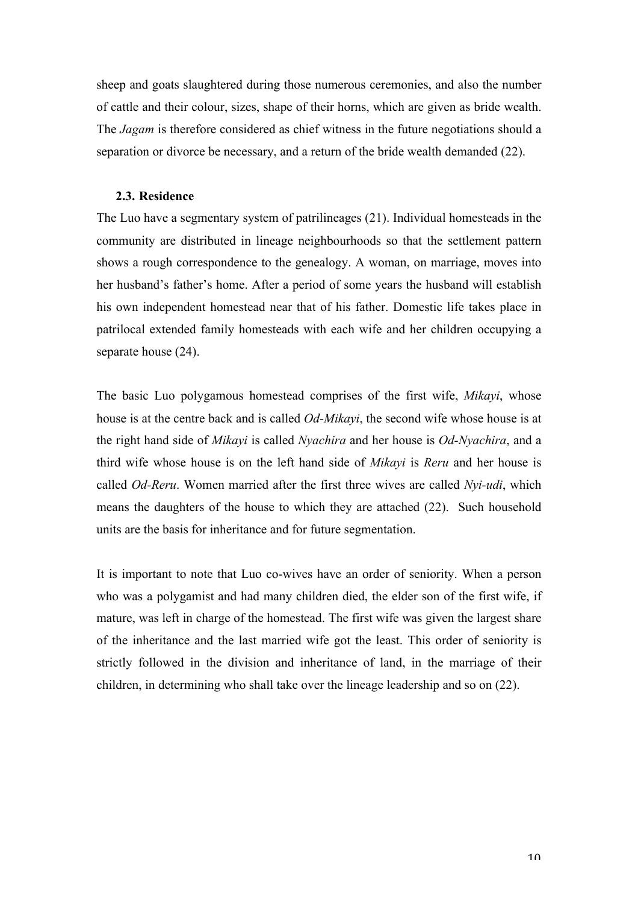sheep and goats slaughtered during those numerous ceremonies, and also the number of cattle and their colour, sizes, shape of their horns, which are given as bride wealth. The *Jagam* is therefore considered as chief witness in the future negotiations should a separation or divorce be necessary, and a return of the bride wealth demanded (22).

### 2.3. Residence

The Luo have a segmentary system of patrilineages (21). Individual homesteads in the community are distributed in lineage neighbourhoods so that the settlement pattern shows a rough correspondence to the genealogy. A woman, on marriage, moves into her husband's father's home. After a period of some years the husband will establish his own independent homestead near that of his father. Domestic life takes place in patrilocal extended family homesteads with each wife and her children occupying a separate house (24).

The basic Luo polygamous homestead comprises of the first wife, *Mikayi*, whose house is at the centre back and is called *Od-Mikayi*, the second wife whose house is at the right hand side of *Mikayi* is called *Nyachira* and her house is *Od-Nyachira*, and a third wife whose house is on the left hand side of *Mikayi* is *Reru* and her house is called *Od-Reru*. Women married after the first three wives are called *Nyi-udi*, which means the daughters of the house to which they are attached (22). Such household units are the basis for inheritance and for future segmentation.

It is important to note that Luo co-wives have an order of seniority. When a person who was a polygamist and had many children died, the elder son of the first wife, if mature, was left in charge of the homestead. The first wife was given the largest share of the inheritance and the last married wife got the least. This order of seniority is strictly followed in the division and inheritance of land, in the marriage of their children, in determining who shall take over the lineage leadership and so on (22).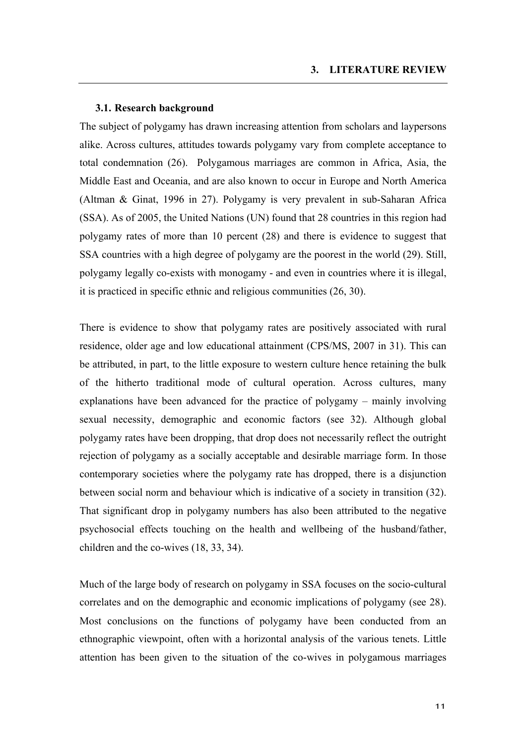# 3. LITERATURE REVIEW

## 3.1. Research background

The subject of polygamy has drawn increasing attention from scholars and laypersons alike. Across cultures, attitudes towards polygamy vary from complete acceptance to total condemnation (26). Polygamous marriages are common in Africa, Asia, the Middle East and Oceania, and are also known to occur in Europe and North America (Altman & Ginat, 1996 in 27). Polygamy is very prevalent in sub-Saharan Africa (SSA). As of 2005, the United Nations (UN) found that 28 countries in this region had polygamy rates of more than 10 percent (28) and there is evidence to suggest that SSA countries with a high degree of polygamy are the poorest in the world (29). Still, polygamy legally co-exists with monogamy - and even in countries where it is illegal, it is practiced in specific ethnic and religious communities (26, 30).

There is evidence to show that polygamy rates are positively associated with rural residence, older age and low educational attainment (CPS/MS, 2007 in 31). This can be attributed, in part, to the little exposure to western culture hence retaining the bulk of the hitherto traditional mode of cultural operation. Across cultures, many explanations have been advanced for the practice of polygamy – mainly involving sexual necessity, demographic and economic factors (see 32). Although global polygamy rates have been dropping, that drop does not necessarily reflect the outright rejection of polygamy as a socially acceptable and desirable marriage form. In those contemporary societies where the polygamy rate has dropped, there is a disjunction between social norm and behaviour which is indicative of a society in transition (32). That significant drop in polygamy numbers has also been attributed to the negative psychosocial effects touching on the health and wellbeing of the husband/father, children and the co-wives (18, 33, 34).

Much of the large body of research on polygamy in SSA focuses on the socio-cultural correlates and on the demographic and economic implications of polygamy (see 28). Most conclusions on the functions of polygamy have been conducted from an ethnographic viewpoint, often with a horizontal analysis of the various tenets. Little attention has been given to the situation of the co-wives in polygamous marriages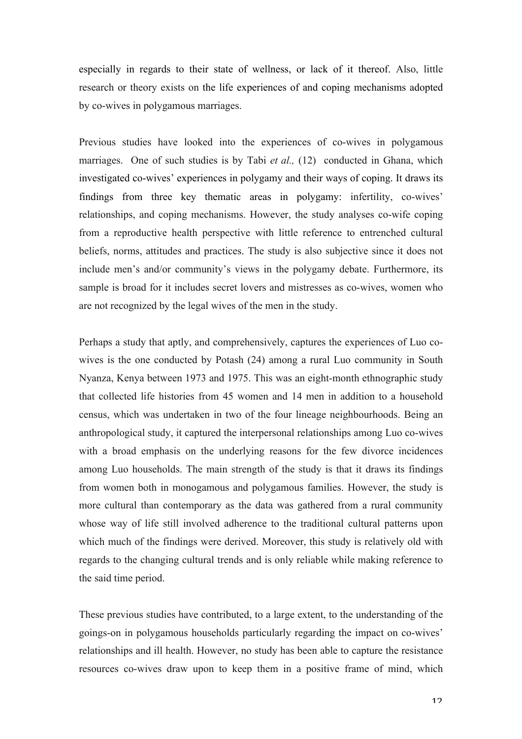especially in regards to their state of wellness, or lack of it thereof. Also, little research or theory exists on the life experiences of and coping mechanisms adopted by co-wives in polygamous marriages.

Previous studies have looked into the experiences of co-wives in polygamous marriages. One of such studies is by Tabi *et al.,* (12) conducted in Ghana, which investigated co-wives' experiences in polygamy and their ways of coping. It draws its findings from three key thematic areas in polygamy: infertility, co-wives' relationships, and coping mechanisms. However, the study analyses co-wife coping from a reproductive health perspective with little reference to entrenched cultural beliefs, norms, attitudes and practices. The study is also subjective since it does not include men's and/or community's views in the polygamy debate. Furthermore, its sample is broad for it includes secret lovers and mistresses as co-wives, women who are not recognized by the legal wives of the men in the study.

Perhaps a study that aptly, and comprehensively, captures the experiences of Luo co-wives is the one conducted by Potash (24) among a rural Luo community in South Nyanza, Kenya between 1973 and 1975. This was an eight-month ethnographic study that collected life histories from 45 women and 14 men in addition to a household census, which was undertaken in two of the four lineage neighbourhoods. Being an anthropological study, it captured the interpersonal relationships among Luo co-wives with a broad emphasis on the underlying reasons for the few divorce incidences among Luo households. The main strength of the study is that it draws its findings from women both in monogamous and polygamous families. However, the study is more cultural than contemporary as the data was gathered from a rural community whose way of life still involved adherence to the traditional cultural patterns upon which much of the findings were derived. Moreover, this study is relatively old with regards to the changing cultural trends and is only reliable while making reference to the said time period.

These previous studies have contributed, to a large extent, to the understanding of the goings-on in polygamous households particularly regarding the impact on co-wives' relationships and ill health. However, no study has been able to capture the resistance resources co-wives draw upon to keep them in a positive frame of mind, which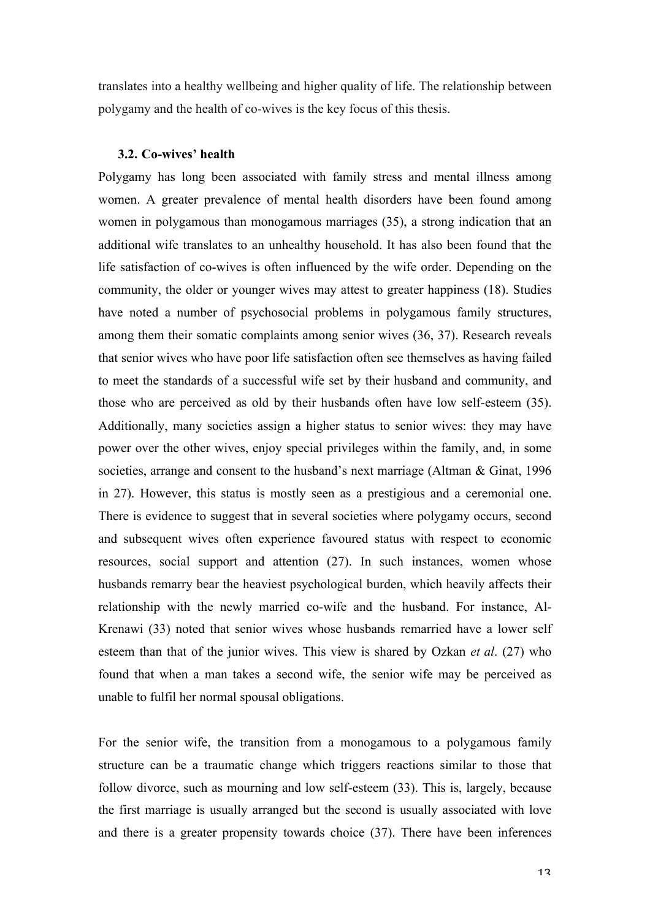translates into a healthy wellbeing and higher quality of life. The relationship between polygamy and the health of co-wives is the key focus of this thesis.

### 3.2. Co-wives' health

Polygamy has long been associated with family stress and mental illness among women. A greater prevalence of mental health disorders have been found among women in polygamous than monogamous marriages (35), a strong indication that an additional wife translates to an unhealthy household. It has also been found that the life satisfaction of co-wives is often influenced by the wife order. Depending on the community, the older or younger wives may attest to greater happiness (18). Studies have noted a number of psychosocial problems in polygamous family structures, among them their somatic complaints among senior wives (36, 37). Research reveals that senior wives who have poor life satisfaction often see themselves as having failed to meet the standards of a successful wife set by their husband and community, and those who are perceived as old by their husbands often have low self-esteem (35). Additionally, many societies assign a higher status to senior wives: they may have power over the other wives, enjoy special privileges within the family, and, in some societies, arrange and consent to the husband's next marriage (Altman & Ginat, 1996 in 27). However, this status is mostly seen as a prestigious and a ceremonial one. There is evidence to suggest that in several societies where polygamy occurs, second and subsequent wives often experience favoured status with respect to economic resources, social support and attention (27). In such instances, women whose husbands remarry bear the heaviest psychological burden, which heavily affects their relationship with the newly married co-wife and the husband. For instance, Al-Krenawi (33) noted that senior wives whose husbands remarried have a lower self esteem than that of the junior wives. This view is shared by Ozkan *et al*. (27) who found that when a man takes a second wife, the senior wife may be perceived as unable to fulfil her normal spousal obligations.

For the senior wife, the transition from a monogamous to a polygamous family structure can be a traumatic change which triggers reactions similar to those that follow divorce, such as mourning and low self-esteem (33). This is, largely, because the first marriage is usually arranged but the second is usually associated with love and there is a greater propensity towards choice (37). There have been inferences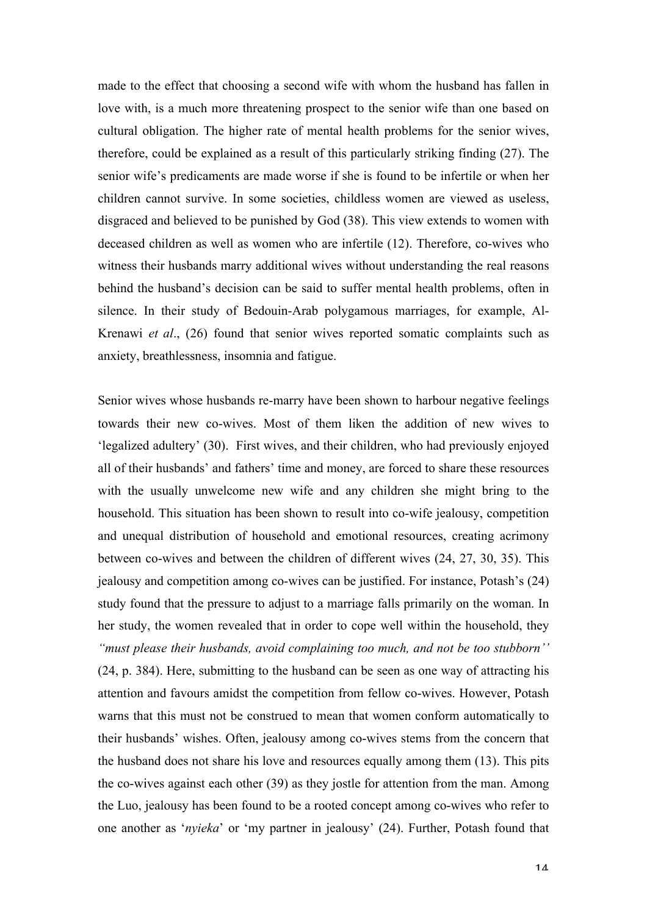made to the effect that choosing a second wife with whom the husband has fallen in love with, is a much more threatening prospect to the senior wife than one based on cultural obligation. The higher rate of mental health problems for the senior wives, therefore, could be explained as a result of this particularly striking finding (27). The senior wife's predicaments are made worse if she is found to be infertile or when her children cannot survive. In some societies, childless women are viewed as useless, disgraced and believed to be punished by God (38). This view extends to women with deceased children as well as women who are infertile (12). Therefore, co-wives who witness their husbands marry additional wives without understanding the real reasons behind the husband's decision can be said to suffer mental health problems, often in silence. In their study of Bedouin-Arab polygamous marriages, for example, Al-Krenawi *et al*., (26) found that senior wives reported somatic complaints such as anxiety, breathlessness, insomnia and fatigue.

Senior wives whose husbands re-marry have been shown to harbour negative feelings towards their new co-wives. Most of them liken the addition of new wives to 'legalized adultery' (30). First wives, and their children, who had previously enjoyed all of their husbands' and fathers' time and money, are forced to share these resources with the usually unwelcome new wife and any children she might bring to the household. This situation has been shown to result into co-wife jealousy, competition and unequal distribution of household and emotional resources, creating acrimony between co-wives and between the children of different wives (24, 27, 30, 35). This jealousy and competition among co-wives can be justified. For instance, Potash's (24) study found that the pressure to adjust to a marriage falls primarily on the woman. In her study, the women revealed that in order to cope well within the household, they *"must please their husbands, avoid complaining too much, and not be too stubborn''* (24, p. 384). Here, submitting to the husband can be seen as one way of attracting his attention and favours amidst the competition from fellow co-wives. However, Potash warns that this must not be construed to mean that women conform automatically to their husbands' wishes. Often, jealousy among co-wives stems from the concern that the husband does not share his love and resources equally among them (13). This pits the co-wives against each other (39) as they jostle for attention from the man. Among the Luo, jealousy has been found to be a rooted concept among co-wives who refer to one another as '*nyieka*' or 'my partner in jealousy' (24). Further, Potash found that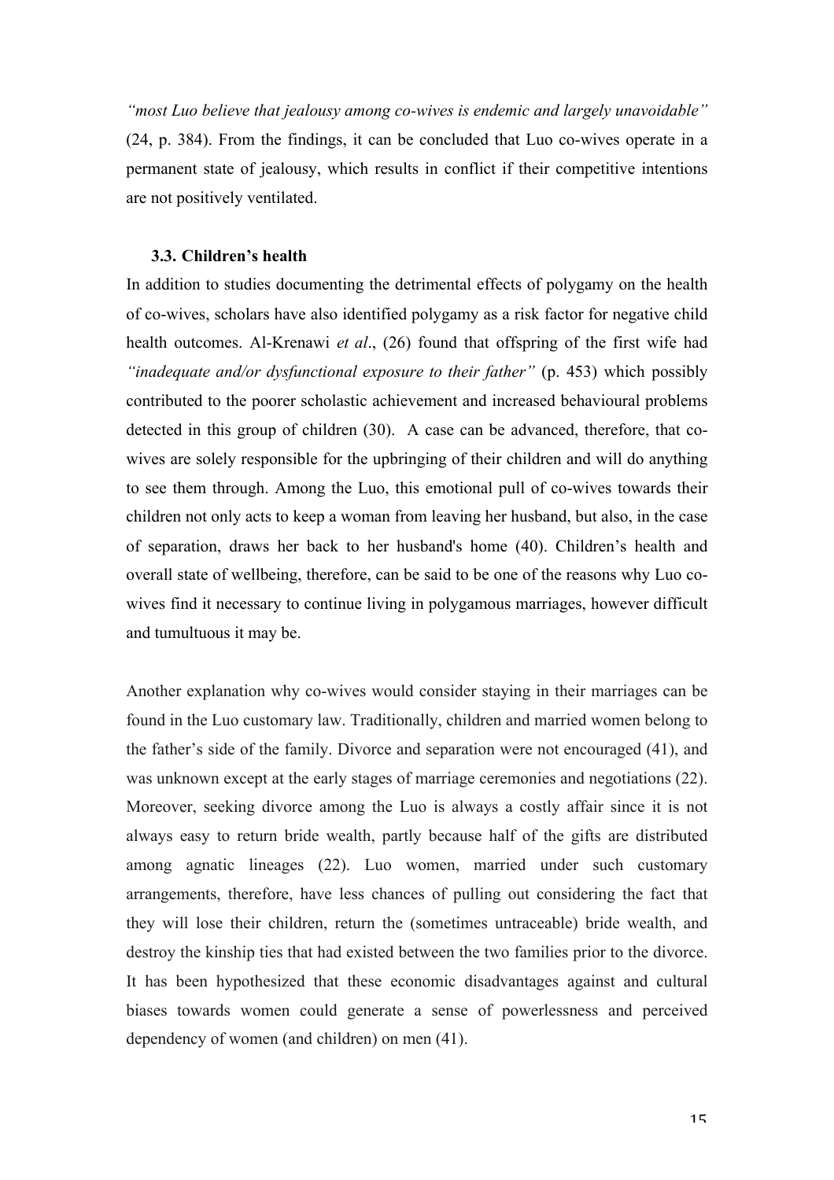*"most Luo believe that jealousy among co-wives is endemic and largely unavoidable"* (24, p. 384). From the findings, it can be concluded that Luo co-wives operate in a permanent state of jealousy, which results in conflict if their competitive intentions are not positively ventilated.

### 3.3. Children's health

In addition to studies documenting the detrimental effects of polygamy on the health of co-wives, scholars have also identified polygamy as a risk factor for negative child health outcomes. Al-Krenawi *et al*., (26) found that offspring of the first wife had *"inadequate and/or dysfunctional exposure to their father"* (p. 453) which possibly contributed to the poorer scholastic achievement and increased behavioural problems detected in this group of children (30). A case can be advanced, therefore, that co-wives are solely responsible for the upbringing of their children and will do anything to see them through. Among the Luo, this emotional pull of co-wives towards their children not only acts to keep a woman from leaving her husband, but also, in the case of separation, draws her back to her husband's home (40). Children's health and overall state of wellbeing, therefore, can be said to be one of the reasons why Luo co-wives find it necessary to continue living in polygamous marriages, however difficult and tumultuous it may be.

Another explanation why co-wives would consider staying in their marriages can be found in the Luo customary law. Traditionally, children and married women belong to the father's side of the family. Divorce and separation were not encouraged (41), and was unknown except at the early stages of marriage ceremonies and negotiations (22). Moreover, seeking divorce among the Luo is always a costly affair since it is not always easy to return bride wealth, partly because half of the gifts are distributed among agnatic lineages (22). Luo women, married under such customary arrangements, therefore, have less chances of pulling out considering the fact that they will lose their children, return the (sometimes untraceable) bride wealth, and destroy the kinship ties that had existed between the two families prior to the divorce. It has been hypothesized that these economic disadvantages against and cultural biases towards women could generate a sense of powerlessness and perceived dependency of women (and children) on men (41).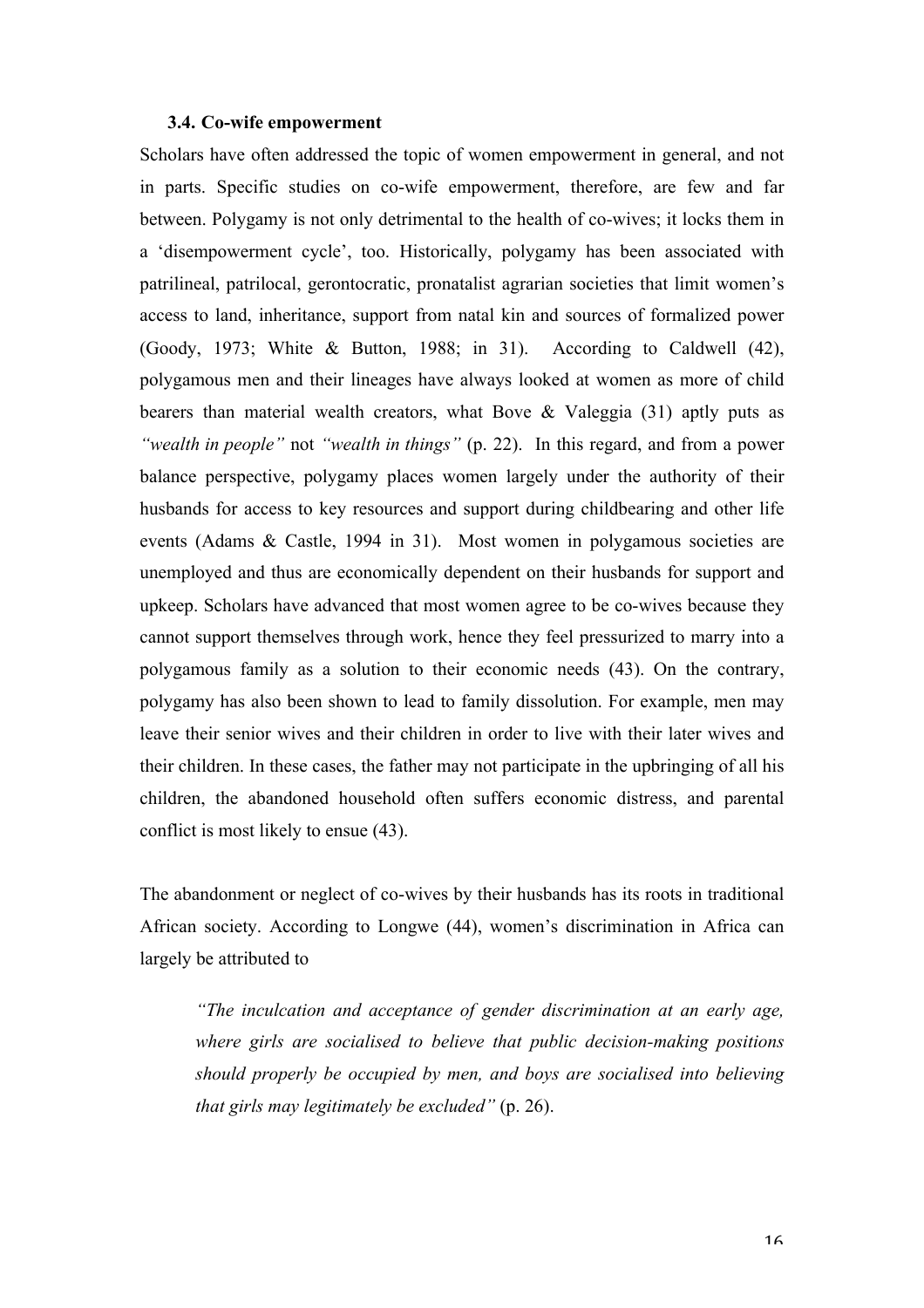### 3.4. Co-wife empowerment

Scholars have often addressed the topic of women empowerment in general, and not in parts. Specific studies on co-wife empowerment, therefore, are few and far between. Polygamy is not only detrimental to the health of co-wives; it locks them in a 'disempowerment cycle', too. Historically, polygamy has been associated with patrilineal, patrilocal, gerontocratic, pronatalist agrarian societies that limit women's access to land, inheritance, support from natal kin and sources of formalized power (Goody, 1973; White & Button, 1988; in 31). According to Caldwell (42), polygamous men and their lineages have always looked at women as more of child bearers than material wealth creators, what Bove & Valeggia (31) aptly puts as *"wealth in people"* not *"wealth in things"* (p. 22). In this regard, and from a power balance perspective, polygamy places women largely under the authority of their husbands for access to key resources and support during childbearing and other life events (Adams & Castle, 1994 in 31). Most women in polygamous societies are unemployed and thus are economically dependent on their husbands for support and upkeep. Scholars have advanced that most women agree to be co-wives because they cannot support themselves through work, hence they feel pressurized to marry into a polygamous family as a solution to their economic needs (43). On the contrary, polygamy has also been shown to lead to family dissolution. For example, men may leave their senior wives and their children in order to live with their later wives and their children. In these cases, the father may not participate in the upbringing of all his children, the abandoned household often suffers economic distress, and parental conflict is most likely to ensue (43).

The abandonment or neglect of co-wives by their husbands has its roots in traditional African society. According to Longwe (44), women's discrimination in Africa can largely be attributed to

> *"The inculcation and acceptance of gender discrimination at an early age, where girls are socialised to believe that public decision-making positions should properly be occupied by men, and boys are socialised into believing that girls may legitimately be excluded"* (p. 26).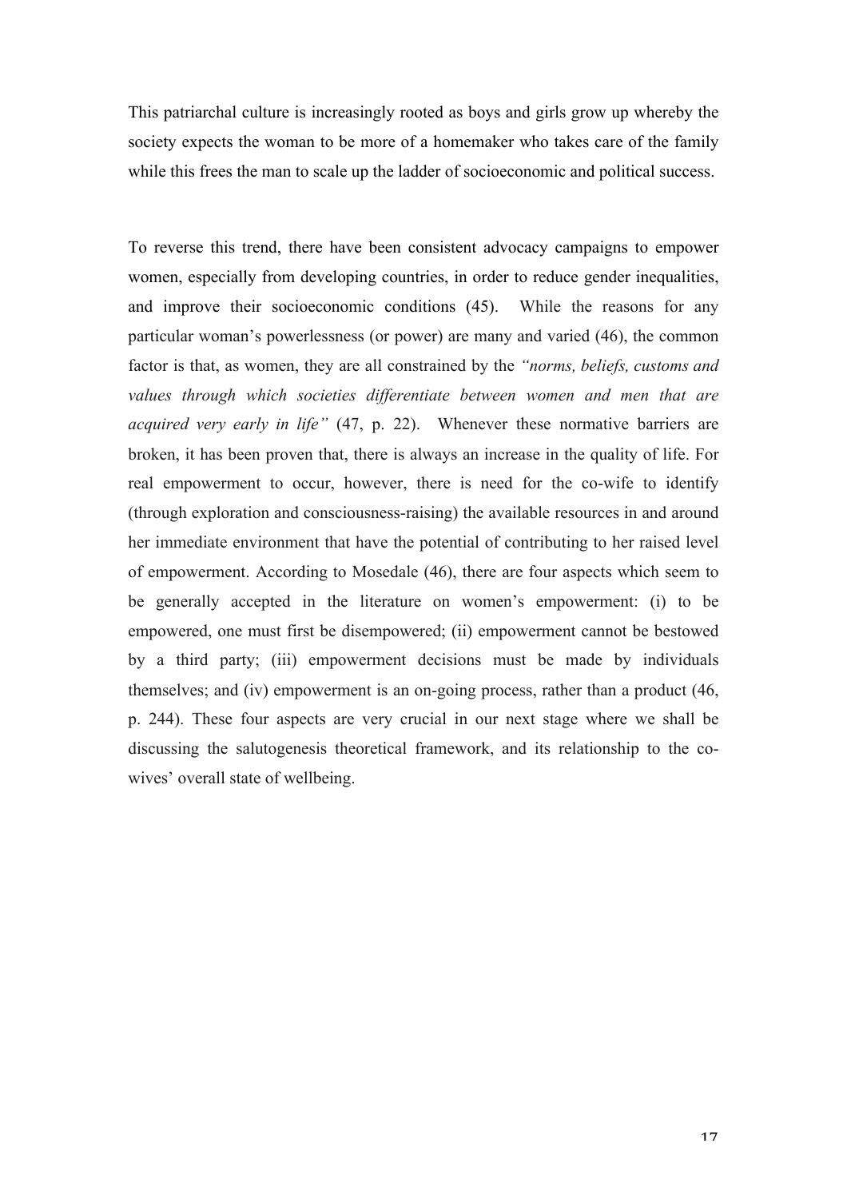This patriarchal culture is increasingly rooted as boys and girls grow up whereby the society expects the woman to be more of a homemaker who takes care of the family while this frees the man to scale up the ladder of socioeconomic and political success.

To reverse this trend, there have been consistent advocacy campaigns to empower women, especially from developing countries, in order to reduce gender inequalities, and improve their socioeconomic conditions (45). While the reasons for any particular woman's powerlessness (or power) are many and varied (46), the common factor is that, as women, they are all constrained by the *"norms, beliefs, customs and values through which societies differentiate between women and men that are acquired very early in life"* (47, p. 22). Whenever these normative barriers are broken, it has been proven that, there is always an increase in the quality of life. For real empowerment to occur, however, there is need for the co-wife to identify (through exploration and consciousness-raising) the available resources in and around her immediate environment that have the potential of contributing to her raised level of empowerment. According to Mosedale (46), there are four aspects which seem to be generally accepted in the literature on women's empowerment: (i) to be empowered, one must first be disempowered; (ii) empowerment cannot be bestowed by a third party; (iii) empowerment decisions must be made by individuals themselves; and (iv) empowerment is an on-going process, rather than a product (46, p. 244). These four aspects are very crucial in our next stage where we shall be discussing the salutogenesis theoretical framework, and its relationship to the co-wives' overall state of wellbeing.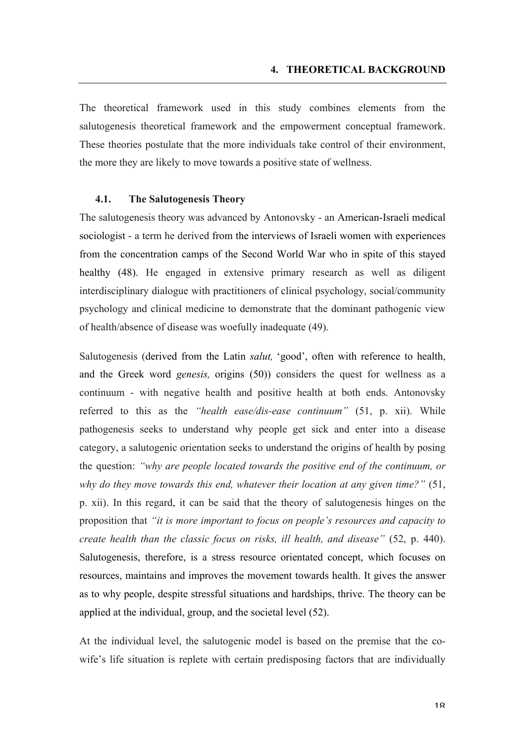# 4. THEORETICAL BACKGROUND

The theoretical framework used in this study combines elements from the salutogenesis theoretical framework and the empowerment conceptual framework. These theories postulate that the more individuals take control of their environment, the more they are likely to move towards a positive state of wellness.

## 4.1. The Salutogenesis Theory

The salutogenesis theory was advanced by Antonovsky - an American-Israeli medical sociologist - a term he derived from the interviews of Israeli women with experiences from the concentration camps of the Second World War who in spite of this stayed healthy (48). He engaged in extensive primary research as well as diligent interdisciplinary dialogue with practitioners of clinical psychology, social/community psychology and clinical medicine to demonstrate that the dominant pathogenic view of health/absence of disease was woefully inadequate (49).

Salutogenesis (derived from the Latin *salut,* 'good', often with reference to health, and the Greek word *genesis,* origins (50)) considers the quest for wellness as a continuum - with negative health and positive health at both ends. Antonovsky referred to this as the *"health ease/dis-ease continuum"* (51, p. xii). While pathogenesis seeks to understand why people get sick and enter into a disease category, a salutogenic orientation seeks to understand the origins of health by posing the question: *"why are people located towards the positive end of the continuum, or why do they move towards this end, whatever their location at any given time?"* (51, p. xii). In this regard, it can be said that the theory of salutogenesis hinges on the proposition that *"it is more important to focus on people's resources and capacity to create health than the classic focus on risks, ill health, and disease"* (52, p. 440). Salutogenesis, therefore, is a stress resource orientated concept, which focuses on resources, maintains and improves the movement towards health. It gives the answer as to why people, despite stressful situations and hardships, thrive. The theory can be applied at the individual, group, and the societal level (52).

At the individual level, the salutogenic model is based on the premise that the co-wife's life situation is replete with certain predisposing factors that are individually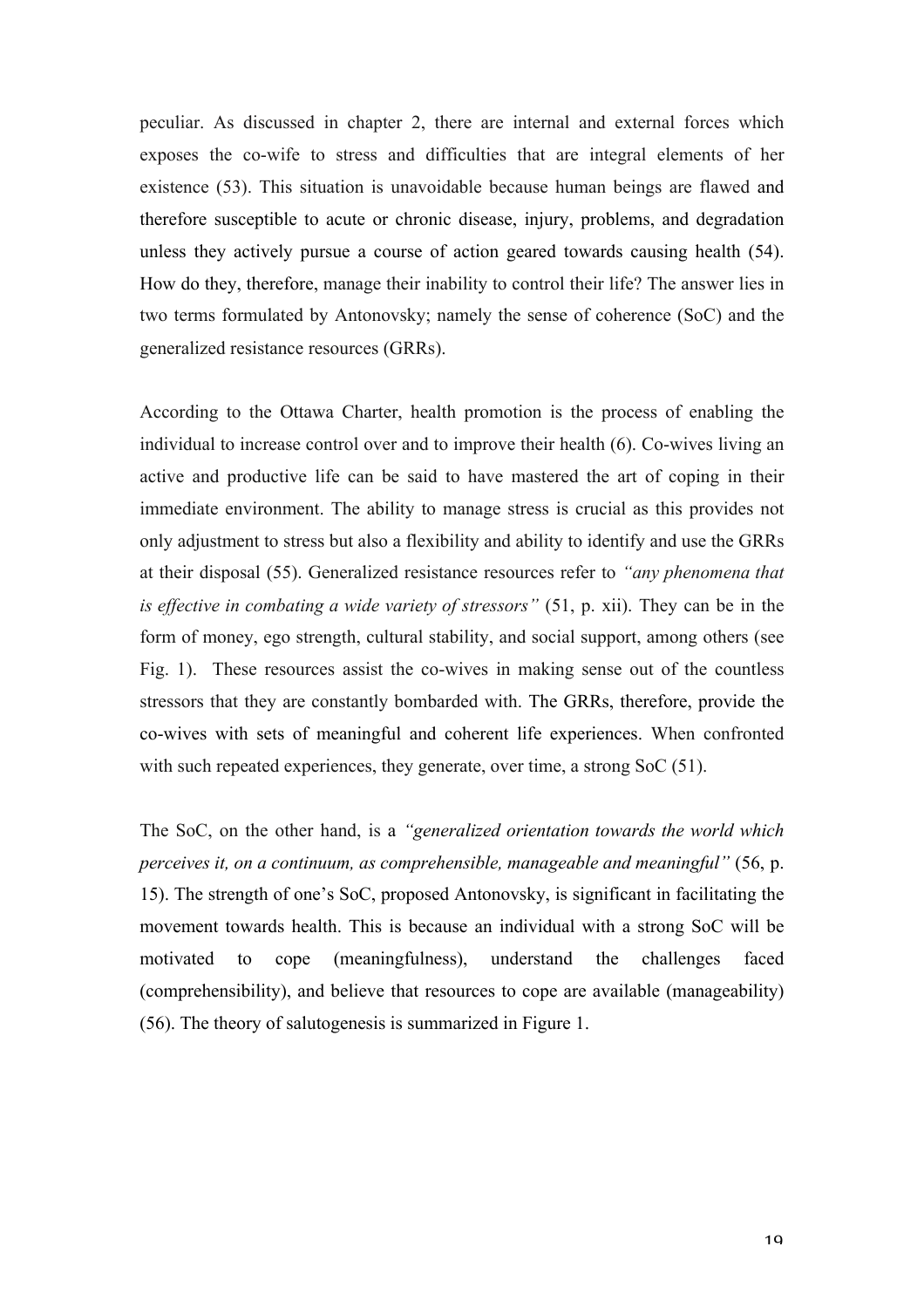peculiar. As discussed in chapter 2, there are internal and external forces which exposes the co-wife to stress and difficulties that are integral elements of her existence (53). This situation is unavoidable because human beings are flawed and therefore susceptible to acute or chronic disease, injury, problems, and degradation unless they actively pursue a course of action geared towards causing health (54). How do they, therefore, manage their inability to control their life? The answer lies in two terms formulated by Antonovsky; namely the sense of coherence (SoC) and the generalized resistance resources (GRRs).

According to the Ottawa Charter, health promotion is the process of enabling the individual to increase control over and to improve their health (6). Co-wives living an active and productive life can be said to have mastered the art of coping in their immediate environment. The ability to manage stress is crucial as this provides not only adjustment to stress but also a flexibility and ability to identify and use the GRRs at their disposal (55). Generalized resistance resources refer to *"any phenomena that is effective in combating a wide variety of stressors"* (51, p. xii). They can be in the form of money, ego strength, cultural stability, and social support, among others (see Fig. 1). These resources assist the co-wives in making sense out of the countless stressors that they are constantly bombarded with. The GRRs, therefore, provide the co-wives with sets of meaningful and coherent life experiences. When confronted with such repeated experiences, they generate, over time, a strong SoC (51).

The SoC, on the other hand, is a *"generalized orientation towards the world which perceives it, on a continuum, as comprehensible, manageable and meaningful"* (56, p. 15). The strength of one's SoC, proposed Antonovsky, is significant in facilitating the movement towards health. This is because an individual with a strong SoC will be motivated to cope (meaningfulness), understand the challenges faced (comprehensibility), and believe that resources to cope are available (manageability) (56). The theory of salutogenesis is summarized in Figure 1.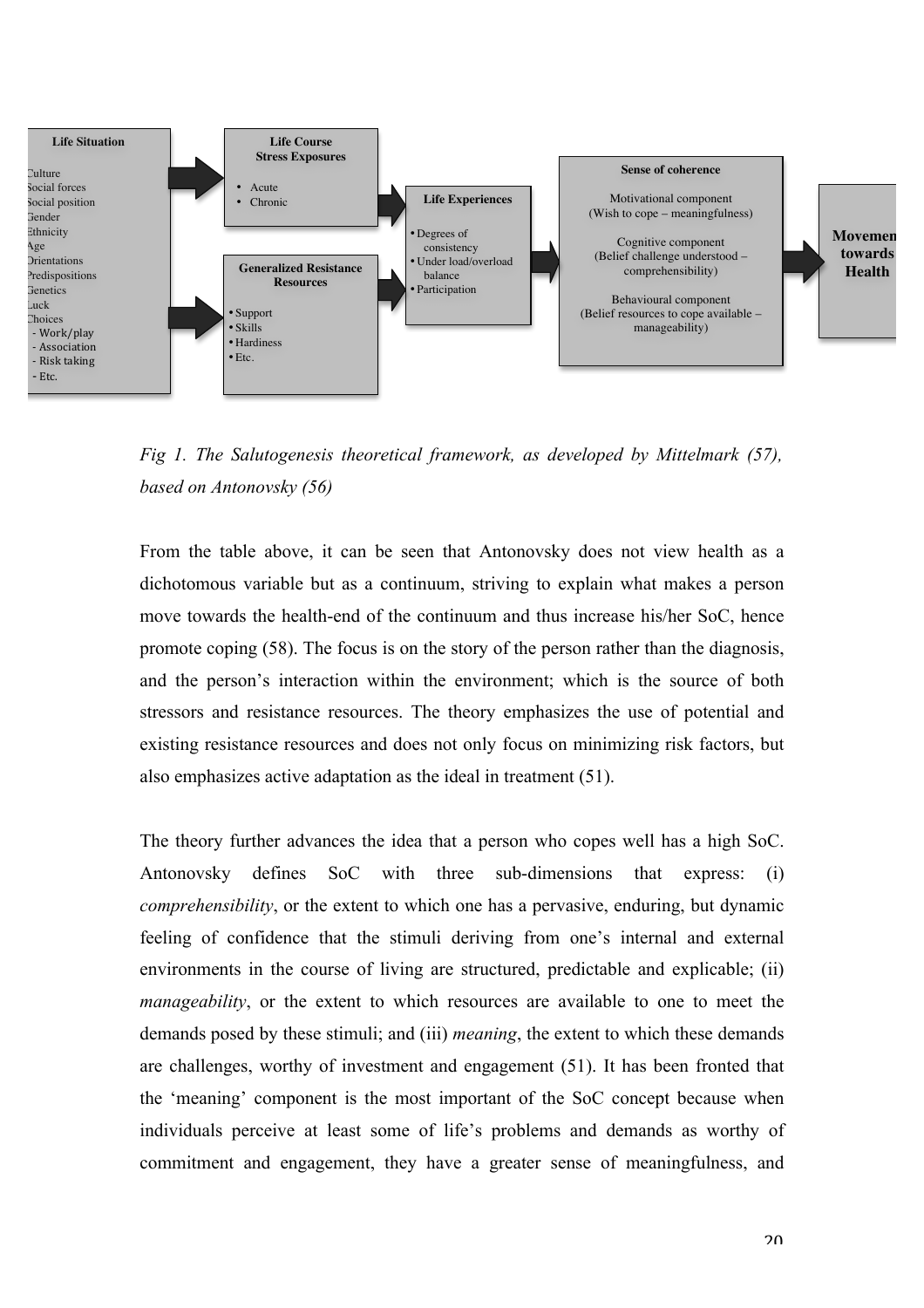**Life Situation**

Culture
Social forces
Social position
Gender
Ethnicity
Age
Orientations
Predispositions
Genetics
Luck
Choices
- Work/play
- Association
- Risk taking
- Etc.

**Life Course Stress Exposures**

- Acute
- Chronic

**Generalized Resistance Resources**

- Support
- Skills
- Hardiness
- Etc.

**Life Experiences**

- Degrees of consistency
- Under load/overload balance
- Participation

**Sense of coherence**

Motivational component
(Wish to cope – meaningfulness)

Cognitive component
(Belief challenge understood – comprehensibility)

Behavioural component
(Belief resources to cope available – manageability)

**Movement towards Health**

*Fig 1. The Salutogenesis theoretical framework, as developed by Mittelmark (57), based on Antonovsky (56)*

From the table above, it can be seen that Antonovsky does not view health as a dichotomous variable but as a continuum, striving to explain what makes a person move towards the health-end of the continuum and thus increase his/her SoC, hence promote coping (58). The focus is on the story of the person rather than the diagnosis, and the person's interaction within the environment; which is the source of both stressors and resistance resources. The theory emphasizes the use of potential and existing resistance resources and does not only focus on minimizing risk factors, but also emphasizes active adaptation as the ideal in treatment (51).

The theory further advances the idea that a person who copes well has a high SoC. Antonovsky defines SoC with three sub-dimensions that express: (i) *comprehensibility*, or the extent to which one has a pervasive, enduring, but dynamic feeling of confidence that the stimuli deriving from one's internal and external environments in the course of living are structured, predictable and explicable; (ii) *manageability*, or the extent to which resources are available to one to meet the demands posed by these stimuli; and (iii) *meaning*, the extent to which these demands are challenges, worthy of investment and engagement (51). It has been fronted that the 'meaning' component is the most important of the SoC concept because when individuals perceive at least some of life's problems and demands as worthy of commitment and engagement, they have a greater sense of meaningfulness, and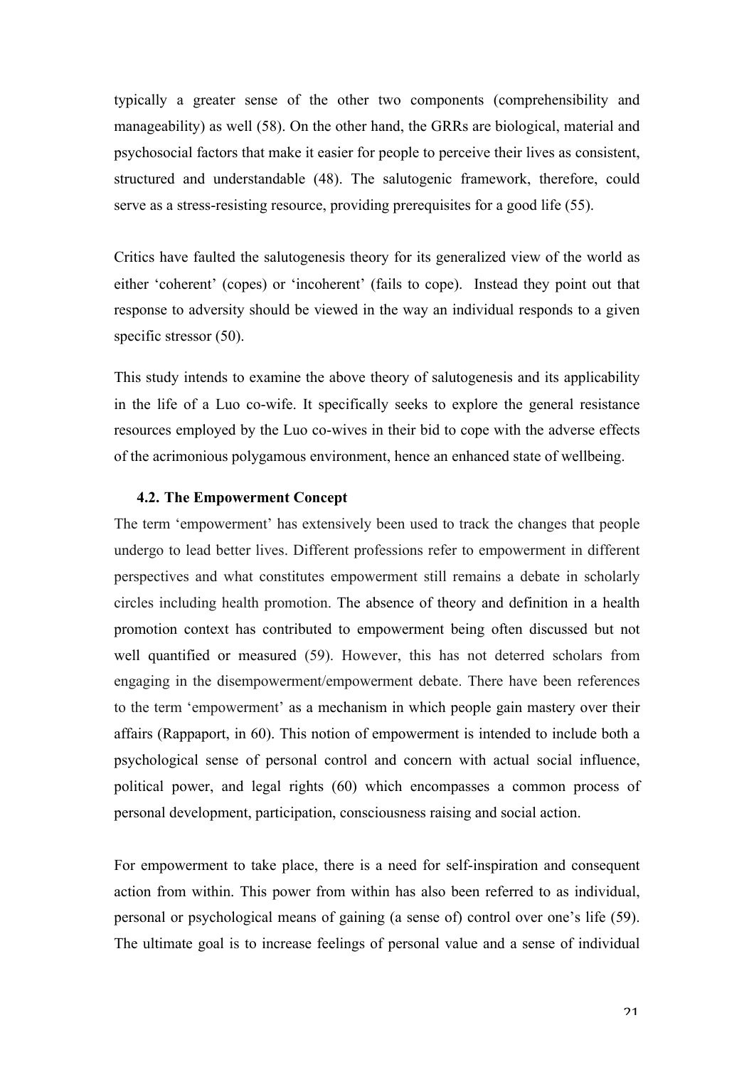typically a greater sense of the other two components (comprehensibility and manageability) as well (58). On the other hand, the GRRs are biological, material and psychosocial factors that make it easier for people to perceive their lives as consistent, structured and understandable (48). The salutogenic framework, therefore, could serve as a stress-resisting resource, providing prerequisites for a good life (55).

Critics have faulted the salutogenesis theory for its generalized view of the world as either 'coherent' (copes) or 'incoherent' (fails to cope). Instead they point out that response to adversity should be viewed in the way an individual responds to a given specific stressor (50).

This study intends to examine the above theory of salutogenesis and its applicability in the life of a Luo co-wife. It specifically seeks to explore the general resistance resources employed by the Luo co-wives in their bid to cope with the adverse effects of the acrimonious polygamous environment, hence an enhanced state of wellbeing.

### 4.2. The Empowerment Concept

The term 'empowerment' has extensively been used to track the changes that people undergo to lead better lives. Different professions refer to empowerment in different perspectives and what constitutes empowerment still remains a debate in scholarly circles including health promotion. The absence of theory and definition in a health promotion context has contributed to empowerment being often discussed but not well quantified or measured (59). However, this has not deterred scholars from engaging in the disempowerment/empowerment debate. There have been references to the term 'empowerment' as a mechanism in which people gain mastery over their affairs (Rappaport, in 60). This notion of empowerment is intended to include both a psychological sense of personal control and concern with actual social influence, political power, and legal rights (60) which encompasses a common process of personal development, participation, consciousness raising and social action.

For empowerment to take place, there is a need for self-inspiration and consequent action from within. This power from within has also been referred to as individual, personal or psychological means of gaining (a sense of) control over one's life (59). The ultimate goal is to increase feelings of personal value and a sense of individual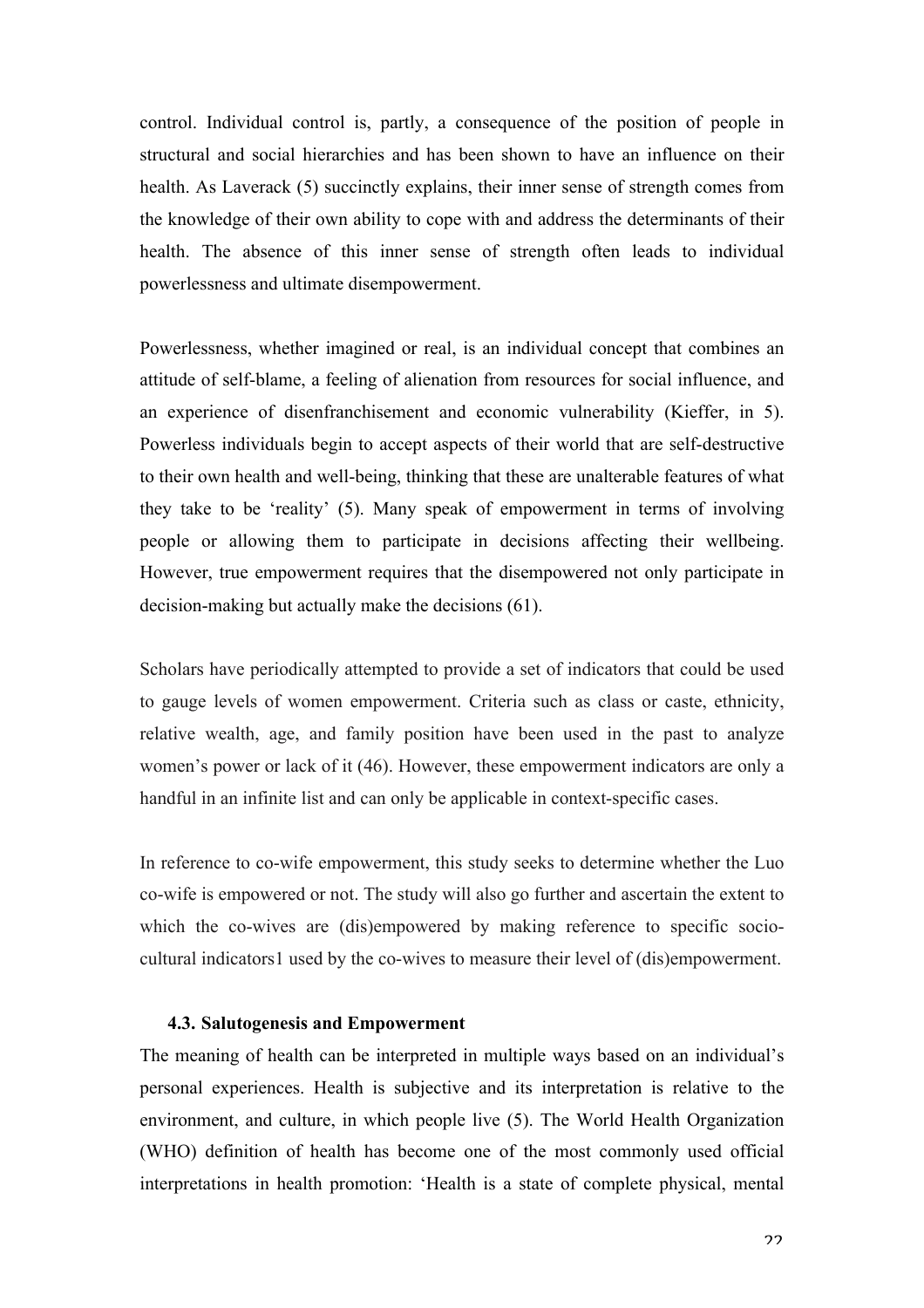control. Individual control is, partly, a consequence of the position of people in structural and social hierarchies and has been shown to have an influence on their health. As Laverack (5) succinctly explains, their inner sense of strength comes from the knowledge of their own ability to cope with and address the determinants of their health. The absence of this inner sense of strength often leads to individual powerlessness and ultimate disempowerment.

Powerlessness, whether imagined or real, is an individual concept that combines an attitude of self-blame, a feeling of alienation from resources for social influence, and an experience of disenfranchisement and economic vulnerability (Kieffer, in 5). Powerless individuals begin to accept aspects of their world that are self-destructive to their own health and well-being, thinking that these are unalterable features of what they take to be 'reality' (5). Many speak of empowerment in terms of involving people or allowing them to participate in decisions affecting their wellbeing. However, true empowerment requires that the disempowered not only participate in decision-making but actually make the decisions (61).

Scholars have periodically attempted to provide a set of indicators that could be used to gauge levels of women empowerment. Criteria such as class or caste, ethnicity, relative wealth, age, and family position have been used in the past to analyze women's power or lack of it (46). However, these empowerment indicators are only a handful in an infinite list and can only be applicable in context-specific cases.

In reference to co-wife empowerment, this study seeks to determine whether the Luo co-wife is empowered or not. The study will also go further and ascertain the extent to which the co-wives are (dis)empowered by making reference to specific socio-cultural indicators[1] used by the co-wives to measure their level of (dis)empowerment.

### 4.3. Salutogenesis and Empowerment

The meaning of health can be interpreted in multiple ways based on an individual's personal experiences. Health is subjective and its interpretation is relative to the environment, and culture, in which people live (5). The World Health Organization (WHO) definition of health has become one of the most commonly used official interpretations in health promotion: 'Health is a state of complete physical, mental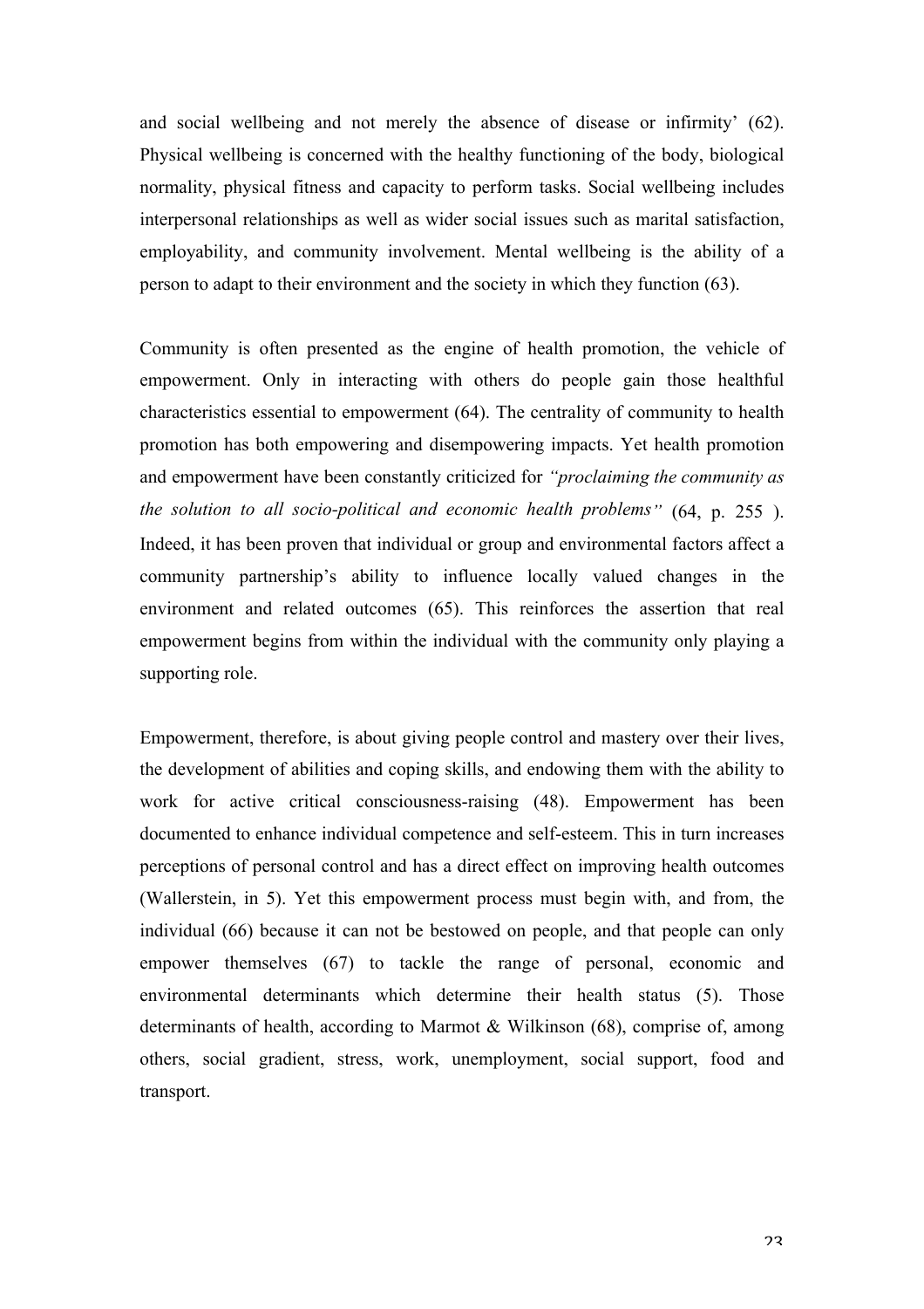and social wellbeing and not merely the absence of disease or infirmity' (62). Physical wellbeing is concerned with the healthy functioning of the body, biological normality, physical fitness and capacity to perform tasks. Social wellbeing includes interpersonal relationships as well as wider social issues such as marital satisfaction, employability, and community involvement. Mental wellbeing is the ability of a person to adapt to their environment and the society in which they function (63).

Community is often presented as the engine of health promotion, the vehicle of empowerment. Only in interacting with others do people gain those healthful characteristics essential to empowerment (64). The centrality of community to health promotion has both empowering and disempowering impacts. Yet health promotion and empowerment have been constantly criticized for *"proclaiming the community as the solution to all socio-political and economic health problems"* (64, p. 255 ). Indeed, it has been proven that individual or group and environmental factors affect a community partnership's ability to influence locally valued changes in the environment and related outcomes (65). This reinforces the assertion that real empowerment begins from within the individual with the community only playing a supporting role.

Empowerment, therefore, is about giving people control and mastery over their lives, the development of abilities and coping skills, and endowing them with the ability to work for active critical consciousness-raising (48). Empowerment has been documented to enhance individual competence and self-esteem. This in turn increases perceptions of personal control and has a direct effect on improving health outcomes (Wallerstein, in 5). Yet this empowerment process must begin with, and from, the individual (66) because it can not be bestowed on people, and that people can only empower themselves (67) to tackle the range of personal, economic and environmental determinants which determine their health status (5). Those determinants of health, according to Marmot & Wilkinson (68), comprise of, among others, social gradient, stress, work, unemployment, social support, food and transport.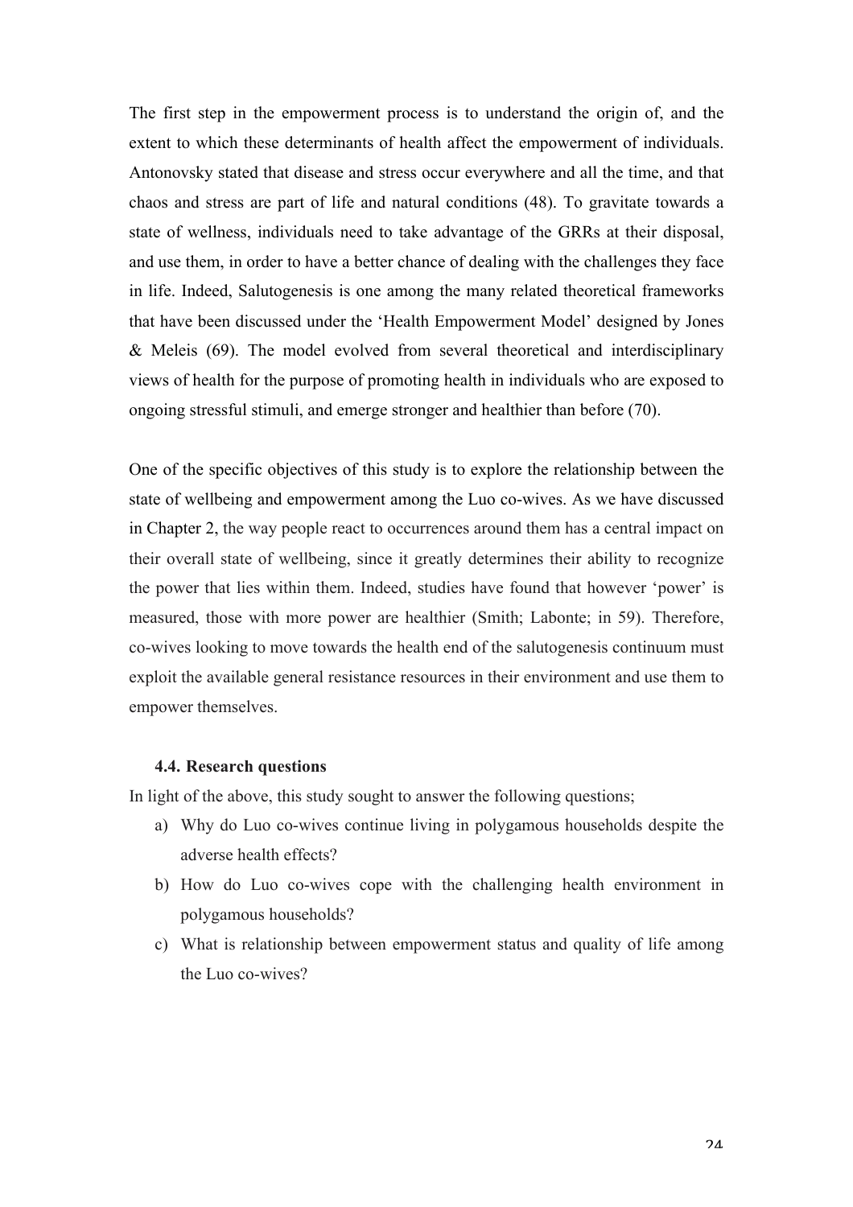The first step in the empowerment process is to understand the origin of, and the extent to which these determinants of health affect the empowerment of individuals. Antonovsky stated that disease and stress occur everywhere and all the time, and that chaos and stress are part of life and natural conditions (48). To gravitate towards a state of wellness, individuals need to take advantage of the GRRs at their disposal, and use them, in order to have a better chance of dealing with the challenges they face in life. Indeed, Salutogenesis is one among the many related theoretical frameworks that have been discussed under the 'Health Empowerment Model' designed by Jones & Meleis (69). The model evolved from several theoretical and interdisciplinary views of health for the purpose of promoting health in individuals who are exposed to ongoing stressful stimuli, and emerge stronger and healthier than before (70).

One of the specific objectives of this study is to explore the relationship between the state of wellbeing and empowerment among the Luo co-wives. As we have discussed in Chapter 2, the way people react to occurrences around them has a central impact on their overall state of wellbeing, since it greatly determines their ability to recognize the power that lies within them. Indeed, studies have found that however 'power' is measured, those with more power are healthier (Smith; Labonte; in 59). Therefore, co-wives looking to move towards the health end of the salutogenesis continuum must exploit the available general resistance resources in their environment and use them to empower themselves.

### 4.4. Research questions

In light of the above, this study sought to answer the following questions;

a) Why do Luo co-wives continue living in polygamous households despite the adverse health effects?
b) How do Luo co-wives cope with the challenging health environment in polygamous households?
c) What is relationship between empowerment status and quality of life among the Luo co-wives?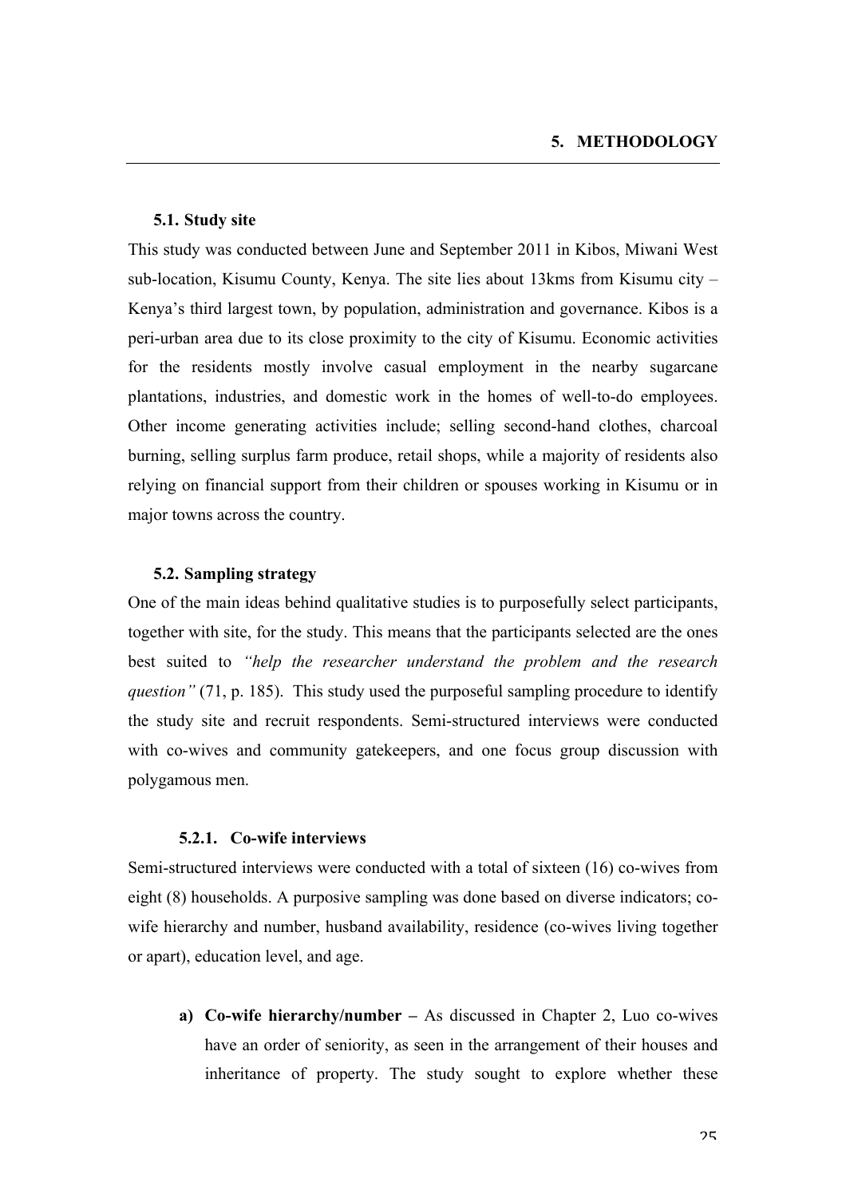# 5. METHODOLOGY

## 5.1. Study site

This study was conducted between June and September 2011 in Kibos, Miwani West sub-location, Kisumu County, Kenya. The site lies about 13kms from Kisumu city – Kenya's third largest town, by population, administration and governance. Kibos is a peri-urban area due to its close proximity to the city of Kisumu. Economic activities for the residents mostly involve casual employment in the nearby sugarcane plantations, industries, and domestic work in the homes of well-to-do employees. Other income generating activities include; selling second-hand clothes, charcoal burning, selling surplus farm produce, retail shops, while a majority of residents also relying on financial support from their children or spouses working in Kisumu or in major towns across the country.

## 5.2. Sampling strategy

One of the main ideas behind qualitative studies is to purposefully select participants, together with site, for the study. This means that the participants selected are the ones best suited to *"help the researcher understand the problem and the research question"* (71, p. 185). This study used the purposeful sampling procedure to identify the study site and recruit respondents. Semi-structured interviews were conducted with co-wives and community gatekeepers, and one focus group discussion with polygamous men.

### 5.2.1. Co-wife interviews

Semi-structured interviews were conducted with a total of sixteen (16) co-wives from eight (8) households. A purposive sampling was done based on diverse indicators; co-wife hierarchy and number, husband availability, residence (co-wives living together or apart), education level, and age.

a) **Co-wife hierarchy/number –** As discussed in Chapter 2, Luo co-wives have an order of seniority, as seen in the arrangement of their houses and inheritance of property. The study sought to explore whether these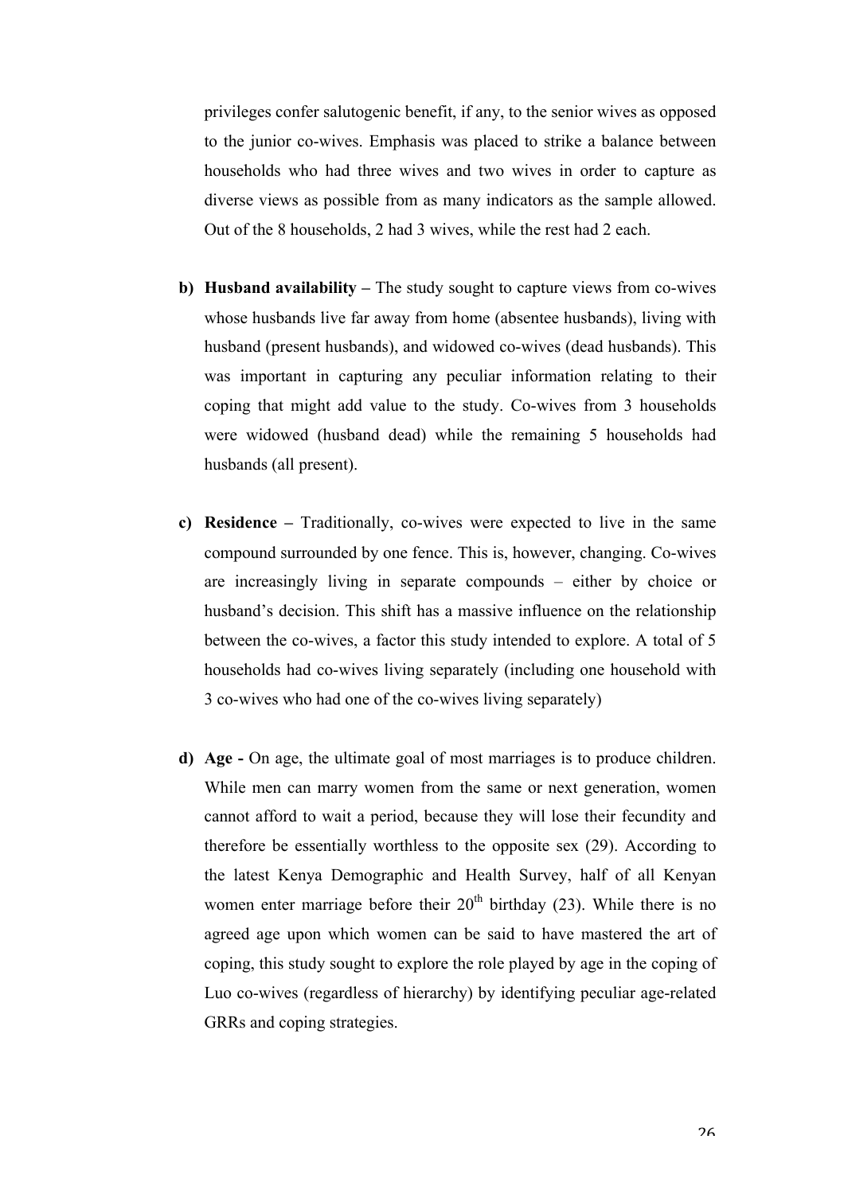privileges confer salutogenic benefit, if any, to the senior wives as opposed to the junior co-wives. Emphasis was placed to strike a balance between households who had three wives and two wives in order to capture as diverse views as possible from as many indicators as the sample allowed. Out of the 8 households, 2 had 3 wives, while the rest had 2 each.

b) **Husband availability –** The study sought to capture views from co-wives whose husbands live far away from home (absentee husbands), living with husband (present husbands), and widowed co-wives (dead husbands). This was important in capturing any peculiar information relating to their coping that might add value to the study. Co-wives from 3 households were widowed (husband dead) while the remaining 5 households had husbands (all present).

c) **Residence –** Traditionally, co-wives were expected to live in the same compound surrounded by one fence. This is, however, changing. Co-wives are increasingly living in separate compounds – either by choice or husband's decision. This shift has a massive influence on the relationship between the co-wives, a factor this study intended to explore. A total of 5 households had co-wives living separately (including one household with 3 co-wives who had one of the co-wives living separately)

d) **Age -** On age, the ultimate goal of most marriages is to produce children. While men can marry women from the same or next generation, women cannot afford to wait a period, because they will lose their fecundity and therefore be essentially worthless to the opposite sex (29). According to the latest Kenya Demographic and Health Survey, half of all Kenyan women enter marriage before their 20th birthday (23). While there is no agreed age upon which women can be said to have mastered the art of coping, this study sought to explore the role played by age in the coping of Luo co-wives (regardless of hierarchy) by identifying peculiar age-related GRRs and coping strategies.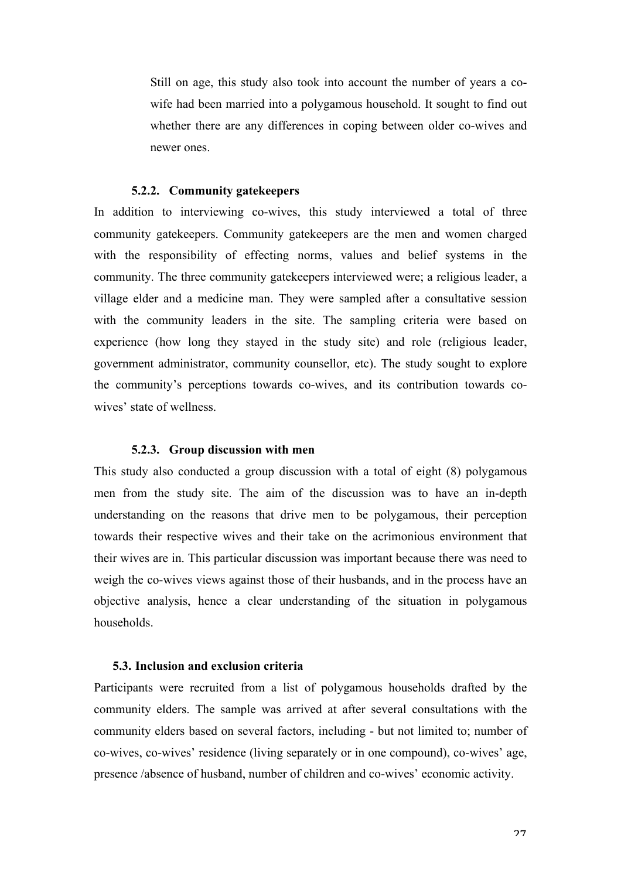Still on age, this study also took into account the number of years a co-wife had been married into a polygamous household. It sought to find out whether there are any differences in coping between older co-wives and newer ones.

#### 5.2.2. Community gatekeepers

In addition to interviewing co-wives, this study interviewed a total of three community gatekeepers. Community gatekeepers are the men and women charged with the responsibility of effecting norms, values and belief systems in the community. The three community gatekeepers interviewed were; a religious leader, a village elder and a medicine man. They were sampled after a consultative session with the community leaders in the site. The sampling criteria were based on experience (how long they stayed in the study site) and role (religious leader, government administrator, community counsellor, etc). The study sought to explore the community's perceptions towards co-wives, and its contribution towards co-wives' state of wellness.

#### 5.2.3. Group discussion with men

This study also conducted a group discussion with a total of eight (8) polygamous men from the study site. The aim of the discussion was to have an in-depth understanding on the reasons that drive men to be polygamous, their perception towards their respective wives and their take on the acrimonious environment that their wives are in. This particular discussion was important because there was need to weigh the co-wives views against those of their husbands, and in the process have an objective analysis, hence a clear understanding of the situation in polygamous households.

### 5.3. Inclusion and exclusion criteria

Participants were recruited from a list of polygamous households drafted by the community elders. The sample was arrived at after several consultations with the community elders based on several factors, including - but not limited to; number of co-wives, co-wives' residence (living separately or in one compound), co-wives' age, presence /absence of husband, number of children and co-wives' economic activity.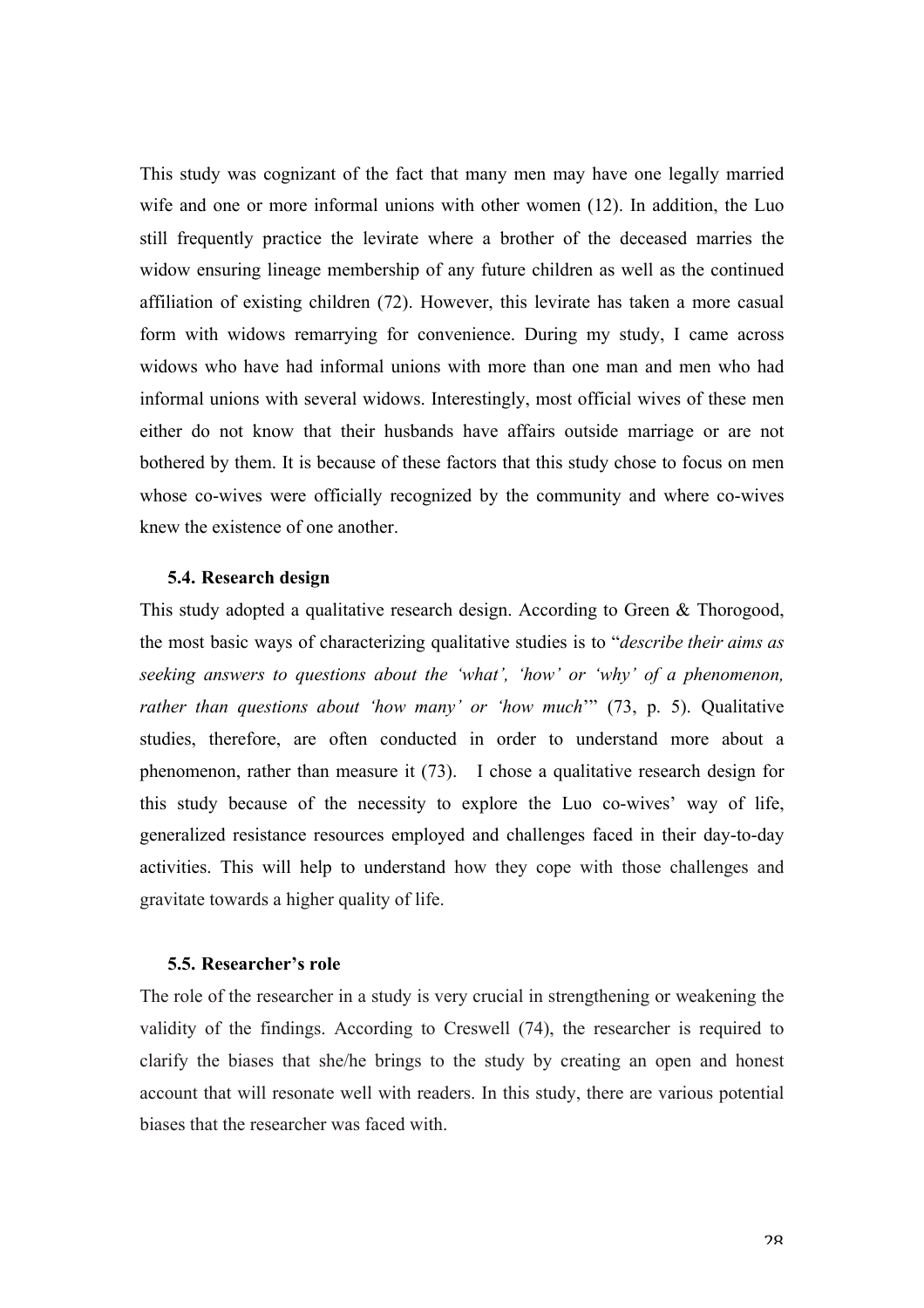This study was cognizant of the fact that many men may have one legally married wife and one or more informal unions with other women (12). In addition, the Luo still frequently practice the levirate where a brother of the deceased marries the widow ensuring lineage membership of any future children as well as the continued affiliation of existing children (72). However, this levirate has taken a more casual form with widows remarrying for convenience. During my study, I came across widows who have had informal unions with more than one man and men who had informal unions with several widows. Interestingly, most official wives of these men either do not know that their husbands have affairs outside marriage or are not bothered by them. It is because of these factors that this study chose to focus on men whose co-wives were officially recognized by the community and where co-wives knew the existence of one another.

### 5.4. Research design

This study adopted a qualitative research design. According to Green & Thorogood, the most basic ways of characterizing qualitative studies is to "*describe their aims as seeking answers to questions about the 'what', 'how' or 'why' of a phenomenon, rather than questions about 'how many' or 'how much*'" (73, p. 5). Qualitative studies, therefore, are often conducted in order to understand more about a phenomenon, rather than measure it (73). I chose a qualitative research design for this study because of the necessity to explore the Luo co-wives' way of life, generalized resistance resources employed and challenges faced in their day-to-day activities. This will help to understand how they cope with those challenges and gravitate towards a higher quality of life.

### 5.5. Researcher's role

The role of the researcher in a study is very crucial in strengthening or weakening the validity of the findings. According to Creswell (74), the researcher is required to clarify the biases that she/he brings to the study by creating an open and honest account that will resonate well with readers. In this study, there are various potential biases that the researcher was faced with.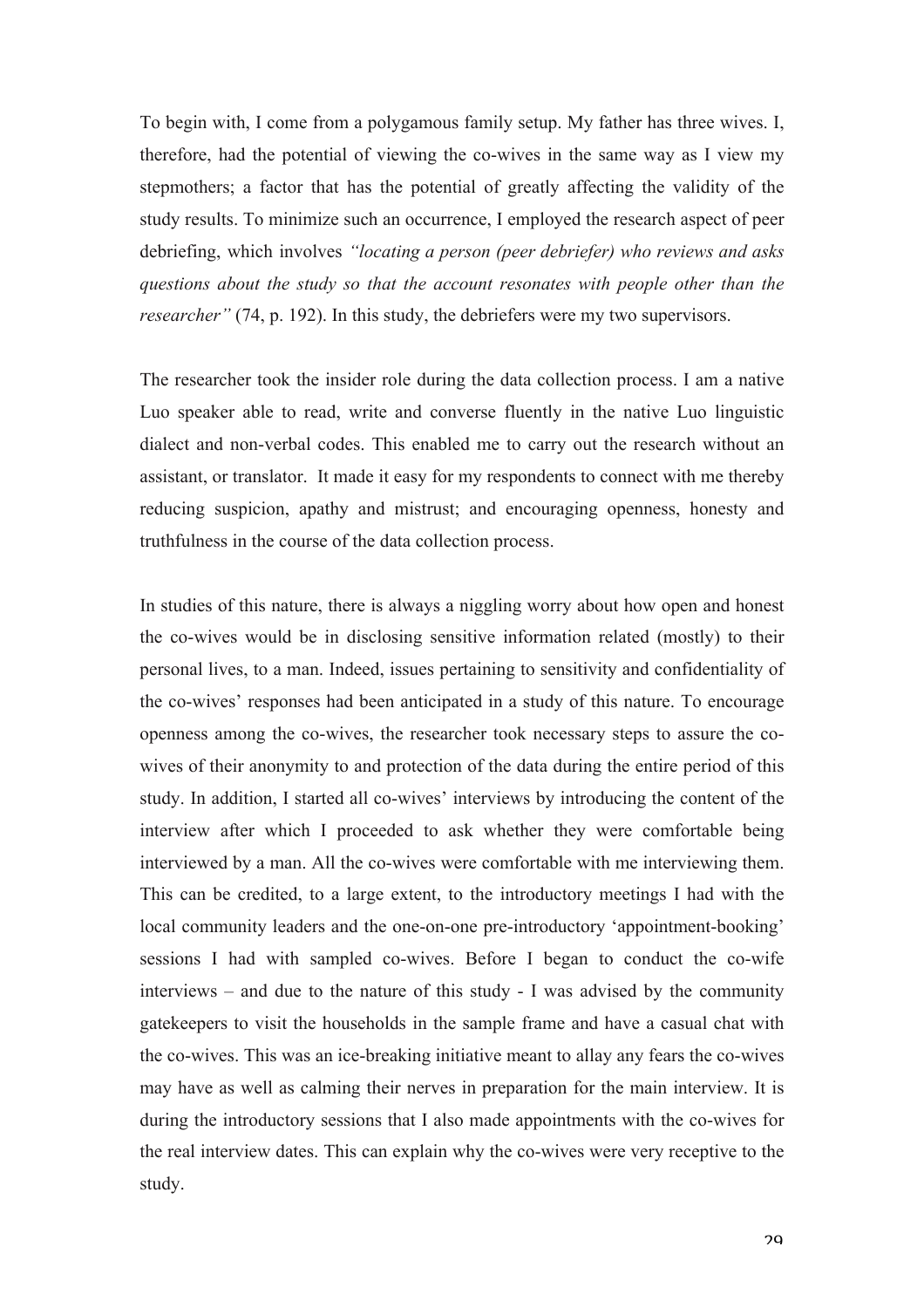To begin with, I come from a polygamous family setup. My father has three wives. I, therefore, had the potential of viewing the co-wives in the same way as I view my stepmothers; a factor that has the potential of greatly affecting the validity of the study results. To minimize such an occurrence, I employed the research aspect of peer debriefing, which involves *"locating a person (peer debriefer) who reviews and asks questions about the study so that the account resonates with people other than the researcher"* (74, p. 192). In this study, the debriefers were my two supervisors.

The researcher took the insider role during the data collection process. I am a native Luo speaker able to read, write and converse fluently in the native Luo linguistic dialect and non-verbal codes. This enabled me to carry out the research without an assistant, or translator. It made it easy for my respondents to connect with me thereby reducing suspicion, apathy and mistrust; and encouraging openness, honesty and truthfulness in the course of the data collection process.

In studies of this nature, there is always a niggling worry about how open and honest the co-wives would be in disclosing sensitive information related (mostly) to their personal lives, to a man. Indeed, issues pertaining to sensitivity and confidentiality of the co-wives' responses had been anticipated in a study of this nature. To encourage openness among the co-wives, the researcher took necessary steps to assure the co-wives of their anonymity to and protection of the data during the entire period of this study. In addition, I started all co-wives' interviews by introducing the content of the interview after which I proceeded to ask whether they were comfortable being interviewed by a man. All the co-wives were comfortable with me interviewing them. This can be credited, to a large extent, to the introductory meetings I had with the local community leaders and the one-on-one pre-introductory 'appointment-booking' sessions I had with sampled co-wives. Before I began to conduct the co-wife interviews – and due to the nature of this study - I was advised by the community gatekeepers to visit the households in the sample frame and have a casual chat with the co-wives. This was an ice-breaking initiative meant to allay any fears the co-wives may have as well as calming their nerves in preparation for the main interview. It is during the introductory sessions that I also made appointments with the co-wives for the real interview dates. This can explain why the co-wives were very receptive to the study.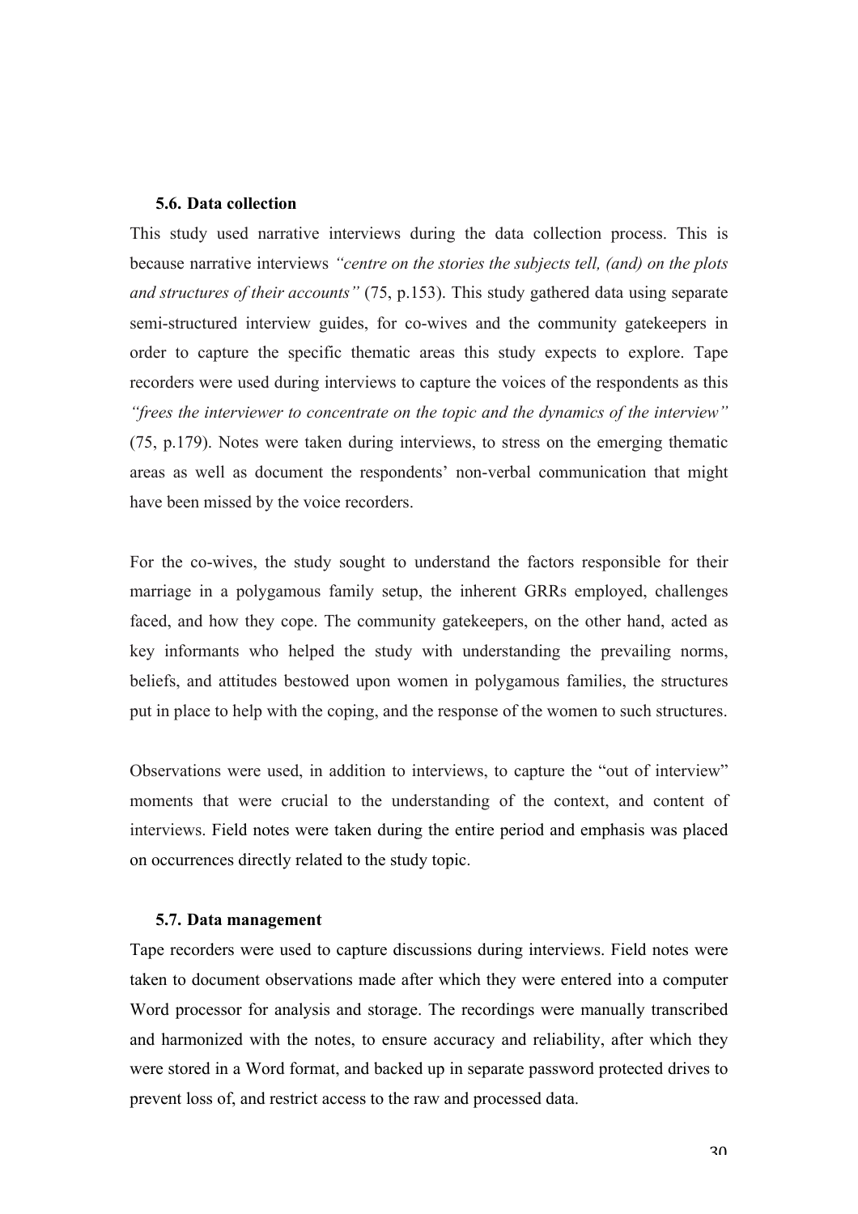### 5.6. Data collection

This study used narrative interviews during the data collection process. This is because narrative interviews *"centre on the stories the subjects tell, (and) on the plots and structures of their accounts"* (75, p.153). This study gathered data using separate semi-structured interview guides, for co-wives and the community gatekeepers in order to capture the specific thematic areas this study expects to explore. Tape recorders were used during interviews to capture the voices of the respondents as this *"frees the interviewer to concentrate on the topic and the dynamics of the interview"* (75, p.179). Notes were taken during interviews, to stress on the emerging thematic areas as well as document the respondents' non-verbal communication that might have been missed by the voice recorders.

For the co-wives, the study sought to understand the factors responsible for their marriage in a polygamous family setup, the inherent GRRs employed, challenges faced, and how they cope. The community gatekeepers, on the other hand, acted as key informants who helped the study with understanding the prevailing norms, beliefs, and attitudes bestowed upon women in polygamous families, the structures put in place to help with the coping, and the response of the women to such structures.

Observations were used, in addition to interviews, to capture the "out of interview" moments that were crucial to the understanding of the context, and content of interviews. Field notes were taken during the entire period and emphasis was placed on occurrences directly related to the study topic.

### 5.7. Data management

Tape recorders were used to capture discussions during interviews. Field notes were taken to document observations made after which they were entered into a computer Word processor for analysis and storage. The recordings were manually transcribed and harmonized with the notes, to ensure accuracy and reliability, after which they were stored in a Word format, and backed up in separate password protected drives to prevent loss of, and restrict access to the raw and processed data.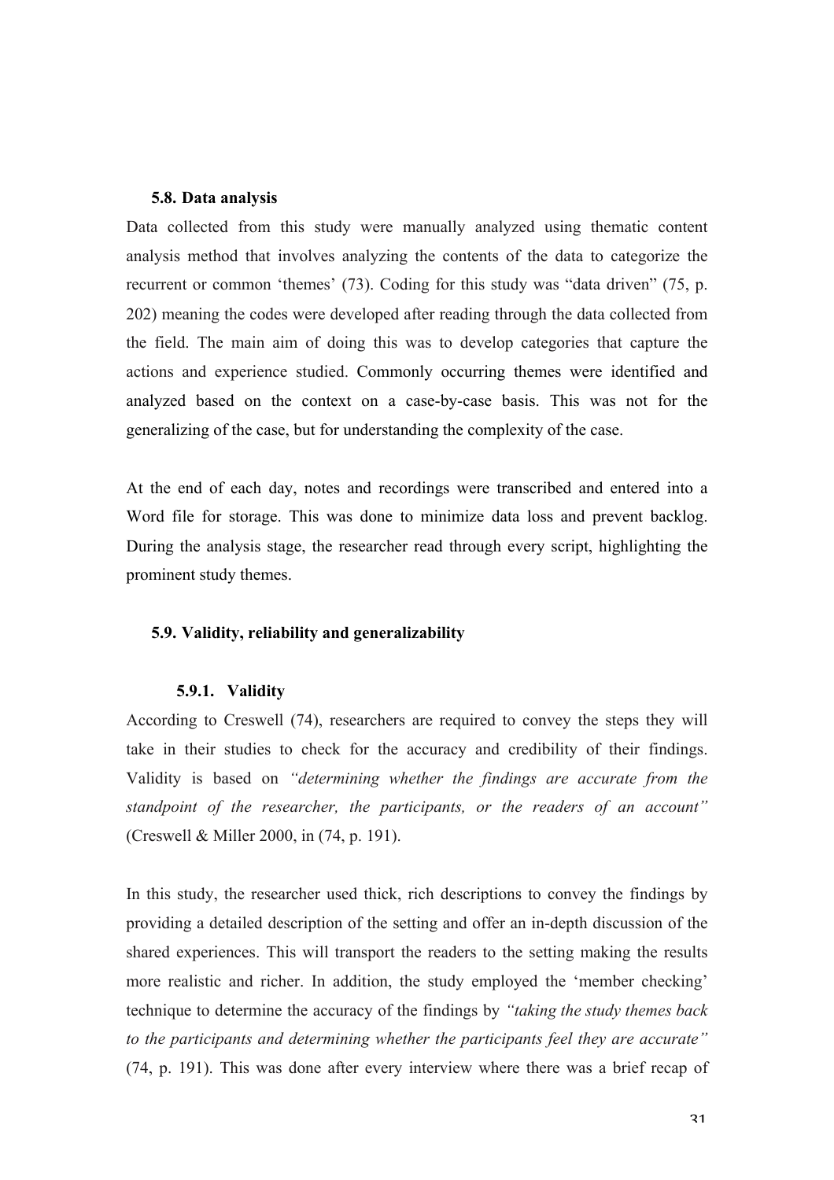### 5.8. Data analysis

Data collected from this study were manually analyzed using thematic content analysis method that involves analyzing the contents of the data to categorize the recurrent or common 'themes' (73). Coding for this study was "data driven" (75, p. 202) meaning the codes were developed after reading through the data collected from the field. The main aim of doing this was to develop categories that capture the actions and experience studied. Commonly occurring themes were identified and analyzed based on the context on a case-by-case basis. This was not for the generalizing of the case, but for understanding the complexity of the case.

At the end of each day, notes and recordings were transcribed and entered into a Word file for storage. This was done to minimize data loss and prevent backlog. During the analysis stage, the researcher read through every script, highlighting the prominent study themes.

### 5.9. Validity, reliability and generalizability

#### 5.9.1. Validity

According to Creswell (74), researchers are required to convey the steps they will take in their studies to check for the accuracy and credibility of their findings. Validity is based on *"determining whether the findings are accurate from the standpoint of the researcher, the participants, or the readers of an account"* (Creswell & Miller 2000, in (74, p. 191).

In this study, the researcher used thick, rich descriptions to convey the findings by providing a detailed description of the setting and offer an in-depth discussion of the shared experiences. This will transport the readers to the setting making the results more realistic and richer. In addition, the study employed the 'member checking' technique to determine the accuracy of the findings by *"taking the study themes back to the participants and determining whether the participants feel they are accurate"* (74, p. 191). This was done after every interview where there was a brief recap of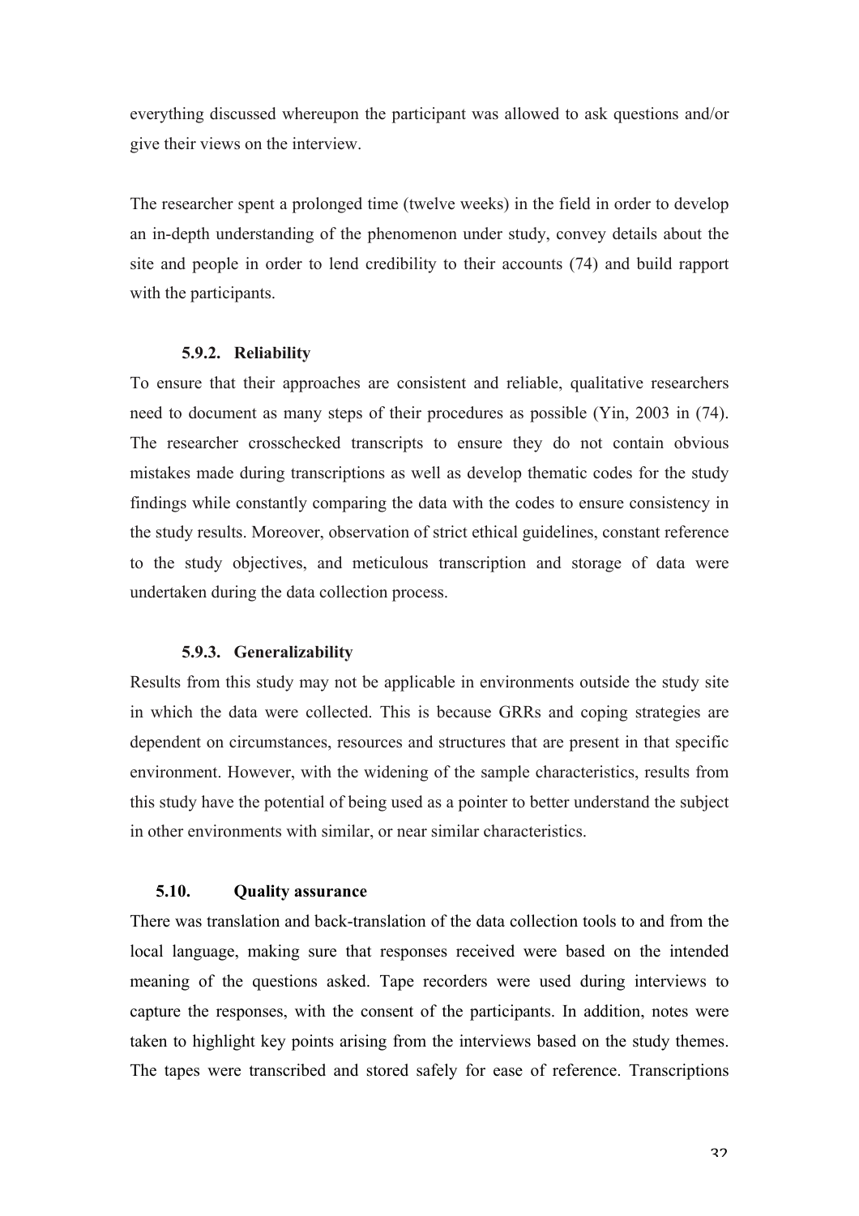everything discussed whereupon the participant was allowed to ask questions and/or give their views on the interview.

The researcher spent a prolonged time (twelve weeks) in the field in order to develop an in-depth understanding of the phenomenon under study, convey details about the site and people in order to lend credibility to their accounts (74) and build rapport with the participants.

### 5.9.2. Reliability

To ensure that their approaches are consistent and reliable, qualitative researchers need to document as many steps of their procedures as possible (Yin, 2003 in (74). The researcher crosschecked transcripts to ensure they do not contain obvious mistakes made during transcriptions as well as develop thematic codes for the study findings while constantly comparing the data with the codes to ensure consistency in the study results. Moreover, observation of strict ethical guidelines, constant reference to the study objectives, and meticulous transcription and storage of data were undertaken during the data collection process.

### 5.9.3. Generalizability

Results from this study may not be applicable in environments outside the study site in which the data were collected. This is because GRRs and coping strategies are dependent on circumstances, resources and structures that are present in that specific environment. However, with the widening of the sample characteristics, results from this study have the potential of being used as a pointer to better understand the subject in other environments with similar, or near similar characteristics.

## 5.10. Quality assurance

There was translation and back-translation of the data collection tools to and from the local language, making sure that responses received were based on the intended meaning of the questions asked. Tape recorders were used during interviews to capture the responses, with the consent of the participants. In addition, notes were taken to highlight key points arising from the interviews based on the study themes. The tapes were transcribed and stored safely for ease of reference. Transcriptions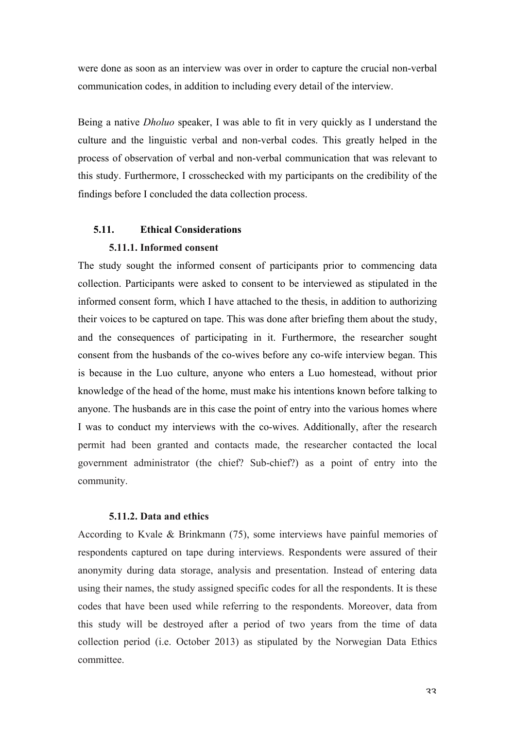were done as soon as an interview was over in order to capture the crucial non-verbal communication codes, in addition to including every detail of the interview.

Being a native *Dholuo* speaker, I was able to fit in very quickly as I understand the culture and the linguistic verbal and non-verbal codes. This greatly helped in the process of observation of verbal and non-verbal communication that was relevant to this study. Furthermore, I crosschecked with my participants on the credibility of the findings before I concluded the data collection process.

## 5.11. Ethical Considerations

### 5.11.1. Informed consent

The study sought the informed consent of participants prior to commencing data collection. Participants were asked to consent to be interviewed as stipulated in the informed consent form, which I have attached to the thesis, in addition to authorizing their voices to be captured on tape. This was done after briefing them about the study, and the consequences of participating in it. Furthermore, the researcher sought consent from the husbands of the co-wives before any co-wife interview began. This is because in the Luo culture, anyone who enters a Luo homestead, without prior knowledge of the head of the home, must make his intentions known before talking to anyone. The husbands are in this case the point of entry into the various homes where I was to conduct my interviews with the co-wives. Additionally, after the research permit had been granted and contacts made, the researcher contacted the local government administrator (the chief? Sub-chief?) as a point of entry into the community.

### 5.11.2. Data and ethics

According to Kvale & Brinkmann (75), some interviews have painful memories of respondents captured on tape during interviews. Respondents were assured of their anonymity during data storage, analysis and presentation. Instead of entering data using their names, the study assigned specific codes for all the respondents. It is these codes that have been used while referring to the respondents. Moreover, data from this study will be destroyed after a period of two years from the time of data collection period (i.e. October 2013) as stipulated by the Norwegian Data Ethics committee.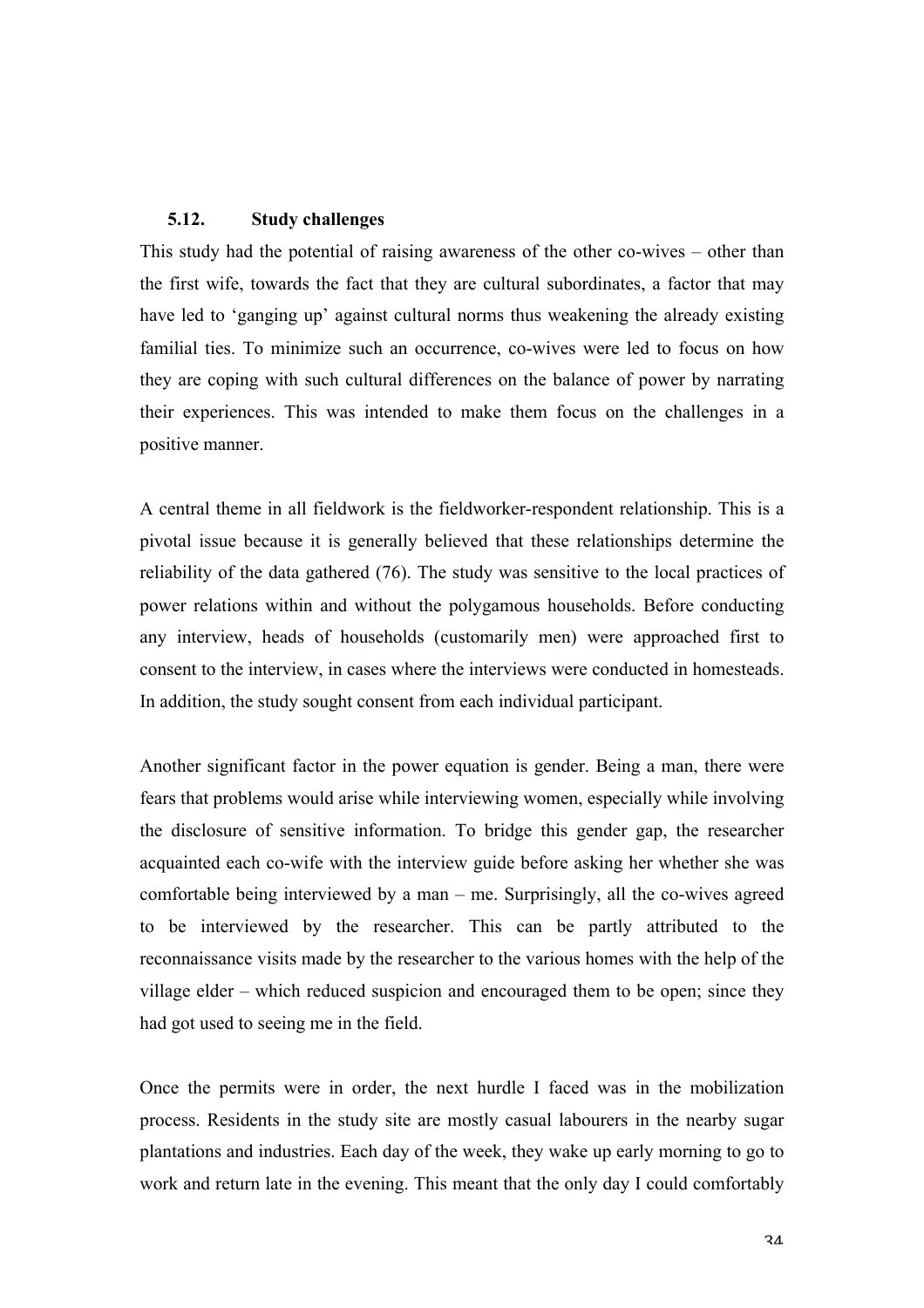### 5.12. Study challenges

This study had the potential of raising awareness of the other co-wives – other than the first wife, towards the fact that they are cultural subordinates, a factor that may have led to 'ganging up' against cultural norms thus weakening the already existing familial ties. To minimize such an occurrence, co-wives were led to focus on how they are coping with such cultural differences on the balance of power by narrating their experiences. This was intended to make them focus on the challenges in a positive manner.

A central theme in all fieldwork is the fieldworker-respondent relationship. This is a pivotal issue because it is generally believed that these relationships determine the reliability of the data gathered (76). The study was sensitive to the local practices of power relations within and without the polygamous households. Before conducting any interview, heads of households (customarily men) were approached first to consent to the interview, in cases where the interviews were conducted in homesteads. In addition, the study sought consent from each individual participant.

Another significant factor in the power equation is gender. Being a man, there were fears that problems would arise while interviewing women, especially while involving the disclosure of sensitive information. To bridge this gender gap, the researcher acquainted each co-wife with the interview guide before asking her whether she was comfortable being interviewed by a man – me. Surprisingly, all the co-wives agreed to be interviewed by the researcher. This can be partly attributed to the reconnaissance visits made by the researcher to the various homes with the help of the village elder – which reduced suspicion and encouraged them to be open; since they had got used to seeing me in the field.

Once the permits were in order, the next hurdle I faced was in the mobilization process. Residents in the study site are mostly casual labourers in the nearby sugar plantations and industries. Each day of the week, they wake up early morning to go to work and return late in the evening. This meant that the only day I could comfortably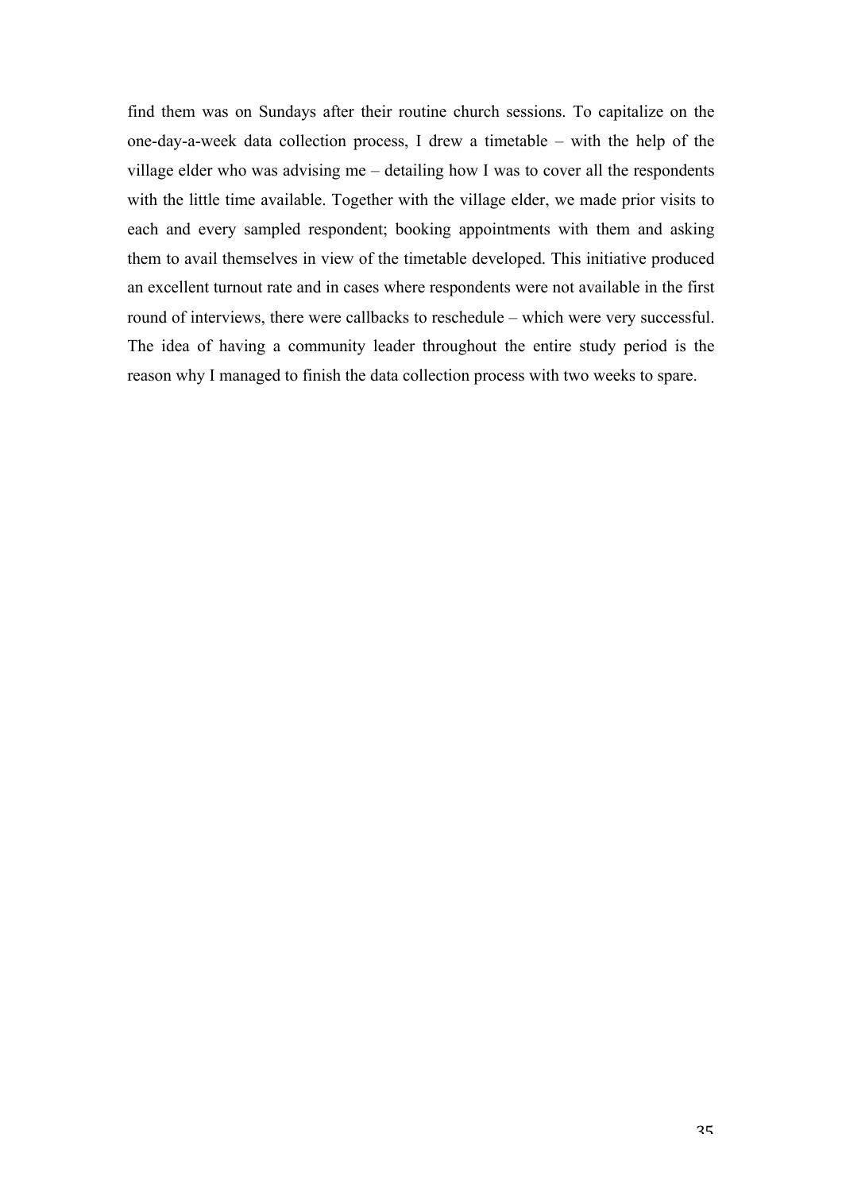find them was on Sundays after their routine church sessions. To capitalize on the one-day-a-week data collection process, I drew a timetable – with the help of the village elder who was advising me – detailing how I was to cover all the respondents with the little time available. Together with the village elder, we made prior visits to each and every sampled respondent; booking appointments with them and asking them to avail themselves in view of the timetable developed. This initiative produced an excellent turnout rate and in cases where respondents were not available in the first round of interviews, there were callbacks to reschedule – which were very successful. The idea of having a community leader throughout the entire study period is the reason why I managed to finish the data collection process with two weeks to spare.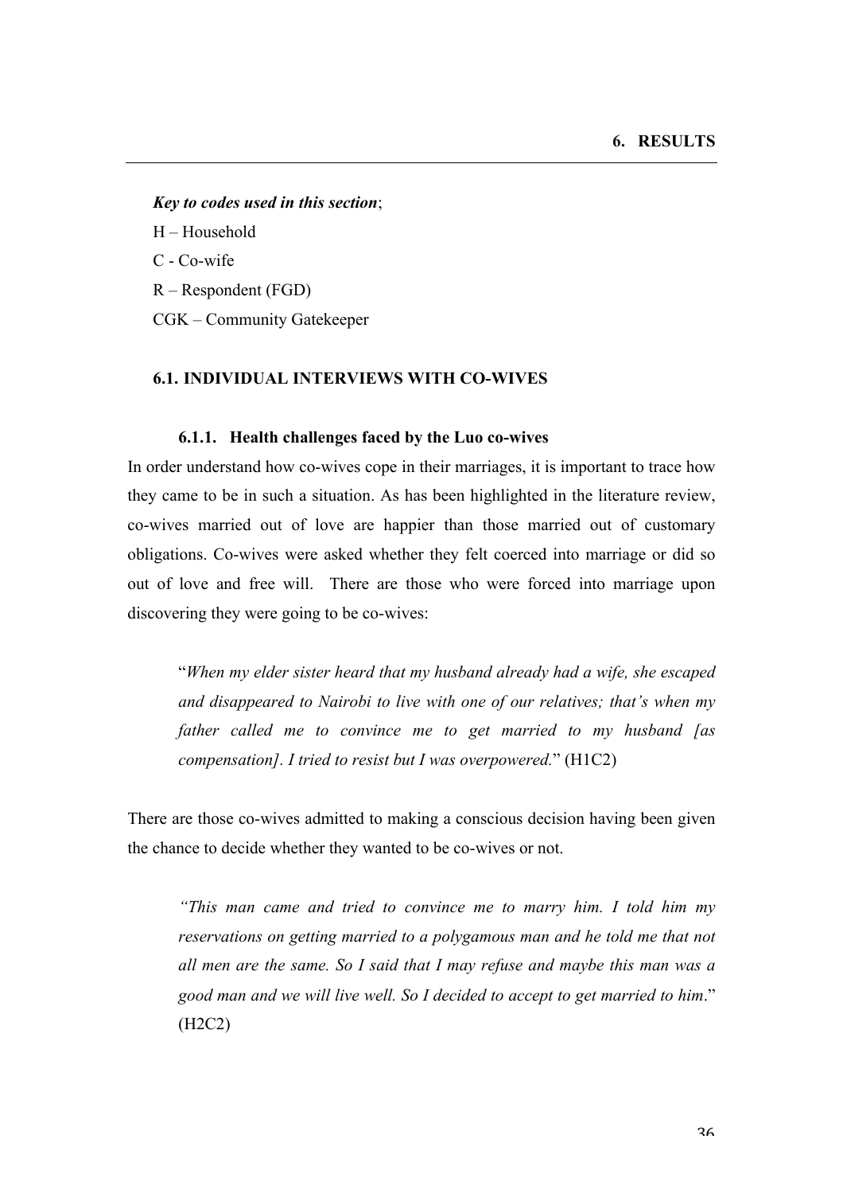# 6. RESULTS

***Key to codes used in this section***;

H – Household

C - Co-wife

R – Respondent (FGD)

CGK – Community Gatekeeper

## 6.1. INDIVIDUAL INTERVIEWS WITH CO-WIVES

### 6.1.1. Health challenges faced by the Luo co-wives

In order understand how co-wives cope in their marriages, it is important to trace how they came to be in such a situation. As has been highlighted in the literature review, co-wives married out of love are happier than those married out of customary obligations. Co-wives were asked whether they felt coerced into marriage or did so out of love and free will. There are those who were forced into marriage upon discovering they were going to be co-wives:

> "*When my elder sister heard that my husband already had a wife, she escaped and disappeared to Nairobi to live with one of our relatives; that's when my father called me to convince me to get married to my husband [as compensation]. I tried to resist but I was overpowered.*" (H1C2)

There are those co-wives admitted to making a conscious decision having been given the chance to decide whether they wanted to be co-wives or not.

> *"This man came and tried to convince me to marry him. I told him my reservations on getting married to a polygamous man and he told me that not all men are the same. So I said that I may refuse and maybe this man was a good man and we will live well. So I decided to accept to get married to him*." (H2C2)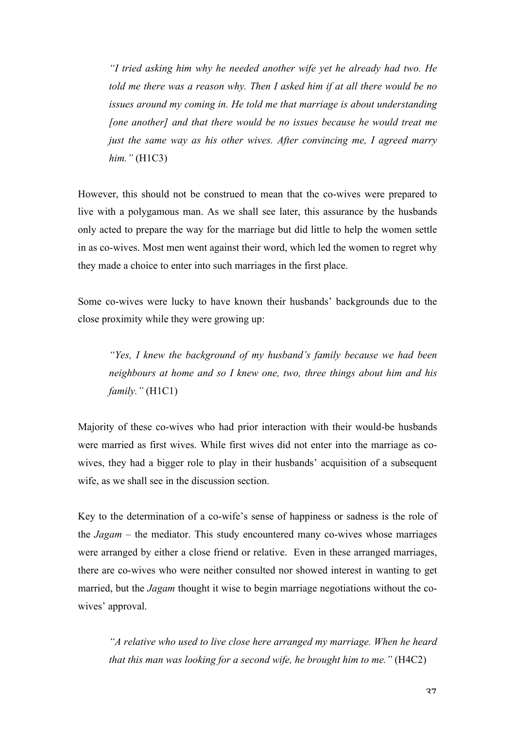> *"I tried asking him why he needed another wife yet he already had two. He told me there was a reason why. Then I asked him if at all there would be no issues around my coming in. He told me that marriage is about understanding [one another] and that there would be no issues because he would treat me just the same way as his other wives. After convincing me, I agreed marry him."* (H1C3)

However, this should not be construed to mean that the co-wives were prepared to live with a polygamous man. As we shall see later, this assurance by the husbands only acted to prepare the way for the marriage but did little to help the women settle in as co-wives. Most men went against their word, which led the women to regret why they made a choice to enter into such marriages in the first place.

Some co-wives were lucky to have known their husbands' backgrounds due to the close proximity while they were growing up:

> *"Yes, I knew the background of my husband's family because we had been neighbours at home and so I knew one, two, three things about him and his family."* (H1C1)

Majority of these co-wives who had prior interaction with their would-be husbands were married as first wives. While first wives did not enter into the marriage as co-wives, they had a bigger role to play in their husbands' acquisition of a subsequent wife, as we shall see in the discussion section.

Key to the determination of a co-wife's sense of happiness or sadness is the role of the *Jagam* – the mediator. This study encountered many co-wives whose marriages were arranged by either a close friend or relative. Even in these arranged marriages, there are co-wives who were neither consulted nor showed interest in wanting to get married, but the *Jagam* thought it wise to begin marriage negotiations without the co-wives' approval.

> *"A relative who used to live close here arranged my marriage. When he heard that this man was looking for a second wife, he brought him to me."* (H4C2)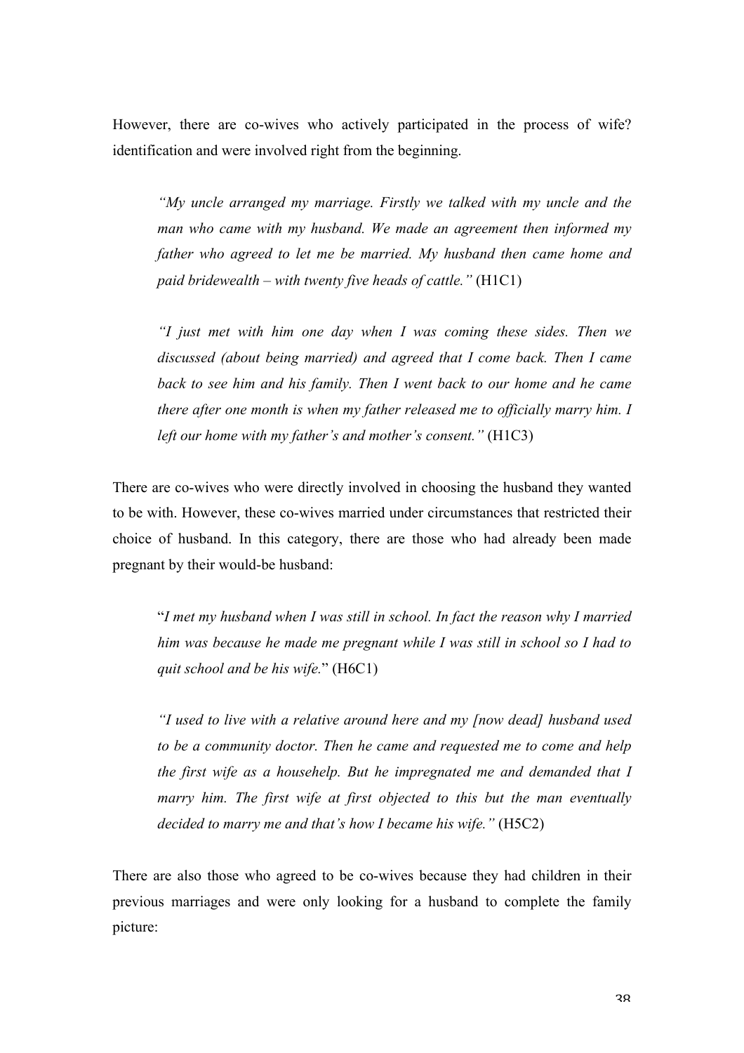However, there are co-wives who actively participated in the process of wife? identification and were involved right from the beginning.

> *"My uncle arranged my marriage. Firstly we talked with my uncle and the man who came with my husband. We made an agreement then informed my father who agreed to let me be married. My husband then came home and paid bridewealth – with twenty five heads of cattle."* (H1C1)

> *"I just met with him one day when I was coming these sides. Then we discussed (about being married) and agreed that I come back. Then I came back to see him and his family. Then I went back to our home and he came there after one month is when my father released me to officially marry him. I left our home with my father's and mother's consent."* (H1C3)

There are co-wives who were directly involved in choosing the husband they wanted to be with. However, these co-wives married under circumstances that restricted their choice of husband. In this category, there are those who had already been made pregnant by their would-be husband:

> "*I met my husband when I was still in school. In fact the reason why I married him was because he made me pregnant while I was still in school so I had to quit school and be his wife.*" (H6C1)

> *"I used to live with a relative around here and my [now dead] husband used to be a community doctor. Then he came and requested me to come and help the first wife as a househelp. But he impregnated me and demanded that I marry him. The first wife at first objected to this but the man eventually decided to marry me and that's how I became his wife."* (H5C2)

There are also those who agreed to be co-wives because they had children in their previous marriages and were only looking for a husband to complete the family picture: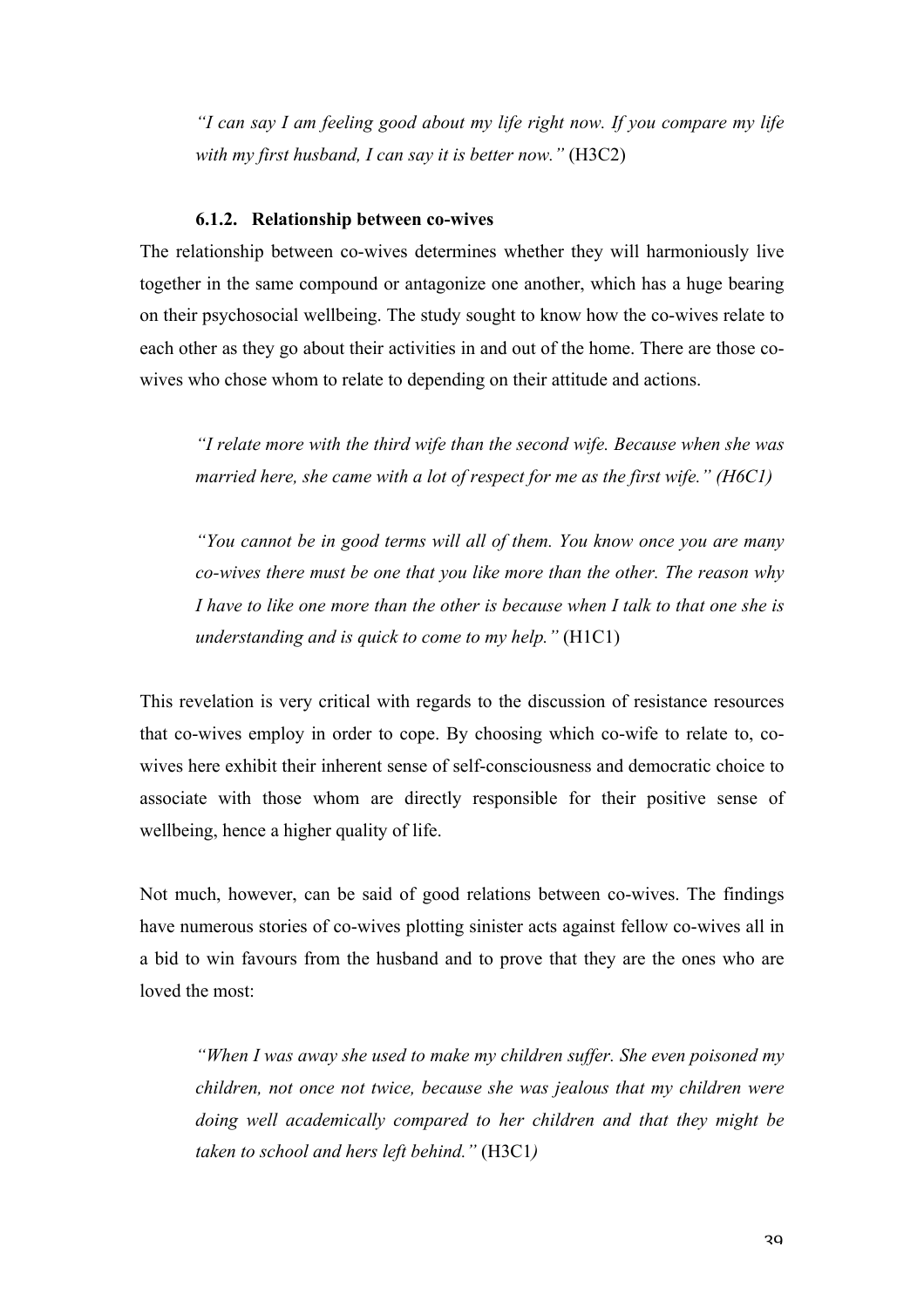*"I can say I am feeling good about my life right now. If you compare my life with my first husband, I can say it is better now."* (H3C2)

### 6.1.2. Relationship between co-wives

The relationship between co-wives determines whether they will harmoniously live together in the same compound or antagonize one another, which has a huge bearing on their psychosocial wellbeing. The study sought to know how the co-wives relate to each other as they go about their activities in and out of the home. There are those co-wives who chose whom to relate to depending on their attitude and actions.

> *"I relate more with the third wife than the second wife. Because when she was married here, she came with a lot of respect for me as the first wife." (H6C1)*

> *"You cannot be in good terms will all of them. You know once you are many co-wives there must be one that you like more than the other. The reason why I have to like one more than the other is because when I talk to that one she is understanding and is quick to come to my help."* (H1C1)

This revelation is very critical with regards to the discussion of resistance resources that co-wives employ in order to cope. By choosing which co-wife to relate to, co-wives here exhibit their inherent sense of self-consciousness and democratic choice to associate with those whom are directly responsible for their positive sense of wellbeing, hence a higher quality of life.

Not much, however, can be said of good relations between co-wives. The findings have numerous stories of co-wives plotting sinister acts against fellow co-wives all in a bid to win favours from the husband and to prove that they are the ones who are loved the most:

> *"When I was away she used to make my children suffer. She even poisoned my children, not once not twice, because she was jealous that my children were doing well academically compared to her children and that they might be taken to school and hers left behind."* (H3C1*)*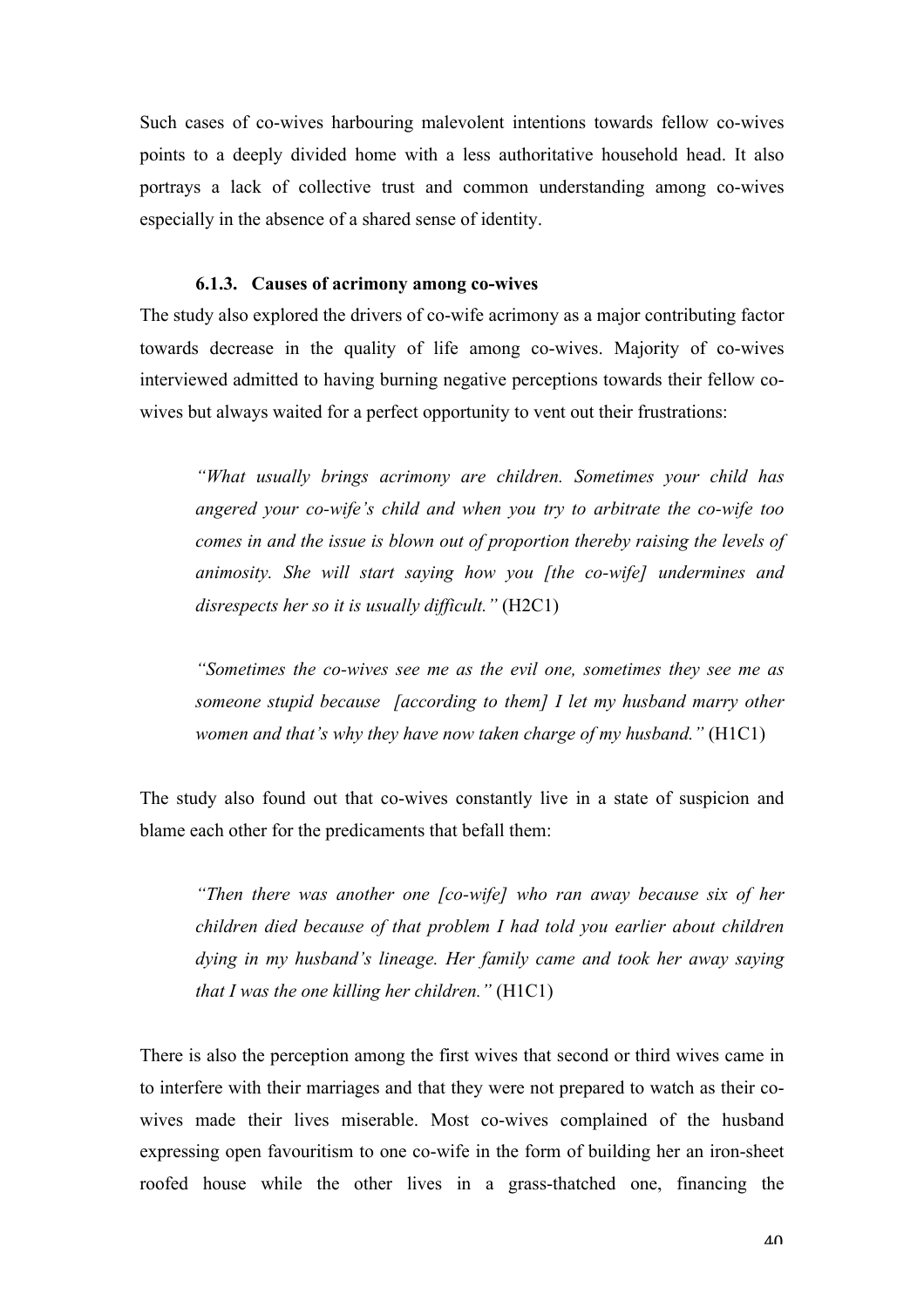Such cases of co-wives harbouring malevolent intentions towards fellow co-wives points to a deeply divided home with a less authoritative household head. It also portrays a lack of collective trust and common understanding among co-wives especially in the absence of a shared sense of identity.

### 6.1.3. Causes of acrimony among co-wives

The study also explored the drivers of co-wife acrimony as a major contributing factor towards decrease in the quality of life among co-wives. Majority of co-wives interviewed admitted to having burning negative perceptions towards their fellow co-wives but always waited for a perfect opportunity to vent out their frustrations:

> *"What usually brings acrimony are children. Sometimes your child has angered your co-wife's child and when you try to arbitrate the co-wife too comes in and the issue is blown out of proportion thereby raising the levels of animosity. She will start saying how you [the co-wife] undermines and disrespects her so it is usually difficult."* (H2C1)

> *"Sometimes the co-wives see me as the evil one, sometimes they see me as someone stupid because [according to them] I let my husband marry other women and that's why they have now taken charge of my husband."* (H1C1)

The study also found out that co-wives constantly live in a state of suspicion and blame each other for the predicaments that befall them:

> *"Then there was another one [co-wife] who ran away because six of her children died because of that problem I had told you earlier about children dying in my husband's lineage. Her family came and took her away saying that I was the one killing her children."* (H1C1)

There is also the perception among the first wives that second or third wives came in to interfere with their marriages and that they were not prepared to watch as their co-wives made their lives miserable. Most co-wives complained of the husband expressing open favouritism to one co-wife in the form of building her an iron-sheet roofed house while the other lives in a grass-thatched one, financing the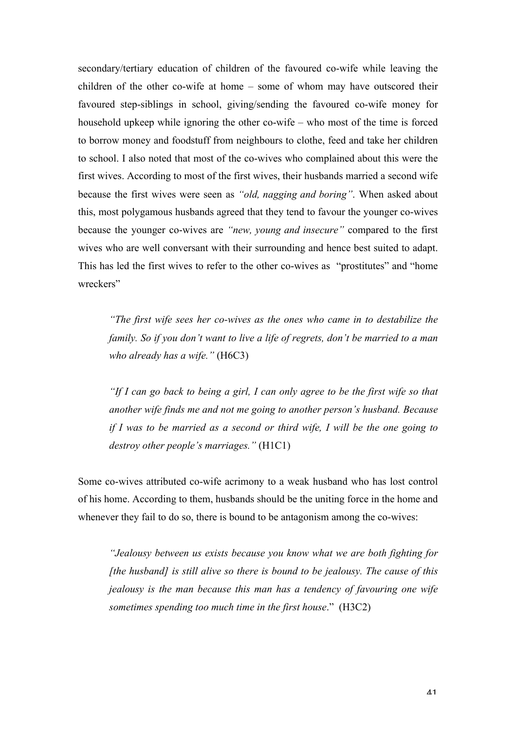secondary/tertiary education of children of the favoured co-wife while leaving the children of the other co-wife at home – some of whom may have outscored their favoured step-siblings in school, giving/sending the favoured co-wife money for household upkeep while ignoring the other co-wife – who most of the time is forced to borrow money and foodstuff from neighbours to clothe, feed and take her children to school. I also noted that most of the co-wives who complained about this were the first wives. According to most of the first wives, their husbands married a second wife because the first wives were seen as *"old, nagging and boring"*. When asked about this, most polygamous husbands agreed that they tend to favour the younger co-wives because the younger co-wives are *"new, young and insecure"* compared to the first wives who are well conversant with their surrounding and hence best suited to adapt. This has led the first wives to refer to the other co-wives as "prostitutes" and "home wreckers"

> *"The first wife sees her co-wives as the ones who came in to destabilize the family. So if you don't want to live a life of regrets, don't be married to a man who already has a wife."* (H6C3)

> *"If I can go back to being a girl, I can only agree to be the first wife so that another wife finds me and not me going to another person's husband. Because if I was to be married as a second or third wife, I will be the one going to destroy other people's marriages."* (H1C1)

Some co-wives attributed co-wife acrimony to a weak husband who has lost control of his home. According to them, husbands should be the uniting force in the home and whenever they fail to do so, there is bound to be antagonism among the co-wives:

> *"Jealousy between us exists because you know what we are both fighting for [the husband] is still alive so there is bound to be jealousy. The cause of this jealousy is the man because this man has a tendency of favouring one wife sometimes spending too much time in the first house*." (H3C2)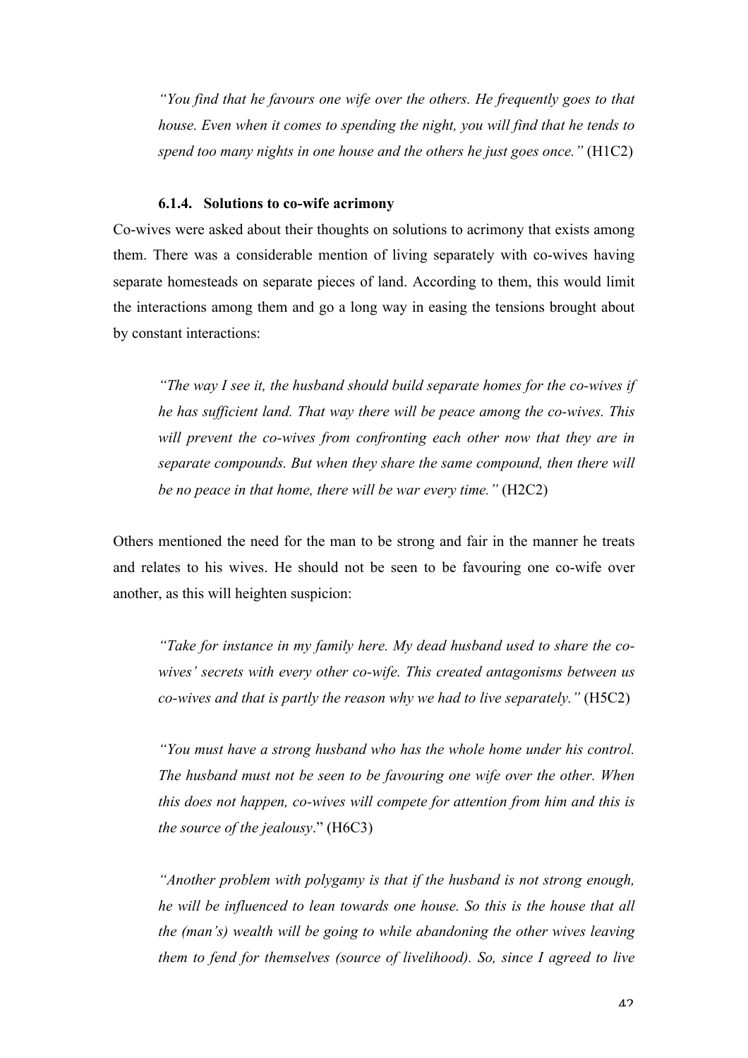> *"You find that he favours one wife over the others. He frequently goes to that house. Even when it comes to spending the night, you will find that he tends to spend too many nights in one house and the others he just goes once."* (H1C2)

### 6.1.4. Solutions to co-wife acrimony

Co-wives were asked about their thoughts on solutions to acrimony that exists among them. There was a considerable mention of living separately with co-wives having separate homesteads on separate pieces of land. According to them, this would limit the interactions among them and go a long way in easing the tensions brought about by constant interactions:

> *"The way I see it, the husband should build separate homes for the co-wives if he has sufficient land. That way there will be peace among the co-wives. This will prevent the co-wives from confronting each other now that they are in separate compounds. But when they share the same compound, then there will be no peace in that home, there will be war every time."* (H2C2)

Others mentioned the need for the man to be strong and fair in the manner he treats and relates to his wives. He should not be seen to be favouring one co-wife over another, as this will heighten suspicion:

> *"Take for instance in my family here. My dead husband used to share the co-wives' secrets with every other co-wife. This created antagonisms between us co-wives and that is partly the reason why we had to live separately."* (H5C2)

> *"You must have a strong husband who has the whole home under his control. The husband must not be seen to be favouring one wife over the other. When this does not happen, co-wives will compete for attention from him and this is the source of the jealousy*." (H6C3)

> *"Another problem with polygamy is that if the husband is not strong enough, he will be influenced to lean towards one house. So this is the house that all the (man's) wealth will be going to while abandoning the other wives leaving them to fend for themselves (source of livelihood). So, since I agreed to live*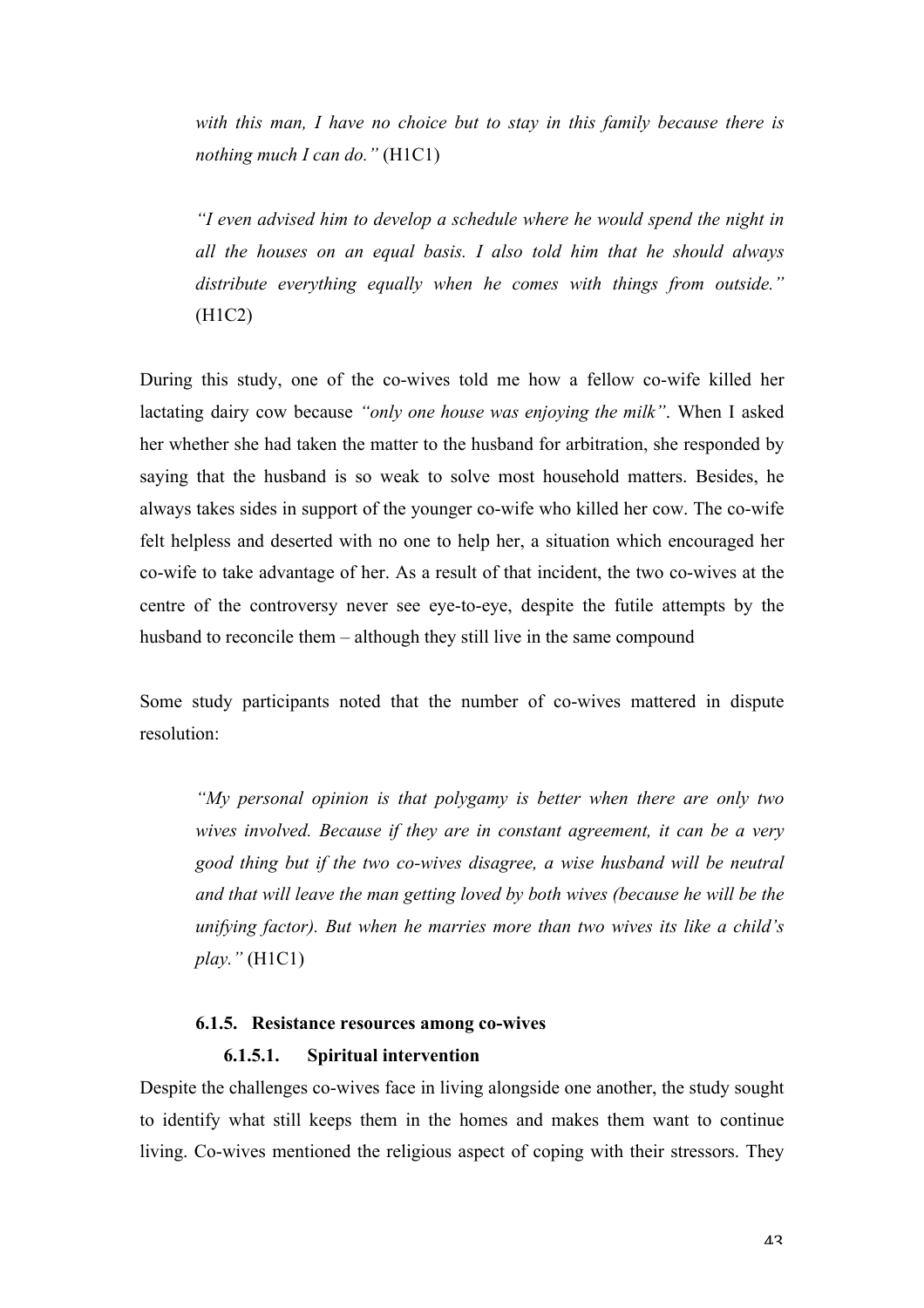*with this man, I have no choice but to stay in this family because there is nothing much I can do."* (H1C1)

*"I even advised him to develop a schedule where he would spend the night in all the houses on an equal basis. I also told him that he should always distribute everything equally when he comes with things from outside."* (H1C2)

During this study, one of the co-wives told me how a fellow co-wife killed her lactating dairy cow because *"only one house was enjoying the milk"*. When I asked her whether she had taken the matter to the husband for arbitration, she responded by saying that the husband is so weak to solve most household matters. Besides, he always takes sides in support of the younger co-wife who killed her cow. The co-wife felt helpless and deserted with no one to help her, a situation which encouraged her co-wife to take advantage of her. As a result of that incident, the two co-wives at the centre of the controversy never see eye-to-eye, despite the futile attempts by the husband to reconcile them – although they still live in the same compound

Some study participants noted that the number of co-wives mattered in dispute resolution:

*"My personal opinion is that polygamy is better when there are only two wives involved. Because if they are in constant agreement, it can be a very good thing but if the two co-wives disagree, a wise husband will be neutral and that will leave the man getting loved by both wives (because he will be the unifying factor). But when he marries more than two wives its like a child's play."* (H1C1)

#### 6.1.5. Resistance resources among co-wives

##### 6.1.5.1. Spiritual intervention

Despite the challenges co-wives face in living alongside one another, the study sought to identify what still keeps them in the homes and makes them want to continue living. Co-wives mentioned the religious aspect of coping with their stressors. They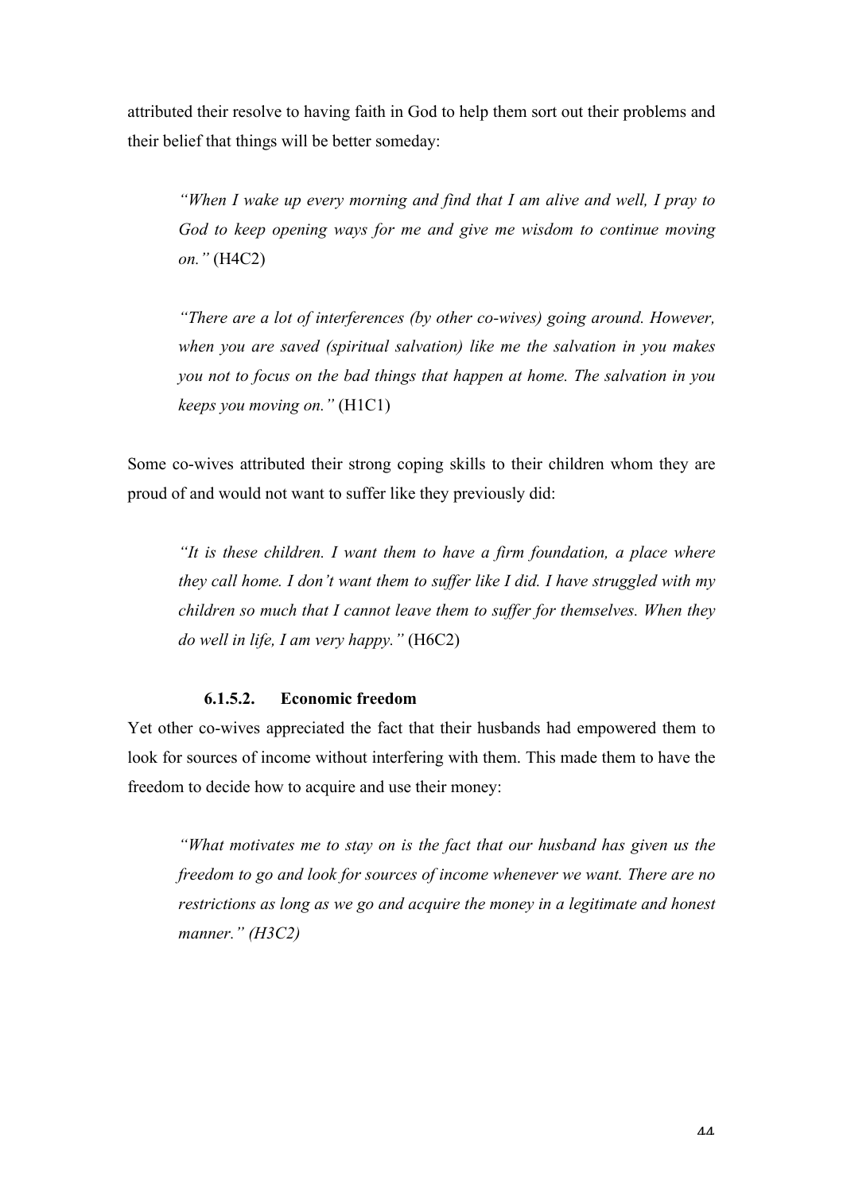attributed their resolve to having faith in God to help them sort out their problems and their belief that things will be better someday:

> *"When I wake up every morning and find that I am alive and well, I pray to God to keep opening ways for me and give me wisdom to continue moving on."* (H4C2)

> *"There are a lot of interferences (by other co-wives) going around. However, when you are saved (spiritual salvation) like me the salvation in you makes you not to focus on the bad things that happen at home. The salvation in you keeps you moving on."* (H1C1)

Some co-wives attributed their strong coping skills to their children whom they are proud of and would not want to suffer like they previously did:

> *"It is these children. I want them to have a firm foundation, a place where they call home. I don't want them to suffer like I did. I have struggled with my children so much that I cannot leave them to suffer for themselves. When they do well in life, I am very happy."* (H6C2)

#### 6.1.5.2. Economic freedom

Yet other co-wives appreciated the fact that their husbands had empowered them to look for sources of income without interfering with them. This made them to have the freedom to decide how to acquire and use their money:

> *"What motivates me to stay on is the fact that our husband has given us the freedom to go and look for sources of income whenever we want. There are no restrictions as long as we go and acquire the money in a legitimate and honest manner." (H3C2)*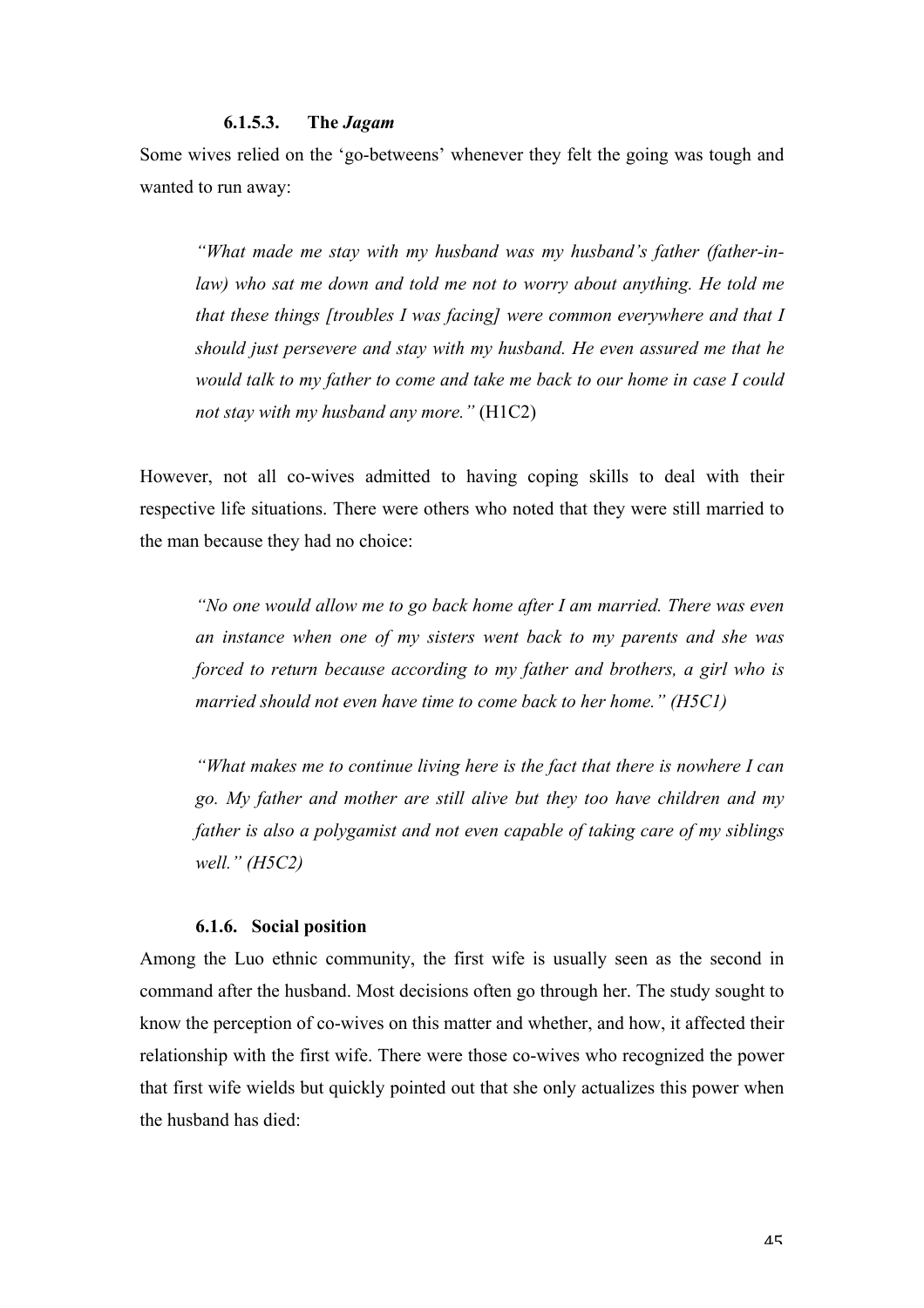#### 6.1.5.3. The *Jagam*

Some wives relied on the 'go-betweens' whenever they felt the going was tough and wanted to run away:

> *"What made me stay with my husband was my husband's father (father-in-law) who sat me down and told me not to worry about anything. He told me that these things [troubles I was facing] were common everywhere and that I should just persevere and stay with my husband. He even assured me that he would talk to my father to come and take me back to our home in case I could not stay with my husband any more."* (H1C2)

However, not all co-wives admitted to having coping skills to deal with their respective life situations. There were others who noted that they were still married to the man because they had no choice:

> *"No one would allow me to go back home after I am married. There was even an instance when one of my sisters went back to my parents and she was forced to return because according to my father and brothers, a girl who is married should not even have time to come back to her home." (H5C1)*

> *"What makes me to continue living here is the fact that there is nowhere I can go. My father and mother are still alive but they too have children and my father is also a polygamist and not even capable of taking care of my siblings well." (H5C2)*

### 6.1.6. Social position

Among the Luo ethnic community, the first wife is usually seen as the second in command after the husband. Most decisions often go through her. The study sought to know the perception of co-wives on this matter and whether, and how, it affected their relationship with the first wife. There were those co-wives who recognized the power that first wife wields but quickly pointed out that she only actualizes this power when the husband has died: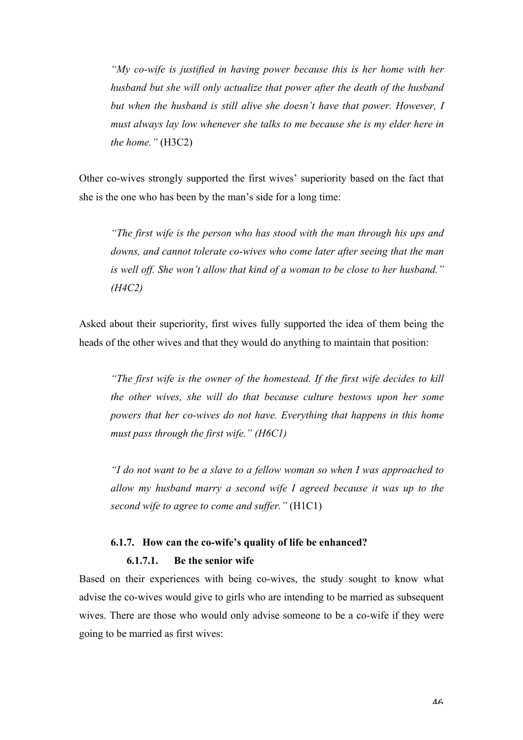> *"My co-wife is justified in having power because this is her home with her husband but she will only actualize that power after the death of the husband but when the husband is still alive she doesn't have that power. However, I must always lay low whenever she talks to me because she is my elder here in the home."* (H3C2)

Other co-wives strongly supported the first wives' superiority based on the fact that she is the one who has been by the man's side for a long time:

> *"The first wife is the person who has stood with the man through his ups and downs, and cannot tolerate co-wives who come later after seeing that the man is well off. She won't allow that kind of a woman to be close to her husband." (H4C2)*

Asked about their superiority, first wives fully supported the idea of them being the heads of the other wives and that they would do anything to maintain that position:

> *"The first wife is the owner of the homestead. If the first wife decides to kill the other wives, she will do that because culture bestows upon her some powers that her co-wives do not have. Everything that happens in this home must pass through the first wife." (H6C1)*

> *"I do not want to be a slave to a fellow woman so when I was approached to allow my husband marry a second wife I agreed because it was up to the second wife to agree to come and suffer."* (H1C1)

### 6.1.7. How can the co-wife's quality of life be enhanced?

#### 6.1.7.1. Be the senior wife

Based on their experiences with being co-wives, the study sought to know what advise the co-wives would give to girls who are intending to be married as subsequent wives. There are those who would only advise someone to be a co-wife if they were going to be married as first wives: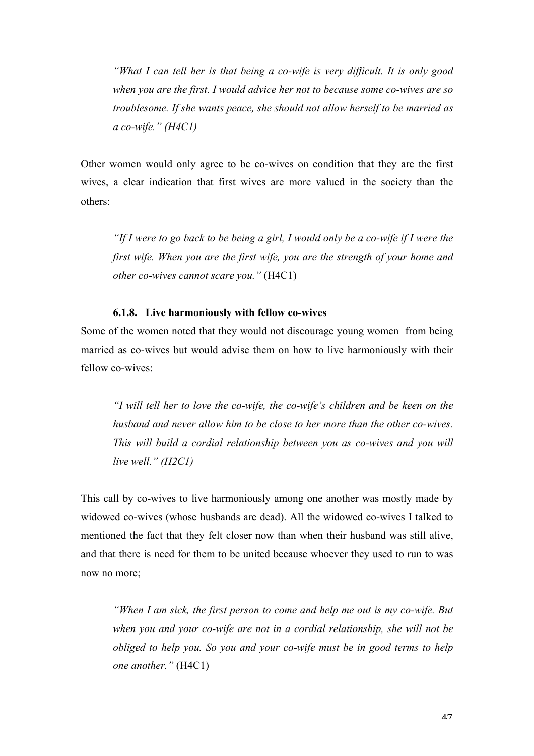> *"What I can tell her is that being a co-wife is very difficult. It is only good when you are the first. I would advice her not to because some co-wives are so troublesome. If she wants peace, she should not allow herself to be married as a co-wife." (H4C1)*

Other women would only agree to be co-wives on condition that they are the first wives, a clear indication that first wives are more valued in the society than the others:

> *"If I were to go back to be being a girl, I would only be a co-wife if I were the first wife. When you are the first wife, you are the strength of your home and other co-wives cannot scare you."* (H4C1)

### 6.1.8. Live harmoniously with fellow co-wives

Some of the women noted that they would not discourage young women  from being married as co-wives but would advise them on how to live harmoniously with their fellow co-wives:

> *"I will tell her to love the co-wife, the co-wife's children and be keen on the husband and never allow him to be close to her more than the other co-wives. This will build a cordial relationship between you as co-wives and you will live well." (H2C1)*

This call by co-wives to live harmoniously among one another was mostly made by widowed co-wives (whose husbands are dead). All the widowed co-wives I talked to mentioned the fact that they felt closer now than when their husband was still alive, and that there is need for them to be united because whoever they used to run to was now no more;

> *"When I am sick, the first person to come and help me out is my co-wife. But when you and your co-wife are not in a cordial relationship, she will not be obliged to help you. So you and your co-wife must be in good terms to help one another."* (H4C1)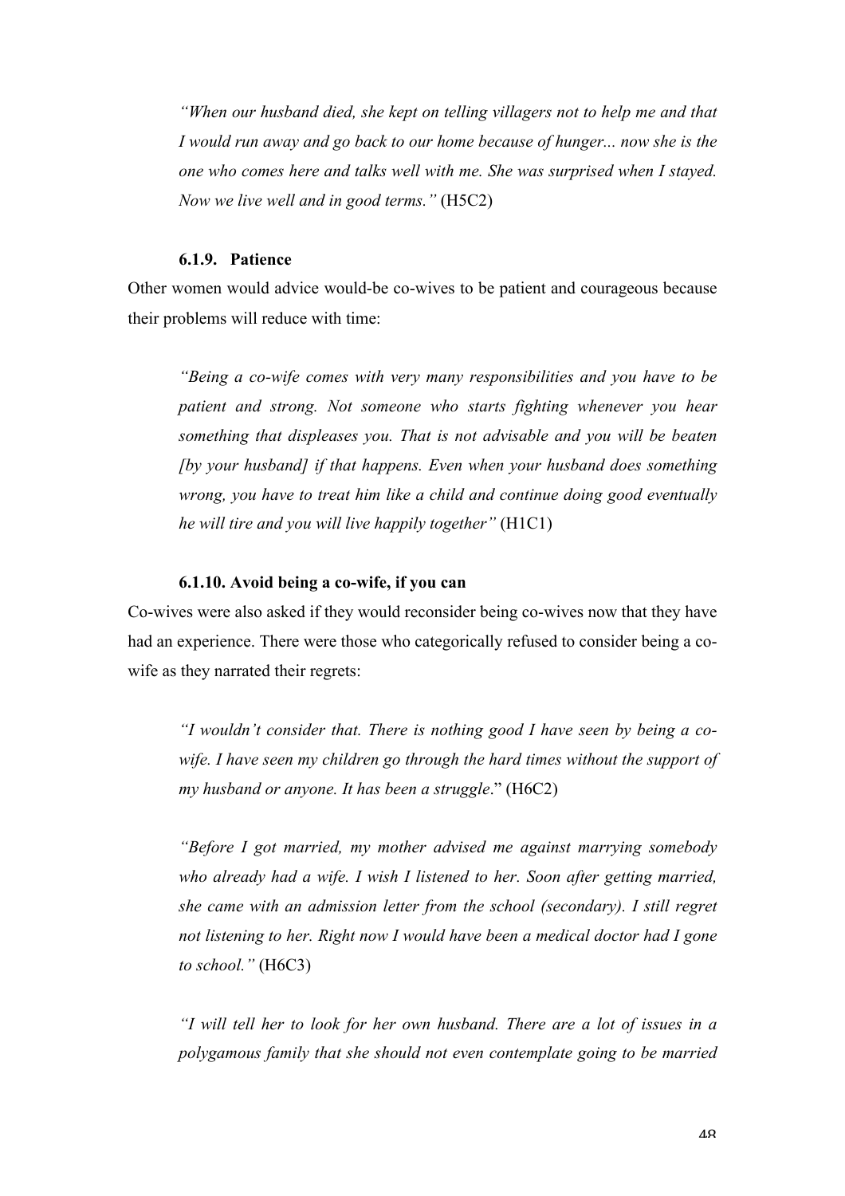> *"When our husband died, she kept on telling villagers not to help me and that I would run away and go back to our home because of hunger... now she is the one who comes here and talks well with me. She was surprised when I stayed. Now we live well and in good terms."* (H5C2)

### 6.1.9. Patience

Other women would advice would-be co-wives to be patient and courageous because their problems will reduce with time:

> *"Being a co-wife comes with very many responsibilities and you have to be patient and strong. Not someone who starts fighting whenever you hear something that displeases you. That is not advisable and you will be beaten [by your husband] if that happens. Even when your husband does something wrong, you have to treat him like a child and continue doing good eventually he will tire and you will live happily together"* (H1C1)

### 6.1.10. Avoid being a co-wife, if you can

Co-wives were also asked if they would reconsider being co-wives now that they have had an experience. There were those who categorically refused to consider being a co-wife as they narrated their regrets:

> *"I wouldn't consider that. There is nothing good I have seen by being a co-wife. I have seen my children go through the hard times without the support of my husband or anyone. It has been a struggle*." (H6C2)

> *"Before I got married, my mother advised me against marrying somebody who already had a wife. I wish I listened to her. Soon after getting married, she came with an admission letter from the school (secondary). I still regret not listening to her. Right now I would have been a medical doctor had I gone to school."* (H6C3)

> *"I will tell her to look for her own husband. There are a lot of issues in a polygamous family that she should not even contemplate going to be married*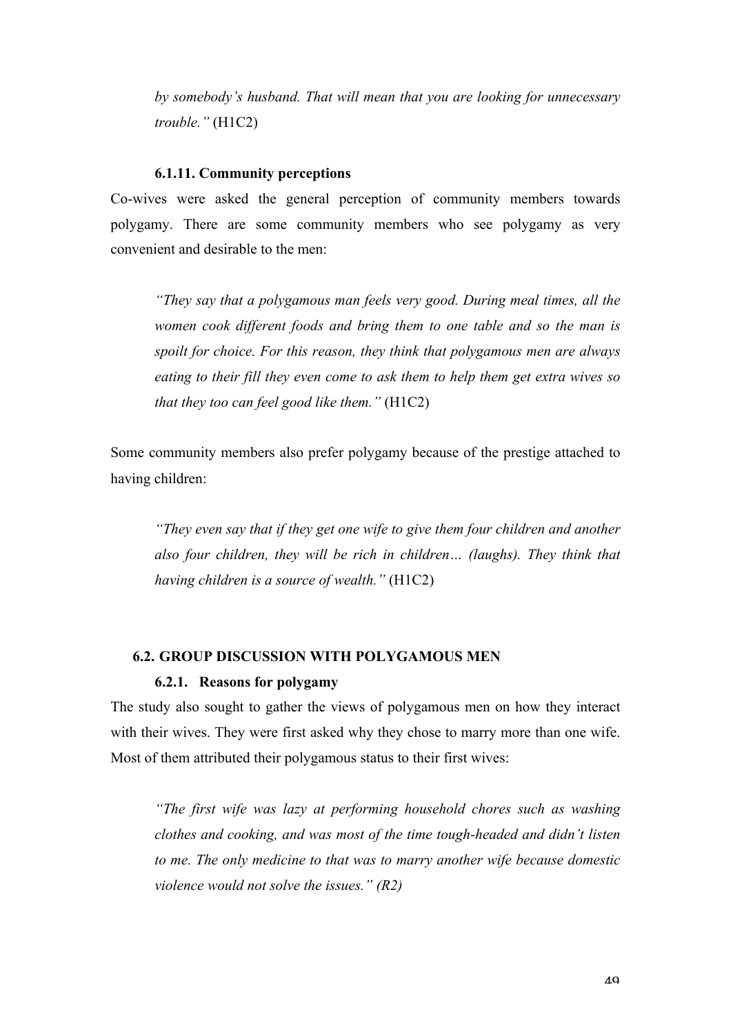*by somebody's husband. That will mean that you are looking for unnecessary trouble."* (H1C2)

#### 6.1.11. Community perceptions

Co-wives were asked the general perception of community members towards polygamy. There are some community members who see polygamy as very convenient and desirable to the men:

> *"They say that a polygamous man feels very good. During meal times, all the women cook different foods and bring them to one table and so the man is spoilt for choice. For this reason, they think that polygamous men are always eating to their fill they even come to ask them to help them get extra wives so that they too can feel good like them."* (H1C2)

Some community members also prefer polygamy because of the prestige attached to having children:

> *"They even say that if they get one wife to give them four children and another also four children, they will be rich in children… (laughs). They think that having children is a source of wealth."* (H1C2)

### 6.2. GROUP DISCUSSION WITH POLYGAMOUS MEN

#### 6.2.1. Reasons for polygamy

The study also sought to gather the views of polygamous men on how they interact with their wives. They were first asked why they chose to marry more than one wife. Most of them attributed their polygamous status to their first wives:

> *"The first wife was lazy at performing household chores such as washing clothes and cooking, and was most of the time tough-headed and didn't listen to me. The only medicine to that was to marry another wife because domestic violence would not solve the issues." (R2)*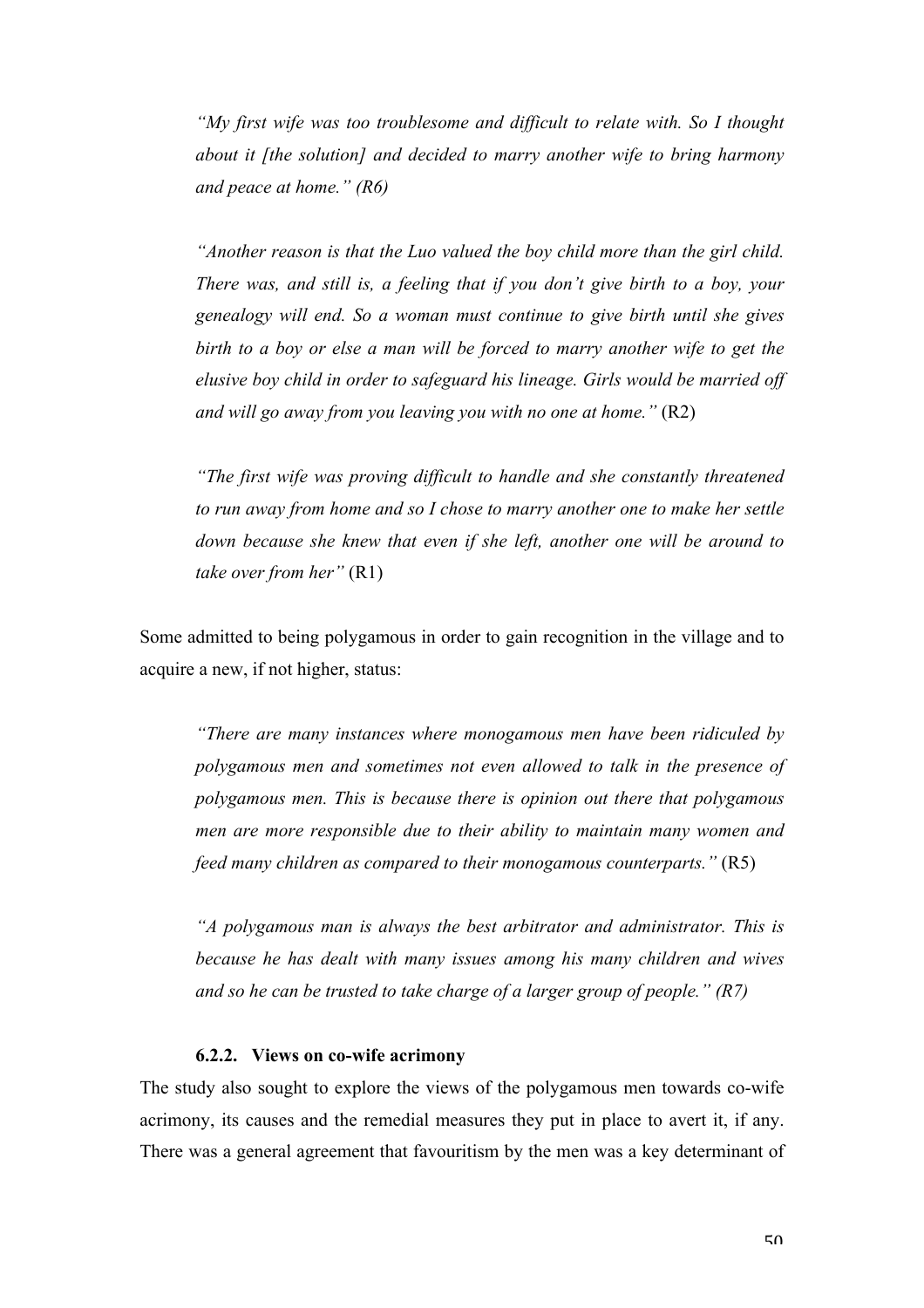> *"My first wife was too troublesome and difficult to relate with. So I thought about it [the solution] and decided to marry another wife to bring harmony and peace at home." (R6)*

> *"Another reason is that the Luo valued the boy child more than the girl child. There was, and still is, a feeling that if you don't give birth to a boy, your genealogy will end. So a woman must continue to give birth until she gives birth to a boy or else a man will be forced to marry another wife to get the elusive boy child in order to safeguard his lineage. Girls would be married off and will go away from you leaving you with no one at home."* (R2)

> *"The first wife was proving difficult to handle and she constantly threatened to run away from home and so I chose to marry another one to make her settle down because she knew that even if she left, another one will be around to take over from her"* (R1)

Some admitted to being polygamous in order to gain recognition in the village and to acquire a new, if not higher, status:

> *"There are many instances where monogamous men have been ridiculed by polygamous men and sometimes not even allowed to talk in the presence of polygamous men. This is because there is opinion out there that polygamous men are more responsible due to their ability to maintain many women and feed many children as compared to their monogamous counterparts."* (R5)

> *"A polygamous man is always the best arbitrator and administrator. This is because he has dealt with many issues among his many children and wives and so he can be trusted to take charge of a larger group of people." (R7)*

### 6.2.2. Views on co-wife acrimony

The study also sought to explore the views of the polygamous men towards co-wife acrimony, its causes and the remedial measures they put in place to avert it, if any. There was a general agreement that favouritism by the men was a key determinant of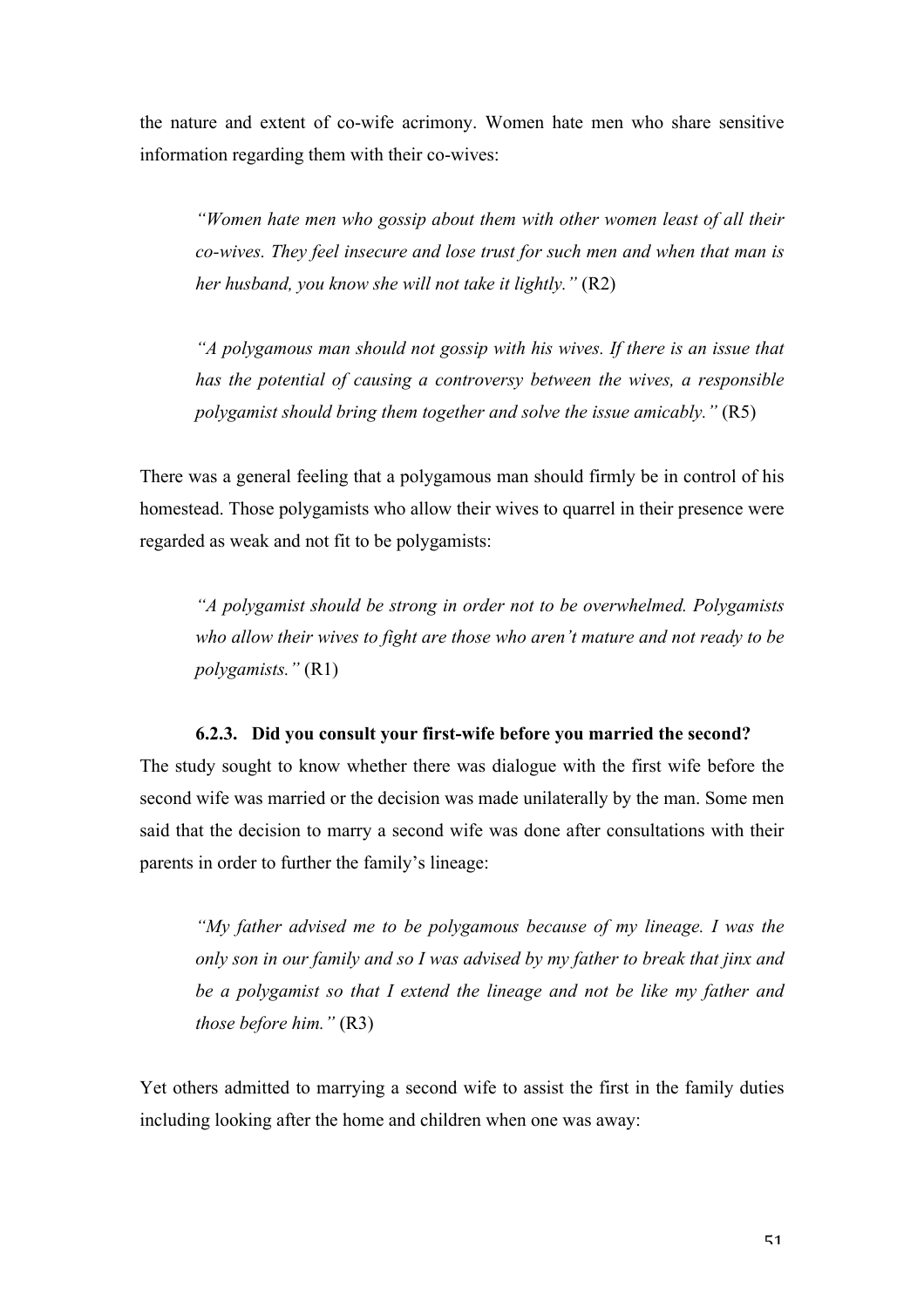the nature and extent of co-wife acrimony. Women hate men who share sensitive information regarding them with their co-wives:

> *"Women hate men who gossip about them with other women least of all their co-wives. They feel insecure and lose trust for such men and when that man is her husband, you know she will not take it lightly."* (R2)

> *"A polygamous man should not gossip with his wives. If there is an issue that has the potential of causing a controversy between the wives, a responsible polygamist should bring them together and solve the issue amicably."* (R5)

There was a general feeling that a polygamous man should firmly be in control of his homestead. Those polygamists who allow their wives to quarrel in their presence were regarded as weak and not fit to be polygamists:

> *"A polygamist should be strong in order not to be overwhelmed. Polygamists who allow their wives to fight are those who aren't mature and not ready to be polygamists."* (R1)

#### 6.2.3. Did you consult your first-wife before you married the second?

The study sought to know whether there was dialogue with the first wife before the second wife was married or the decision was made unilaterally by the man. Some men said that the decision to marry a second wife was done after consultations with their parents in order to further the family's lineage:

> *"My father advised me to be polygamous because of my lineage. I was the only son in our family and so I was advised by my father to break that jinx and be a polygamist so that I extend the lineage and not be like my father and those before him."* (R3)

Yet others admitted to marrying a second wife to assist the first in the family duties including looking after the home and children when one was away: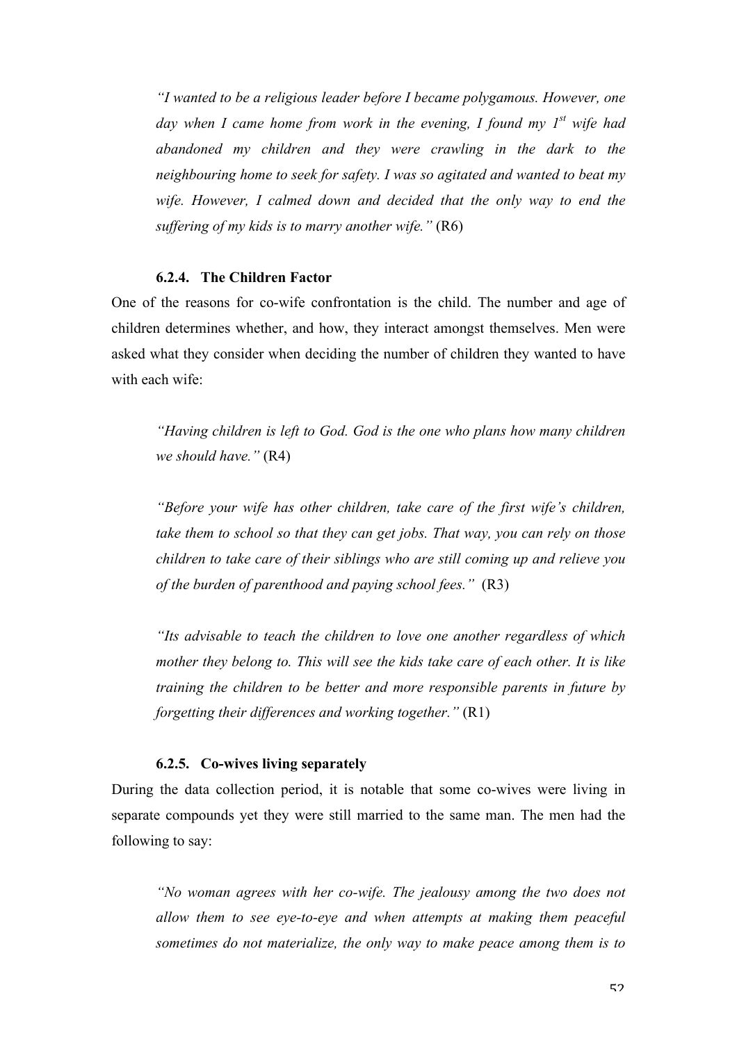> *"I wanted to be a religious leader before I became polygamous. However, one day when I came home from work in the evening, I found my 1st wife had abandoned my children and they were crawling in the dark to the neighbouring home to seek for safety. I was so agitated and wanted to beat my wife. However, I calmed down and decided that the only way to end the suffering of my kids is to marry another wife."* (R6)

### 6.2.4. The Children Factor

One of the reasons for co-wife confrontation is the child. The number and age of children determines whether, and how, they interact amongst themselves. Men were asked what they consider when deciding the number of children they wanted to have with each wife:

> *"Having children is left to God. God is the one who plans how many children we should have."* (R4)

> *"Before your wife has other children, take care of the first wife's children, take them to school so that they can get jobs. That way, you can rely on those children to take care of their siblings who are still coming up and relieve you of the burden of parenthood and paying school fees."* (R3)

> *"Its advisable to teach the children to love one another regardless of which mother they belong to. This will see the kids take care of each other. It is like training the children to be better and more responsible parents in future by forgetting their differences and working together."* (R1)

### 6.2.5. Co-wives living separately

During the data collection period, it is notable that some co-wives were living in separate compounds yet they were still married to the same man. The men had the following to say:

> *"No woman agrees with her co-wife. The jealousy among the two does not allow them to see eye-to-eye and when attempts at making them peaceful sometimes do not materialize, the only way to make peace among them is to*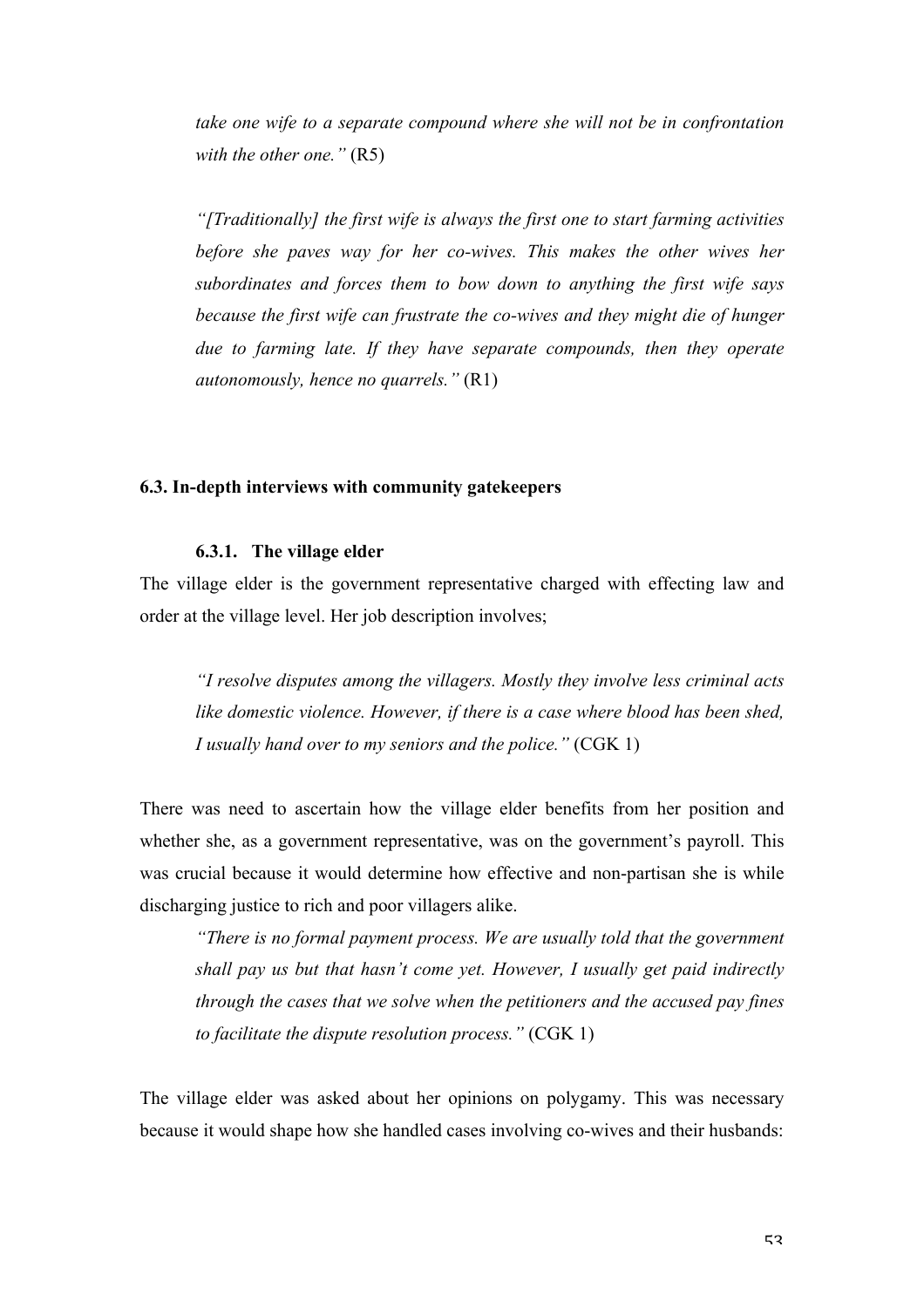*take one wife to a separate compound where she will not be in confrontation with the other one."* (R5)

*"[Traditionally] the first wife is always the first one to start farming activities before she paves way for her co-wives. This makes the other wives her subordinates and forces them to bow down to anything the first wife says because the first wife can frustrate the co-wives and they might die of hunger due to farming late. If they have separate compounds, then they operate autonomously, hence no quarrels."* (R1)

### 6.3. In-depth interviews with community gatekeepers

#### 6.3.1. The village elder

The village elder is the government representative charged with effecting law and order at the village level. Her job description involves;

*"I resolve disputes among the villagers. Mostly they involve less criminal acts like domestic violence. However, if there is a case where blood has been shed, I usually hand over to my seniors and the police."* (CGK 1)

There was need to ascertain how the village elder benefits from her position and whether she, as a government representative, was on the government's payroll. This was crucial because it would determine how effective and non-partisan she is while discharging justice to rich and poor villagers alike.

*"There is no formal payment process. We are usually told that the government shall pay us but that hasn't come yet. However, I usually get paid indirectly through the cases that we solve when the petitioners and the accused pay fines to facilitate the dispute resolution process."* (CGK 1)

The village elder was asked about her opinions on polygamy. This was necessary because it would shape how she handled cases involving co-wives and their husbands: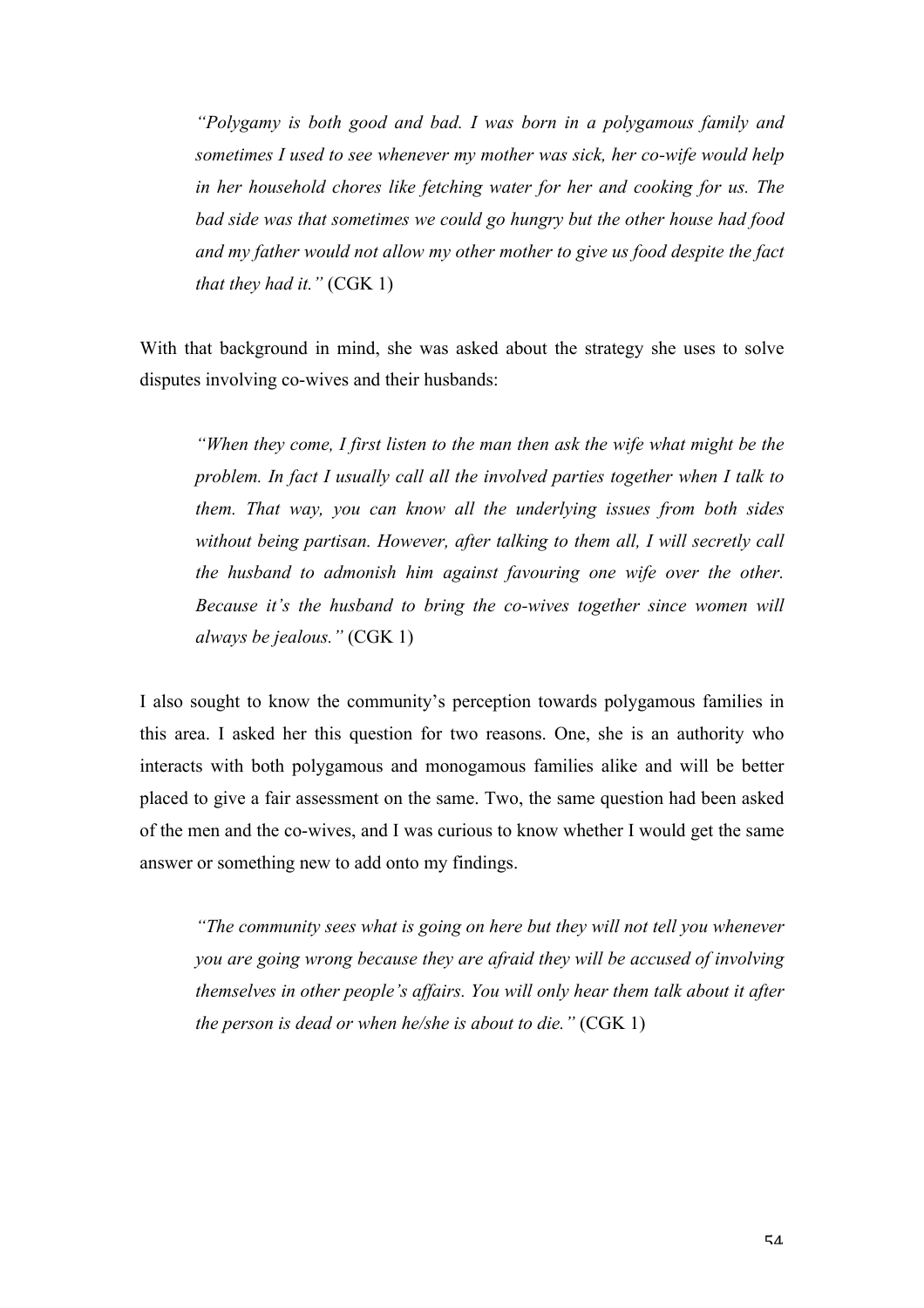> *"Polygamy is both good and bad. I was born in a polygamous family and sometimes I used to see whenever my mother was sick, her co-wife would help in her household chores like fetching water for her and cooking for us. The bad side was that sometimes we could go hungry but the other house had food and my father would not allow my other mother to give us food despite the fact that they had it."* (CGK 1)

With that background in mind, she was asked about the strategy she uses to solve disputes involving co-wives and their husbands:

> *"When they come, I first listen to the man then ask the wife what might be the problem. In fact I usually call all the involved parties together when I talk to them. That way, you can know all the underlying issues from both sides without being partisan. However, after talking to them all, I will secretly call the husband to admonish him against favouring one wife over the other. Because it's the husband to bring the co-wives together since women will always be jealous."* (CGK 1)

I also sought to know the community's perception towards polygamous families in this area. I asked her this question for two reasons. One, she is an authority who interacts with both polygamous and monogamous families alike and will be better placed to give a fair assessment on the same. Two, the same question had been asked of the men and the co-wives, and I was curious to know whether I would get the same answer or something new to add onto my findings.

> *"The community sees what is going on here but they will not tell you whenever you are going wrong because they are afraid they will be accused of involving themselves in other people's affairs. You will only hear them talk about it after the person is dead or when he/she is about to die."* (CGK 1)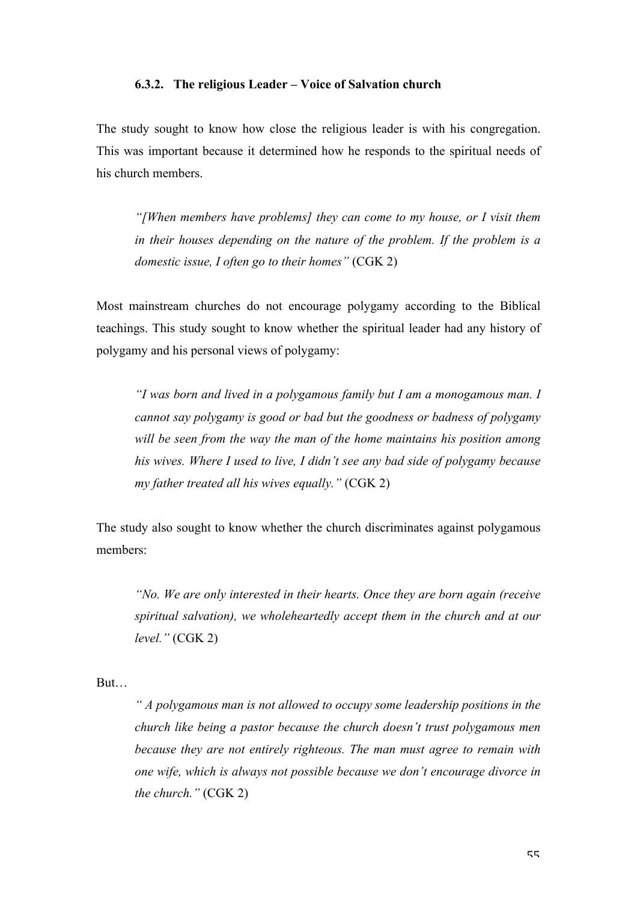#### 6.3.2. The religious Leader – Voice of Salvation church

The study sought to know how close the religious leader is with his congregation. This was important because it determined how he responds to the spiritual needs of his church members.

> *"[When members have problems] they can come to my house, or I visit them in their houses depending on the nature of the problem. If the problem is a domestic issue, I often go to their homes"* (CGK 2)

Most mainstream churches do not encourage polygamy according to the Biblical teachings. This study sought to know whether the spiritual leader had any history of polygamy and his personal views of polygamy:

> *"I was born and lived in a polygamous family but I am a monogamous man. I cannot say polygamy is good or bad but the goodness or badness of polygamy will be seen from the way the man of the home maintains his position among his wives. Where I used to live, I didn't see any bad side of polygamy because my father treated all his wives equally."* (CGK 2)

The study also sought to know whether the church discriminates against polygamous members:

> *"No. We are only interested in their hearts. Once they are born again (receive spiritual salvation), we wholeheartedly accept them in the church and at our level."* (CGK 2)

But…

> *" A polygamous man is not allowed to occupy some leadership positions in the church like being a pastor because the church doesn't trust polygamous men because they are not entirely righteous. The man must agree to remain with one wife, which is always not possible because we don't encourage divorce in the church."* (CGK 2)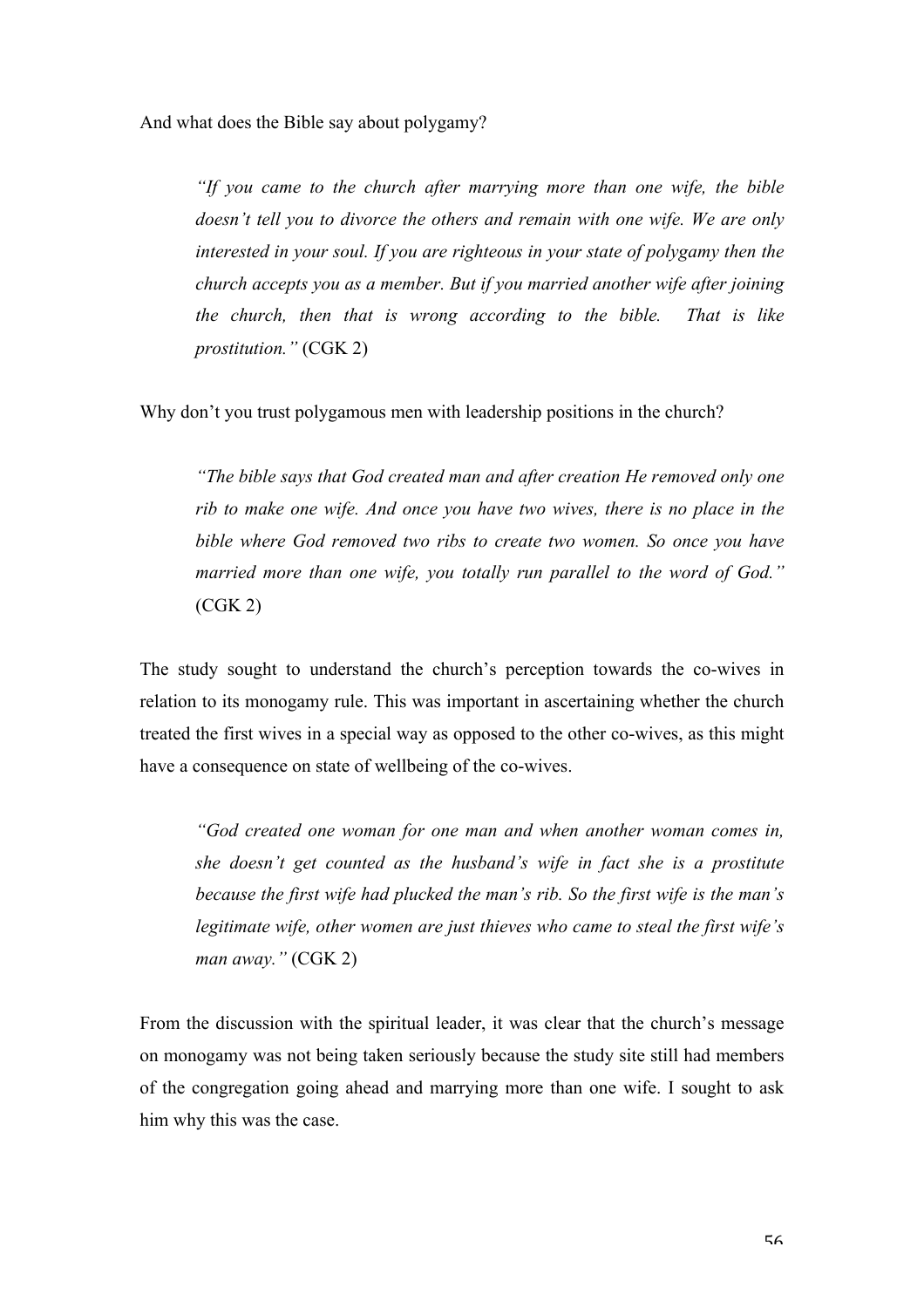And what does the Bible say about polygamy?

> *"If you came to the church after marrying more than one wife, the bible doesn't tell you to divorce the others and remain with one wife. We are only interested in your soul. If you are righteous in your state of polygamy then the church accepts you as a member. But if you married another wife after joining the church, then that is wrong according to the bible. That is like prostitution."* (CGK 2)

Why don't you trust polygamous men with leadership positions in the church?

> *"The bible says that God created man and after creation He removed only one rib to make one wife. And once you have two wives, there is no place in the bible where God removed two ribs to create two women. So once you have married more than one wife, you totally run parallel to the word of God."* (CGK 2)

The study sought to understand the church's perception towards the co-wives in relation to its monogamy rule. This was important in ascertaining whether the church treated the first wives in a special way as opposed to the other co-wives, as this might have a consequence on state of wellbeing of the co-wives.

> *"God created one woman for one man and when another woman comes in, she doesn't get counted as the husband's wife in fact she is a prostitute because the first wife had plucked the man's rib. So the first wife is the man's legitimate wife, other women are just thieves who came to steal the first wife's man away."* (CGK 2)

From the discussion with the spiritual leader, it was clear that the church's message on monogamy was not being taken seriously because the study site still had members of the congregation going ahead and marrying more than one wife. I sought to ask him why this was the case.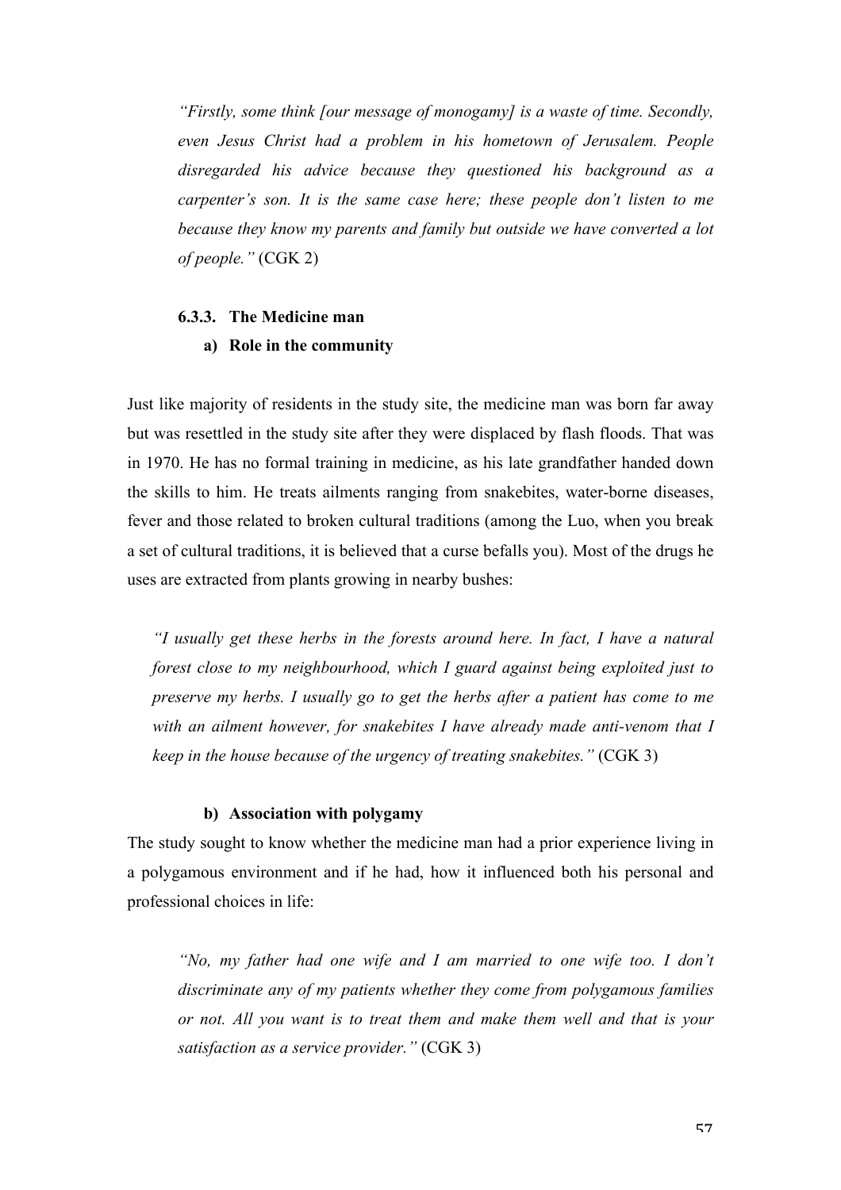> *"Firstly, some think [our message of monogamy] is a waste of time. Secondly, even Jesus Christ had a problem in his hometown of Jerusalem. People disregarded his advice because they questioned his background as a carpenter's son. It is the same case here; these people don't listen to me because they know my parents and family but outside we have converted a lot of people."* (CGK 2)

### 6.3.3. The Medicine man

#### a) Role in the community

Just like majority of residents in the study site, the medicine man was born far away but was resettled in the study site after they were displaced by flash floods. That was in 1970. He has no formal training in medicine, as his late grandfather handed down the skills to him. He treats ailments ranging from snakebites, water-borne diseases, fever and those related to broken cultural traditions (among the Luo, when you break a set of cultural traditions, it is believed that a curse befalls you). Most of the drugs he uses are extracted from plants growing in nearby bushes:

> *"I usually get these herbs in the forests around here. In fact, I have a natural forest close to my neighbourhood, which I guard against being exploited just to preserve my herbs. I usually go to get the herbs after a patient has come to me with an ailment however, for snakebites I have already made anti-venom that I keep in the house because of the urgency of treating snakebites."* (CGK 3)

#### b) Association with polygamy

The study sought to know whether the medicine man had a prior experience living in a polygamous environment and if he had, how it influenced both his personal and professional choices in life:

> *"No, my father had one wife and I am married to one wife too. I don't discriminate any of my patients whether they come from polygamous families or not. All you want is to treat them and make them well and that is your satisfaction as a service provider."* (CGK 3)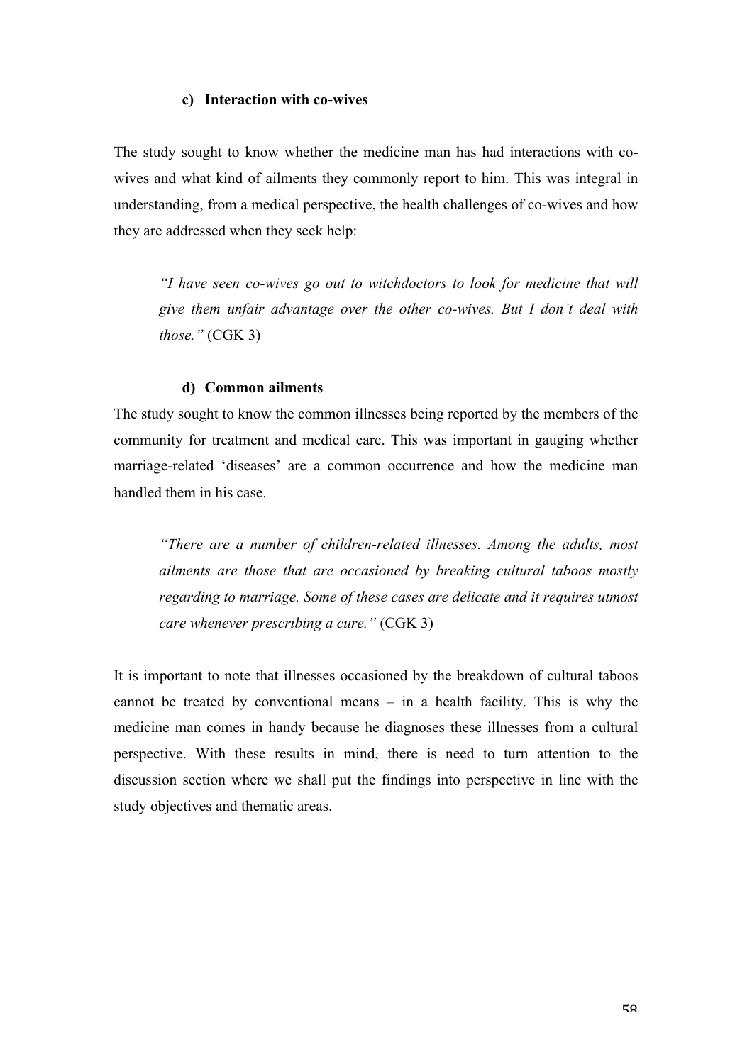#### c) Interaction with co-wives

The study sought to know whether the medicine man has had interactions with co-wives and what kind of ailments they commonly report to him. This was integral in understanding, from a medical perspective, the health challenges of co-wives and how they are addressed when they seek help:

> *"I have seen co-wives go out to witchdoctors to look for medicine that will give them unfair advantage over the other co-wives. But I don't deal with those."* (CGK 3)

#### d) Common ailments

The study sought to know the common illnesses being reported by the members of the community for treatment and medical care. This was important in gauging whether marriage-related 'diseases' are a common occurrence and how the medicine man handled them in his case.

> *"There are a number of children-related illnesses. Among the adults, most ailments are those that are occasioned by breaking cultural taboos mostly regarding to marriage. Some of these cases are delicate and it requires utmost care whenever prescribing a cure."* (CGK 3)

It is important to note that illnesses occasioned by the breakdown of cultural taboos cannot be treated by conventional means – in a health facility. This is why the medicine man comes in handy because he diagnoses these illnesses from a cultural perspective. With these results in mind, there is need to turn attention to the discussion section where we shall put the findings into perspective in line with the study objectives and thematic areas.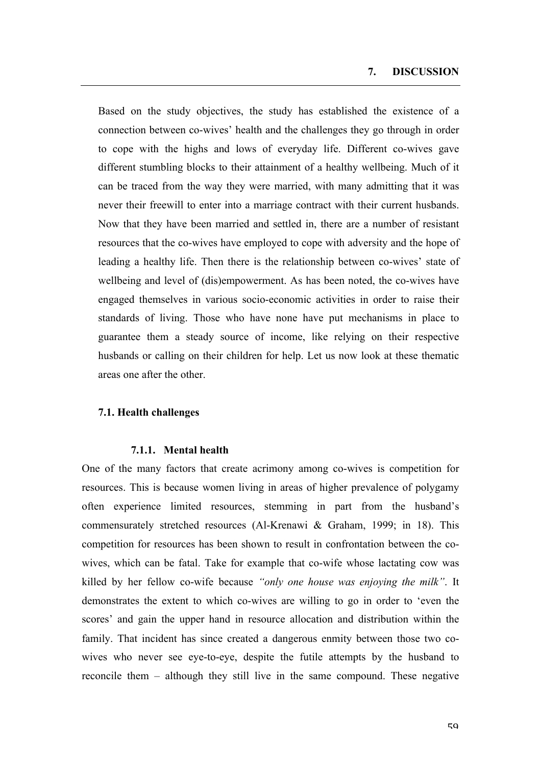# 7. DISCUSSION

Based on the study objectives, the study has established the existence of a connection between co-wives' health and the challenges they go through in order to cope with the highs and lows of everyday life. Different co-wives gave different stumbling blocks to their attainment of a healthy wellbeing. Much of it can be traced from the way they were married, with many admitting that it was never their freewill to enter into a marriage contract with their current husbands. Now that they have been married and settled in, there are a number of resistant resources that the co-wives have employed to cope with adversity and the hope of leading a healthy life. Then there is the relationship between co-wives' state of wellbeing and level of (dis)empowerment. As has been noted, the co-wives have engaged themselves in various socio-economic activities in order to raise their standards of living. Those who have none have put mechanisms in place to guarantee them a steady source of income, like relying on their respective husbands or calling on their children for help. Let us now look at these thematic areas one after the other.

## 7.1. Health challenges

### 7.1.1. Mental health

One of the many factors that create acrimony among co-wives is competition for resources. This is because women living in areas of higher prevalence of polygamy often experience limited resources, stemming in part from the husband's commensurately stretched resources (Al-Krenawi & Graham, 1999; in 18). This competition for resources has been shown to result in confrontation between the co-wives, which can be fatal. Take for example that co-wife whose lactating cow was killed by her fellow co-wife because *"only one house was enjoying the milk"*. It demonstrates the extent to which co-wives are willing to go in order to 'even the scores' and gain the upper hand in resource allocation and distribution within the family. That incident has since created a dangerous enmity between those two co-wives who never see eye-to-eye, despite the futile attempts by the husband to reconcile them – although they still live in the same compound. These negative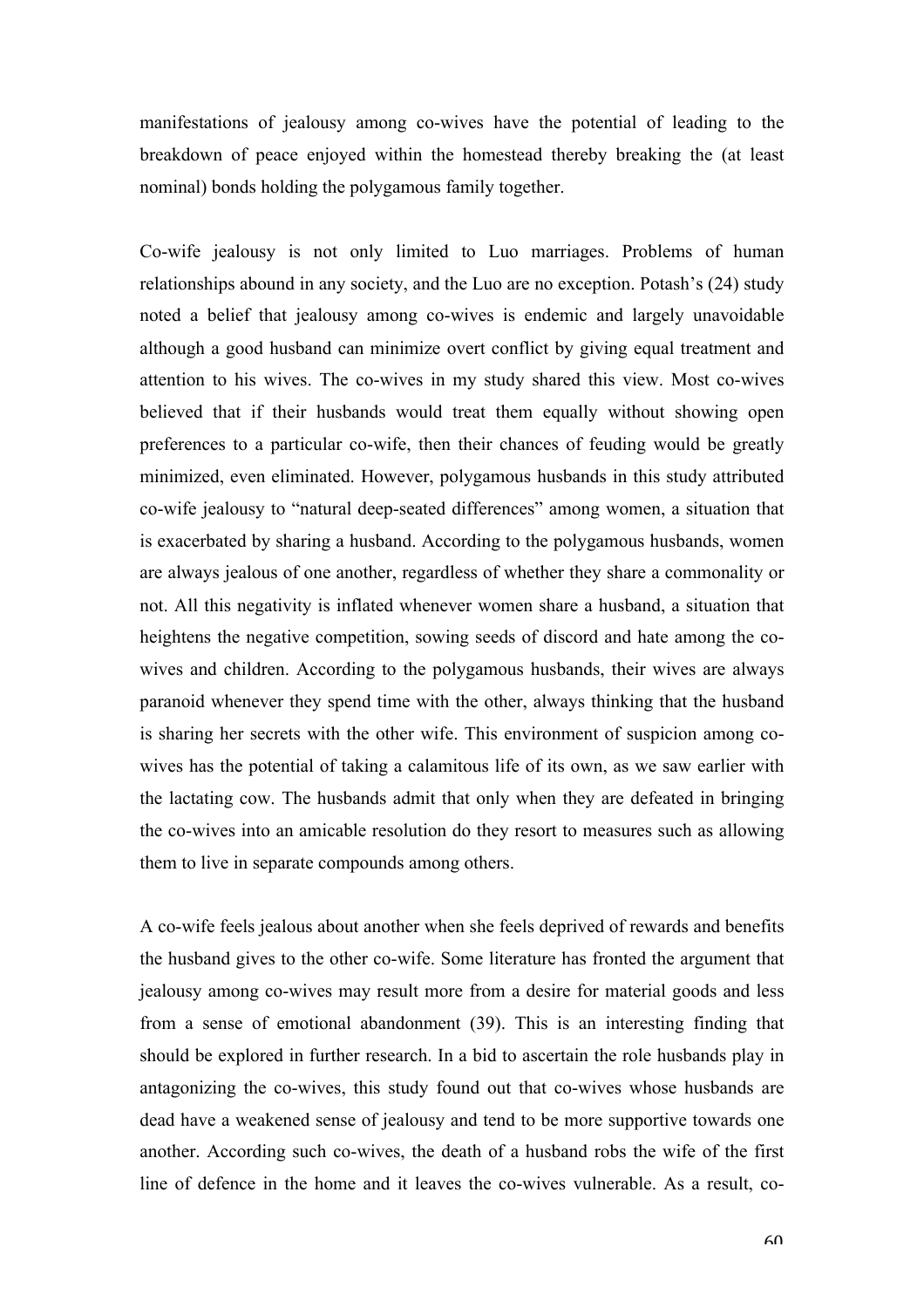manifestations of jealousy among co-wives have the potential of leading to the breakdown of peace enjoyed within the homestead thereby breaking the (at least nominal) bonds holding the polygamous family together.

Co-wife jealousy is not only limited to Luo marriages. Problems of human relationships abound in any society, and the Luo are no exception. Potash's (24) study noted a belief that jealousy among co-wives is endemic and largely unavoidable although a good husband can minimize overt conflict by giving equal treatment and attention to his wives. The co-wives in my study shared this view. Most co-wives believed that if their husbands would treat them equally without showing open preferences to a particular co-wife, then their chances of feuding would be greatly minimized, even eliminated. However, polygamous husbands in this study attributed co-wife jealousy to "natural deep-seated differences" among women, a situation that is exacerbated by sharing a husband. According to the polygamous husbands, women are always jealous of one another, regardless of whether they share a commonality or not. All this negativity is inflated whenever women share a husband, a situation that heightens the negative competition, sowing seeds of discord and hate among the co-wives and children. According to the polygamous husbands, their wives are always paranoid whenever they spend time with the other, always thinking that the husband is sharing her secrets with the other wife. This environment of suspicion among co-wives has the potential of taking a calamitous life of its own, as we saw earlier with the lactating cow. The husbands admit that only when they are defeated in bringing the co-wives into an amicable resolution do they resort to measures such as allowing them to live in separate compounds among others.

A co-wife feels jealous about another when she feels deprived of rewards and benefits the husband gives to the other co-wife. Some literature has fronted the argument that jealousy among co-wives may result more from a desire for material goods and less from a sense of emotional abandonment (39). This is an interesting finding that should be explored in further research. In a bid to ascertain the role husbands play in antagonizing the co-wives, this study found out that co-wives whose husbands are dead have a weakened sense of jealousy and tend to be more supportive towards one another. According such co-wives, the death of a husband robs the wife of the first line of defence in the home and it leaves the co-wives vulnerable. As a result, co-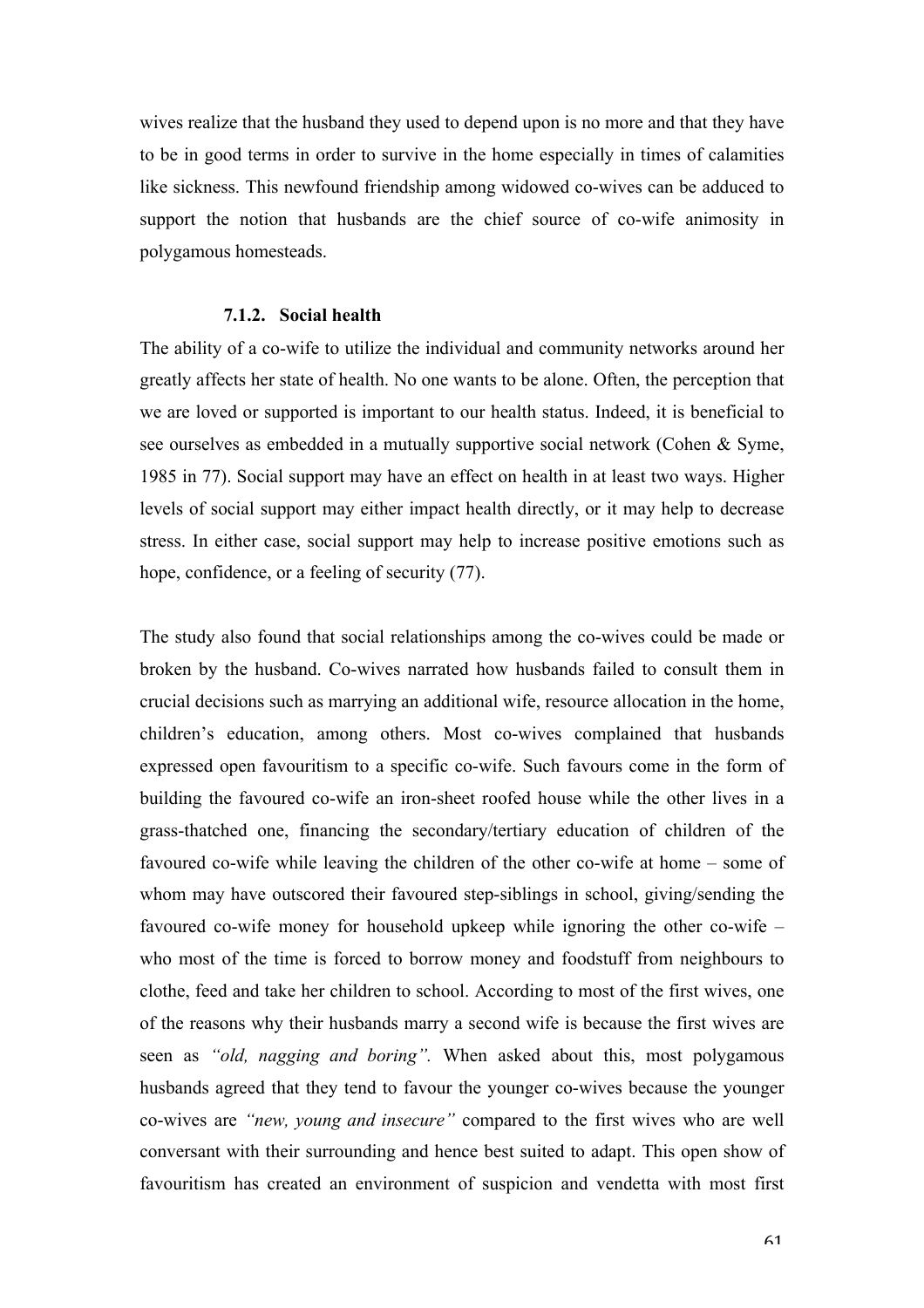wives realize that the husband they used to depend upon is no more and that they have to be in good terms in order to survive in the home especially in times of calamities like sickness. This newfound friendship among widowed co-wives can be adduced to support the notion that husbands are the chief source of co-wife animosity in polygamous homesteads.

### 7.1.2. Social health

The ability of a co-wife to utilize the individual and community networks around her greatly affects her state of health. No one wants to be alone. Often, the perception that we are loved or supported is important to our health status. Indeed, it is beneficial to see ourselves as embedded in a mutually supportive social network (Cohen & Syme, 1985 in 77). Social support may have an effect on health in at least two ways. Higher levels of social support may either impact health directly, or it may help to decrease stress. In either case, social support may help to increase positive emotions such as hope, confidence, or a feeling of security (77).

The study also found that social relationships among the co-wives could be made or broken by the husband. Co-wives narrated how husbands failed to consult them in crucial decisions such as marrying an additional wife, resource allocation in the home, children's education, among others. Most co-wives complained that husbands expressed open favouritism to a specific co-wife. Such favours come in the form of building the favoured co-wife an iron-sheet roofed house while the other lives in a grass-thatched one, financing the secondary/tertiary education of children of the favoured co-wife while leaving the children of the other co-wife at home – some of whom may have outscored their favoured step-siblings in school, giving/sending the favoured co-wife money for household upkeep while ignoring the other co-wife – who most of the time is forced to borrow money and foodstuff from neighbours to clothe, feed and take her children to school. According to most of the first wives, one of the reasons why their husbands marry a second wife is because the first wives are seen as *"old, nagging and boring".* When asked about this, most polygamous husbands agreed that they tend to favour the younger co-wives because the younger co-wives are *"new, young and insecure"* compared to the first wives who are well conversant with their surrounding and hence best suited to adapt. This open show of favouritism has created an environment of suspicion and vendetta with most first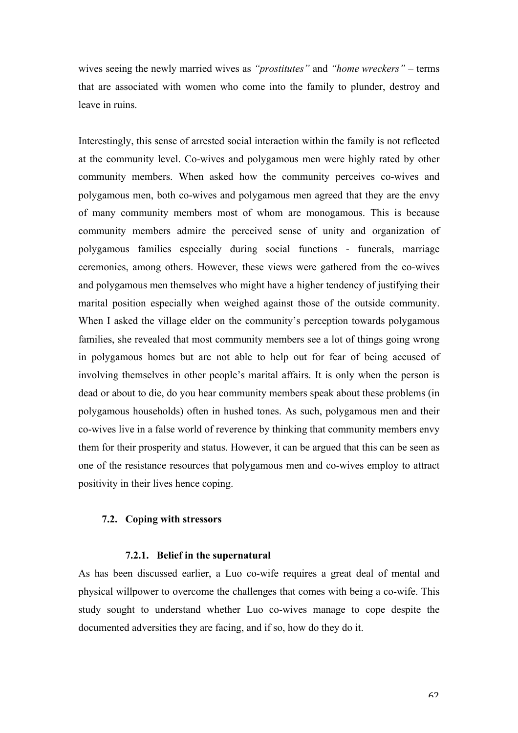wives seeing the newly married wives as *"prostitutes"* and *"home wreckers"* – terms that are associated with women who come into the family to plunder, destroy and leave in ruins.

Interestingly, this sense of arrested social interaction within the family is not reflected at the community level. Co-wives and polygamous men were highly rated by other community members. When asked how the community perceives co-wives and polygamous men, both co-wives and polygamous men agreed that they are the envy of many community members most of whom are monogamous. This is because community members admire the perceived sense of unity and organization of polygamous families especially during social functions - funerals, marriage ceremonies, among others. However, these views were gathered from the co-wives and polygamous men themselves who might have a higher tendency of justifying their marital position especially when weighed against those of the outside community. When I asked the village elder on the community's perception towards polygamous families, she revealed that most community members see a lot of things going wrong in polygamous homes but are not able to help out for fear of being accused of involving themselves in other people's marital affairs. It is only when the person is dead or about to die, do you hear community members speak about these problems (in polygamous households) often in hushed tones. As such, polygamous men and their co-wives live in a false world of reverence by thinking that community members envy them for their prosperity and status. However, it can be argued that this can be seen as one of the resistance resources that polygamous men and co-wives employ to attract positivity in their lives hence coping.

## 7.2. Coping with stressors

### 7.2.1. Belief in the supernatural

As has been discussed earlier, a Luo co-wife requires a great deal of mental and physical willpower to overcome the challenges that comes with being a co-wife. This study sought to understand whether Luo co-wives manage to cope despite the documented adversities they are facing, and if so, how do they do it.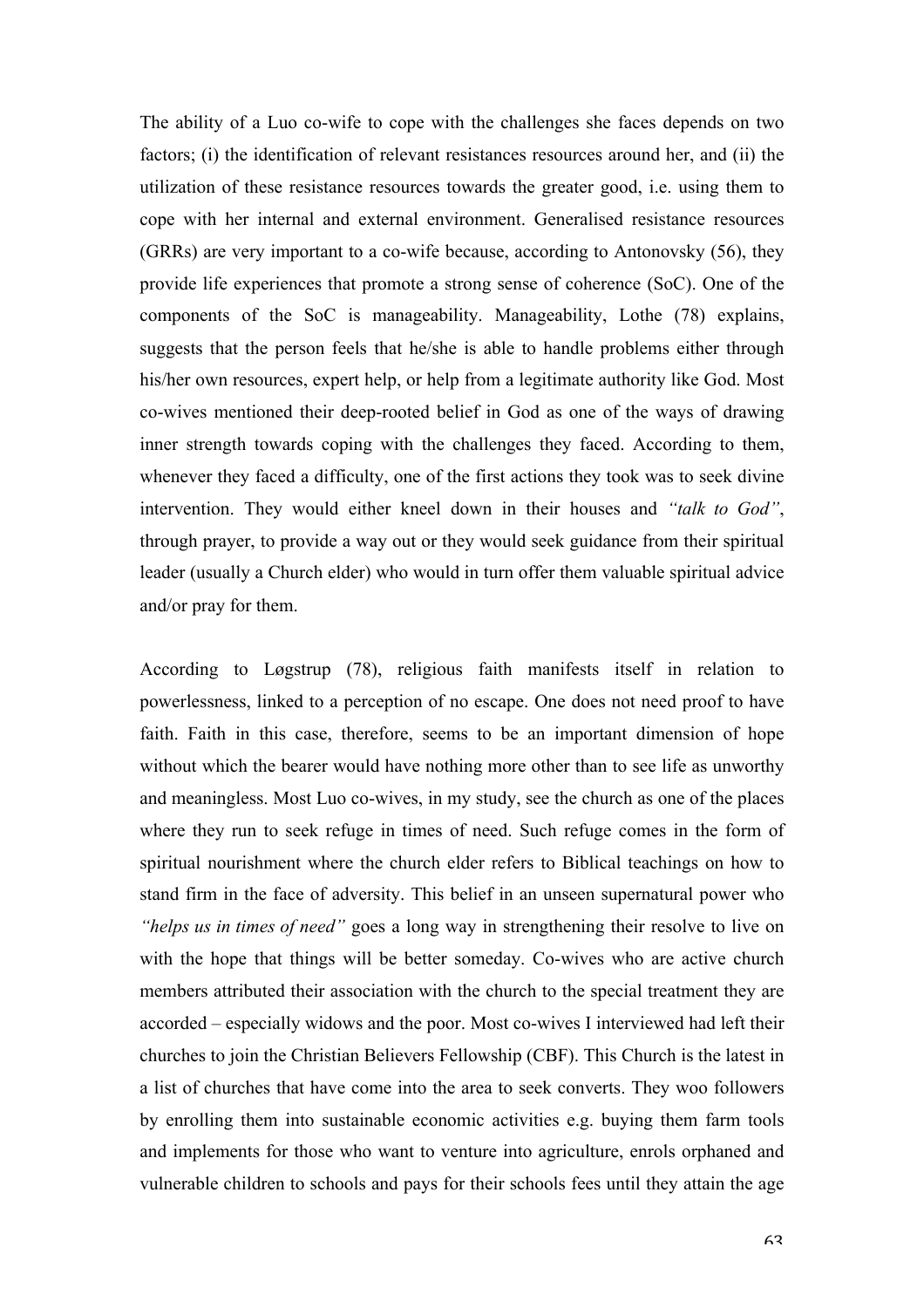The ability of a Luo co-wife to cope with the challenges she faces depends on two factors; (i) the identification of relevant resistances resources around her, and (ii) the utilization of these resistance resources towards the greater good, i.e. using them to cope with her internal and external environment. Generalised resistance resources (GRRs) are very important to a co-wife because, according to Antonovsky (56), they provide life experiences that promote a strong sense of coherence (SoC). One of the components of the SoC is manageability. Manageability, Lothe (78) explains, suggests that the person feels that he/she is able to handle problems either through his/her own resources, expert help, or help from a legitimate authority like God. Most co-wives mentioned their deep-rooted belief in God as one of the ways of drawing inner strength towards coping with the challenges they faced. According to them, whenever they faced a difficulty, one of the first actions they took was to seek divine intervention. They would either kneel down in their houses and *"talk to God"*, through prayer, to provide a way out or they would seek guidance from their spiritual leader (usually a Church elder) who would in turn offer them valuable spiritual advice and/or pray for them.

According to Løgstrup (78), religious faith manifests itself in relation to powerlessness, linked to a perception of no escape. One does not need proof to have faith. Faith in this case, therefore, seems to be an important dimension of hope without which the bearer would have nothing more other than to see life as unworthy and meaningless. Most Luo co-wives, in my study, see the church as one of the places where they run to seek refuge in times of need. Such refuge comes in the form of spiritual nourishment where the church elder refers to Biblical teachings on how to stand firm in the face of adversity. This belief in an unseen supernatural power who *"helps us in times of need"* goes a long way in strengthening their resolve to live on with the hope that things will be better someday. Co-wives who are active church members attributed their association with the church to the special treatment they are accorded – especially widows and the poor. Most co-wives I interviewed had left their churches to join the Christian Believers Fellowship (CBF). This Church is the latest in a list of churches that have come into the area to seek converts. They woo followers by enrolling them into sustainable economic activities e.g. buying them farm tools and implements for those who want to venture into agriculture, enrols orphaned and vulnerable children to schools and pays for their schools fees until they attain the age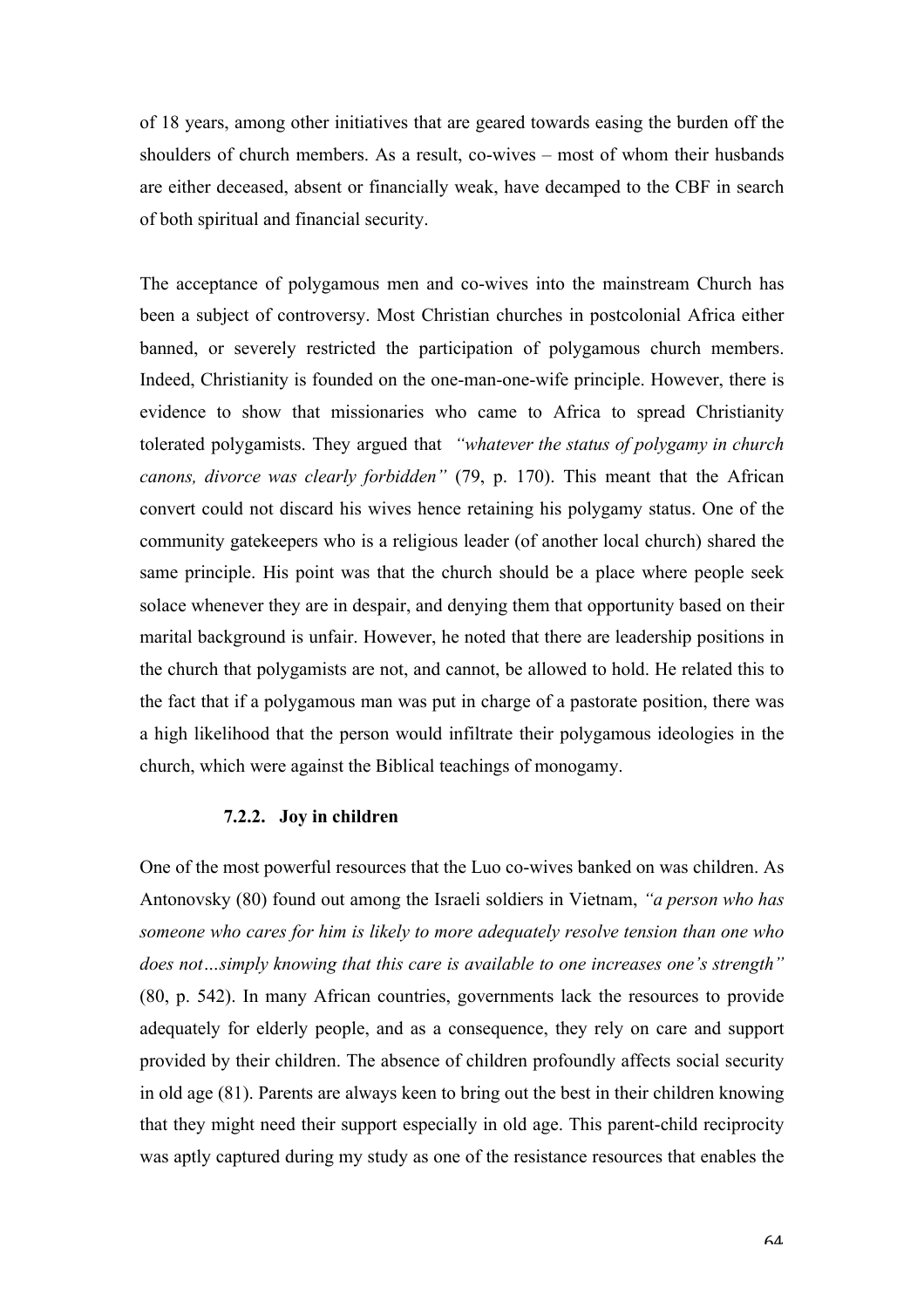of 18 years, among other initiatives that are geared towards easing the burden off the shoulders of church members. As a result, co-wives – most of whom their husbands are either deceased, absent or financially weak, have decamped to the CBF in search of both spiritual and financial security.

The acceptance of polygamous men and co-wives into the mainstream Church has been a subject of controversy. Most Christian churches in postcolonial Africa either banned, or severely restricted the participation of polygamous church members. Indeed, Christianity is founded on the one-man-one-wife principle. However, there is evidence to show that missionaries who came to Africa to spread Christianity tolerated polygamists. They argued that *"whatever the status of polygamy in church canons, divorce was clearly forbidden"* (79, p. 170). This meant that the African convert could not discard his wives hence retaining his polygamy status. One of the community gatekeepers who is a religious leader (of another local church) shared the same principle. His point was that the church should be a place where people seek solace whenever they are in despair, and denying them that opportunity based on their marital background is unfair. However, he noted that there are leadership positions in the church that polygamists are not, and cannot, be allowed to hold. He related this to the fact that if a polygamous man was put in charge of a pastorate position, there was a high likelihood that the person would infiltrate their polygamous ideologies in the church, which were against the Biblical teachings of monogamy.

#### 7.2.2. Joy in children

One of the most powerful resources that the Luo co-wives banked on was children. As Antonovsky (80) found out among the Israeli soldiers in Vietnam, *"a person who has someone who cares for him is likely to more adequately resolve tension than one who does not…simply knowing that this care is available to one increases one's strength"* (80, p. 542). In many African countries, governments lack the resources to provide adequately for elderly people, and as a consequence, they rely on care and support provided by their children. The absence of children profoundly affects social security in old age (81). Parents are always keen to bring out the best in their children knowing that they might need their support especially in old age. This parent-child reciprocity was aptly captured during my study as one of the resistance resources that enables the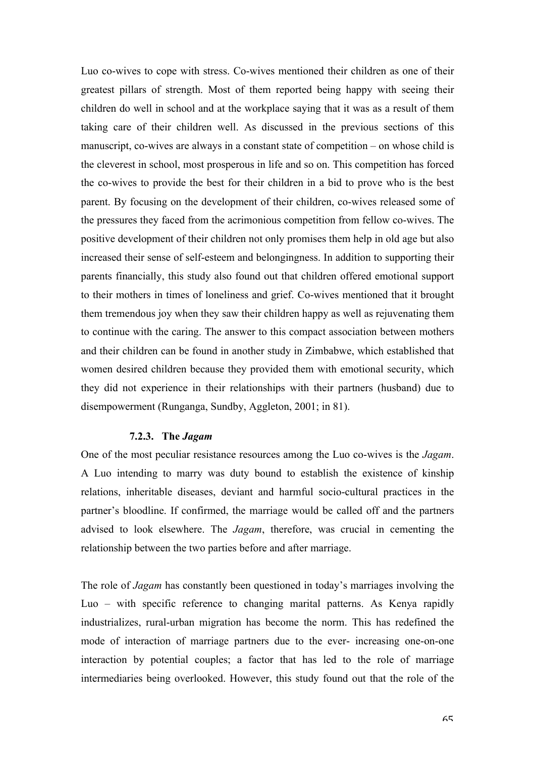Luo co-wives to cope with stress. Co-wives mentioned their children as one of their greatest pillars of strength. Most of them reported being happy with seeing their children do well in school and at the workplace saying that it was as a result of them taking care of their children well. As discussed in the previous sections of this manuscript, co-wives are always in a constant state of competition – on whose child is the cleverest in school, most prosperous in life and so on. This competition has forced the co-wives to provide the best for their children in a bid to prove who is the best parent. By focusing on the development of their children, co-wives released some of the pressures they faced from the acrimonious competition from fellow co-wives. The positive development of their children not only promises them help in old age but also increased their sense of self-esteem and belongingness. In addition to supporting their parents financially, this study also found out that children offered emotional support to their mothers in times of loneliness and grief. Co-wives mentioned that it brought them tremendous joy when they saw their children happy as well as rejuvenating them to continue with the caring. The answer to this compact association between mothers and their children can be found in another study in Zimbabwe, which established that women desired children because they provided them with emotional security, which they did not experience in their relationships with their partners (husband) due to disempowerment (Runganga, Sundby, Aggleton, 2001; in 81).

### 7.2.3. The *Jagam*

One of the most peculiar resistance resources among the Luo co-wives is the *Jagam*. A Luo intending to marry was duty bound to establish the existence of kinship relations, inheritable diseases, deviant and harmful socio-cultural practices in the partner's bloodline. If confirmed, the marriage would be called off and the partners advised to look elsewhere. The *Jagam*, therefore, was crucial in cementing the relationship between the two parties before and after marriage.

The role of *Jagam* has constantly been questioned in today's marriages involving the Luo – with specific reference to changing marital patterns. As Kenya rapidly industrializes, rural-urban migration has become the norm. This has redefined the mode of interaction of marriage partners due to the ever- increasing one-on-one interaction by potential couples; a factor that has led to the role of marriage intermediaries being overlooked. However, this study found out that the role of the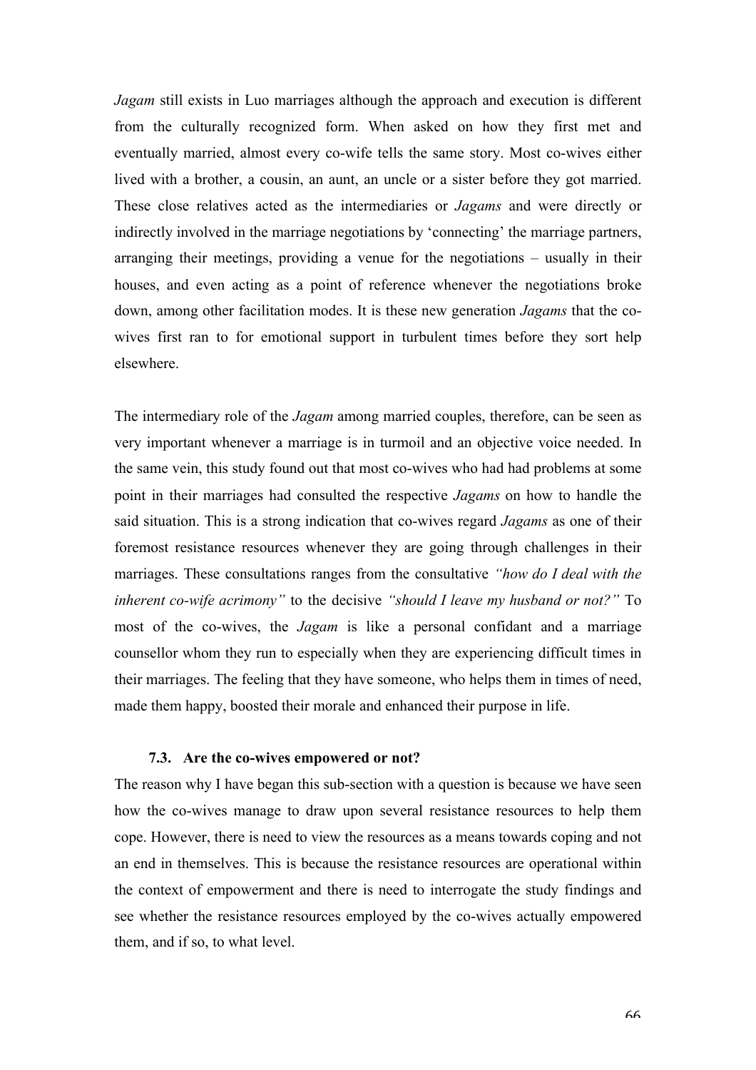*Jagam* still exists in Luo marriages although the approach and execution is different from the culturally recognized form. When asked on how they first met and eventually married, almost every co-wife tells the same story. Most co-wives either lived with a brother, a cousin, an aunt, an uncle or a sister before they got married. These close relatives acted as the intermediaries or *Jagams* and were directly or indirectly involved in the marriage negotiations by 'connecting' the marriage partners, arranging their meetings, providing a venue for the negotiations – usually in their houses, and even acting as a point of reference whenever the negotiations broke down, among other facilitation modes. It is these new generation *Jagams* that the co-wives first ran to for emotional support in turbulent times before they sort help elsewhere.

The intermediary role of the *Jagam* among married couples, therefore, can be seen as very important whenever a marriage is in turmoil and an objective voice needed. In the same vein, this study found out that most co-wives who had had problems at some point in their marriages had consulted the respective *Jagams* on how to handle the said situation. This is a strong indication that co-wives regard *Jagams* as one of their foremost resistance resources whenever they are going through challenges in their marriages. These consultations ranges from the consultative *"how do I deal with the inherent co-wife acrimony"* to the decisive *"should I leave my husband or not?"* To most of the co-wives, the *Jagam* is like a personal confidant and a marriage counsellor whom they run to especially when they are experiencing difficult times in their marriages. The feeling that they have someone, who helps them in times of need, made them happy, boosted their morale and enhanced their purpose in life.

### 7.3. Are the co-wives empowered or not?

The reason why I have began this sub-section with a question is because we have seen how the co-wives manage to draw upon several resistance resources to help them cope. However, there is need to view the resources as a means towards coping and not an end in themselves. This is because the resistance resources are operational within the context of empowerment and there is need to interrogate the study findings and see whether the resistance resources employed by the co-wives actually empowered them, and if so, to what level.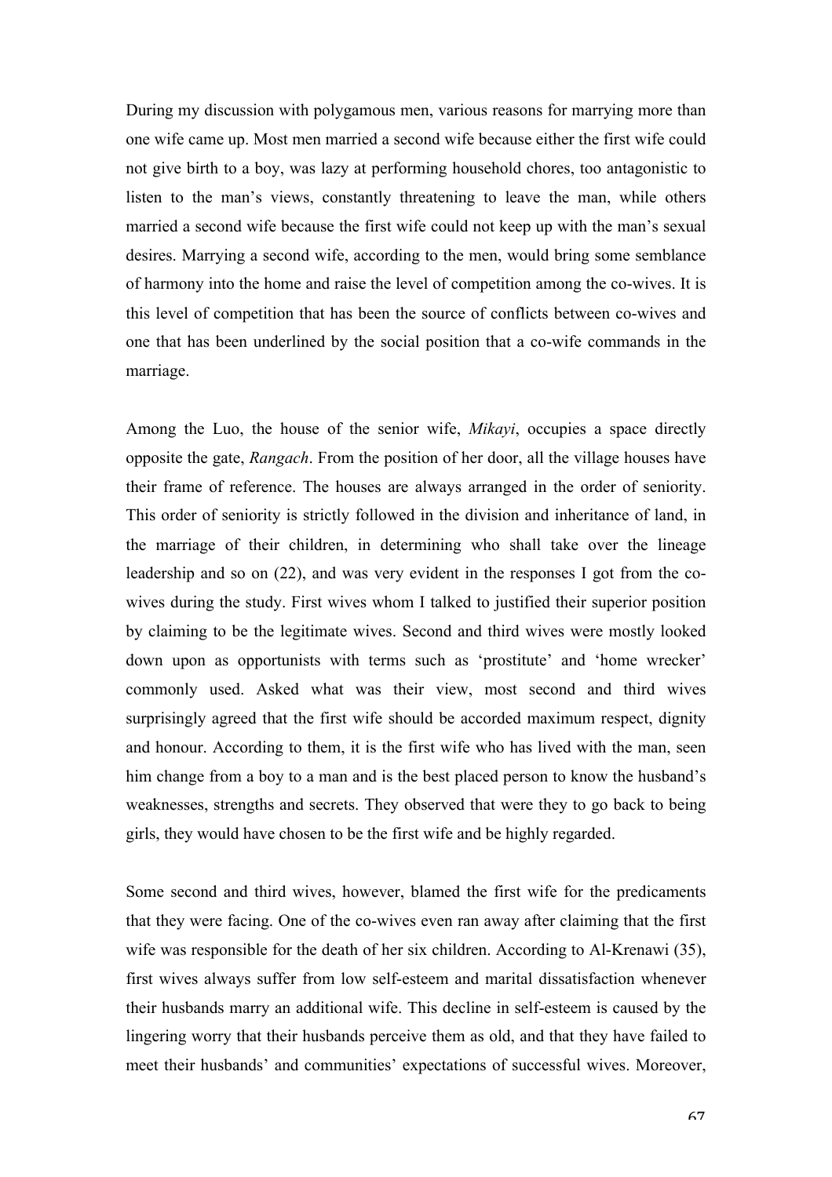During my discussion with polygamous men, various reasons for marrying more than one wife came up. Most men married a second wife because either the first wife could not give birth to a boy, was lazy at performing household chores, too antagonistic to listen to the man's views, constantly threatening to leave the man, while others married a second wife because the first wife could not keep up with the man's sexual desires. Marrying a second wife, according to the men, would bring some semblance of harmony into the home and raise the level of competition among the co-wives. It is this level of competition that has been the source of conflicts between co-wives and one that has been underlined by the social position that a co-wife commands in the marriage.

Among the Luo, the house of the senior wife, *Mikayi*, occupies a space directly opposite the gate, *Rangach*. From the position of her door, all the village houses have their frame of reference. The houses are always arranged in the order of seniority. This order of seniority is strictly followed in the division and inheritance of land, in the marriage of their children, in determining who shall take over the lineage leadership and so on (22), and was very evident in the responses I got from the co-wives during the study. First wives whom I talked to justified their superior position by claiming to be the legitimate wives. Second and third wives were mostly looked down upon as opportunists with terms such as 'prostitute' and 'home wrecker' commonly used. Asked what was their view, most second and third wives surprisingly agreed that the first wife should be accorded maximum respect, dignity and honour. According to them, it is the first wife who has lived with the man, seen him change from a boy to a man and is the best placed person to know the husband's weaknesses, strengths and secrets. They observed that were they to go back to being girls, they would have chosen to be the first wife and be highly regarded.

Some second and third wives, however, blamed the first wife for the predicaments that they were facing. One of the co-wives even ran away after claiming that the first wife was responsible for the death of her six children. According to Al-Krenawi (35), first wives always suffer from low self-esteem and marital dissatisfaction whenever their husbands marry an additional wife. This decline in self-esteem is caused by the lingering worry that their husbands perceive them as old, and that they have failed to meet their husbands' and communities' expectations of successful wives. Moreover,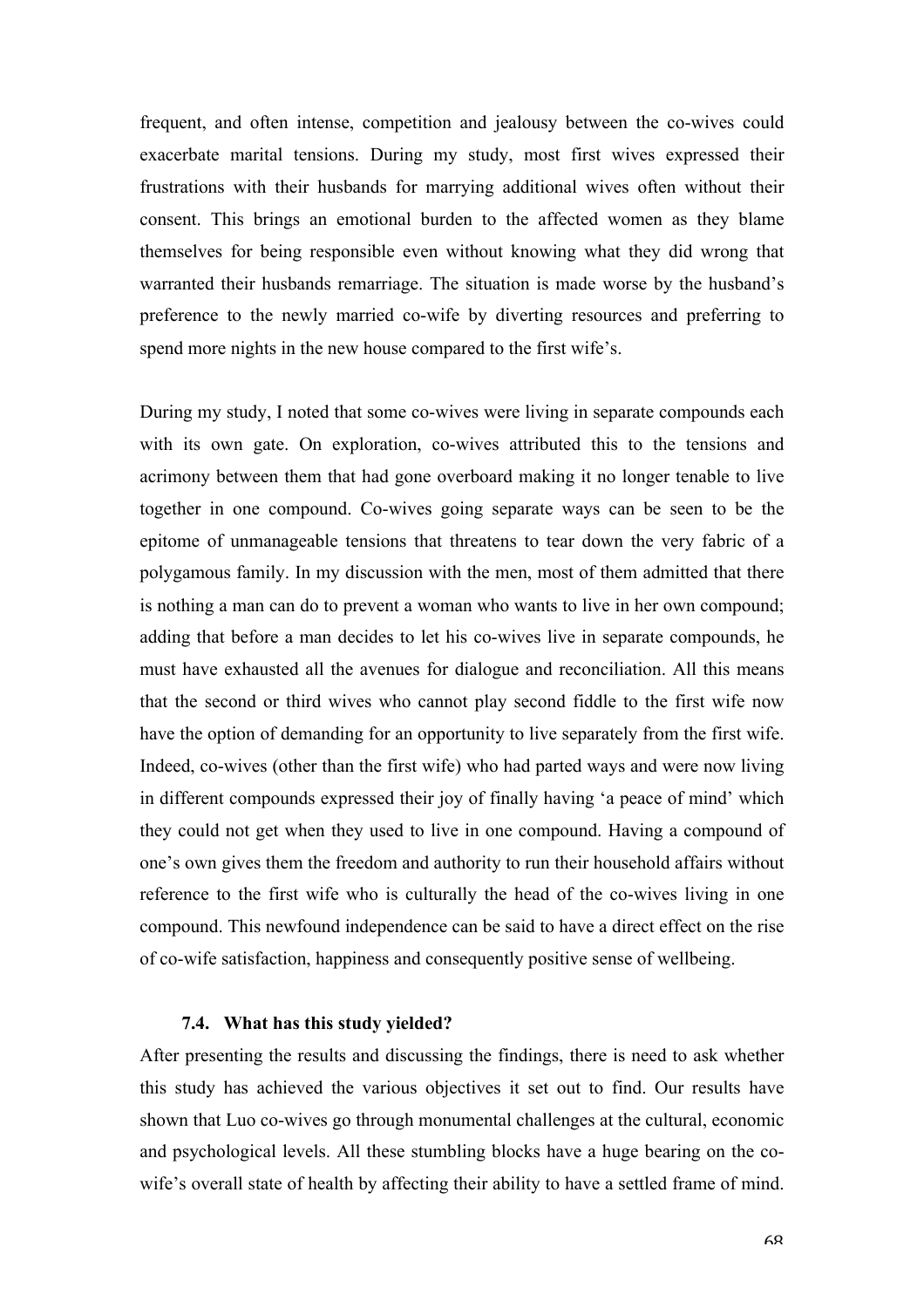frequent, and often intense, competition and jealousy between the co-wives could exacerbate marital tensions. During my study, most first wives expressed their frustrations with their husbands for marrying additional wives often without their consent. This brings an emotional burden to the affected women as they blame themselves for being responsible even without knowing what they did wrong that warranted their husbands remarriage. The situation is made worse by the husband's preference to the newly married co-wife by diverting resources and preferring to spend more nights in the new house compared to the first wife's.

During my study, I noted that some co-wives were living in separate compounds each with its own gate. On exploration, co-wives attributed this to the tensions and acrimony between them that had gone overboard making it no longer tenable to live together in one compound. Co-wives going separate ways can be seen to be the epitome of unmanageable tensions that threatens to tear down the very fabric of a polygamous family. In my discussion with the men, most of them admitted that there is nothing a man can do to prevent a woman who wants to live in her own compound; adding that before a man decides to let his co-wives live in separate compounds, he must have exhausted all the avenues for dialogue and reconciliation. All this means that the second or third wives who cannot play second fiddle to the first wife now have the option of demanding for an opportunity to live separately from the first wife. Indeed, co-wives (other than the first wife) who had parted ways and were now living in different compounds expressed their joy of finally having 'a peace of mind' which they could not get when they used to live in one compound. Having a compound of one's own gives them the freedom and authority to run their household affairs without reference to the first wife who is culturally the head of the co-wives living in one compound. This newfound independence can be said to have a direct effect on the rise of co-wife satisfaction, happiness and consequently positive sense of wellbeing.

### 7.4. What has this study yielded?

After presenting the results and discussing the findings, there is need to ask whether this study has achieved the various objectives it set out to find. Our results have shown that Luo co-wives go through monumental challenges at the cultural, economic and psychological levels. All these stumbling blocks have a huge bearing on the co-wife's overall state of health by affecting their ability to have a settled frame of mind.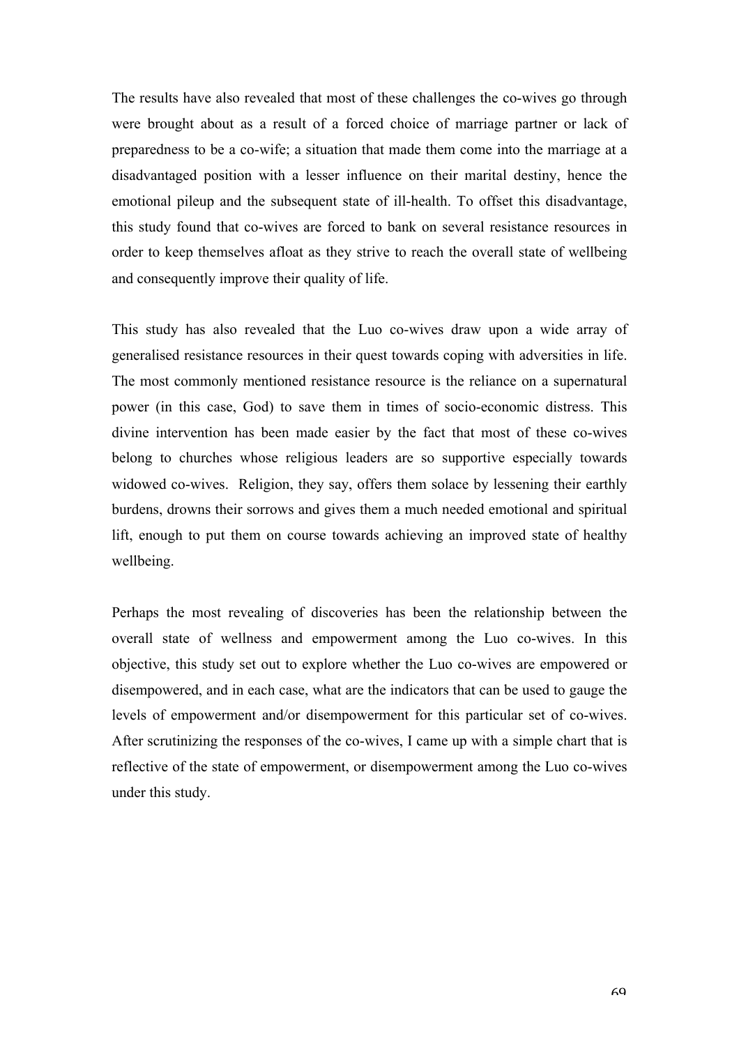The results have also revealed that most of these challenges the co-wives go through were brought about as a result of a forced choice of marriage partner or lack of preparedness to be a co-wife; a situation that made them come into the marriage at a disadvantaged position with a lesser influence on their marital destiny, hence the emotional pileup and the subsequent state of ill-health. To offset this disadvantage, this study found that co-wives are forced to bank on several resistance resources in order to keep themselves afloat as they strive to reach the overall state of wellbeing and consequently improve their quality of life.

This study has also revealed that the Luo co-wives draw upon a wide array of generalised resistance resources in their quest towards coping with adversities in life. The most commonly mentioned resistance resource is the reliance on a supernatural power (in this case, God) to save them in times of socio-economic distress. This divine intervention has been made easier by the fact that most of these co-wives belong to churches whose religious leaders are so supportive especially towards widowed co-wives. Religion, they say, offers them solace by lessening their earthly burdens, drowns their sorrows and gives them a much needed emotional and spiritual lift, enough to put them on course towards achieving an improved state of healthy wellbeing.

Perhaps the most revealing of discoveries has been the relationship between the overall state of wellness and empowerment among the Luo co-wives. In this objective, this study set out to explore whether the Luo co-wives are empowered or disempowered, and in each case, what are the indicators that can be used to gauge the levels of empowerment and/or disempowerment for this particular set of co-wives. After scrutinizing the responses of the co-wives, I came up with a simple chart that is reflective of the state of empowerment, or disempowerment among the Luo co-wives under this study.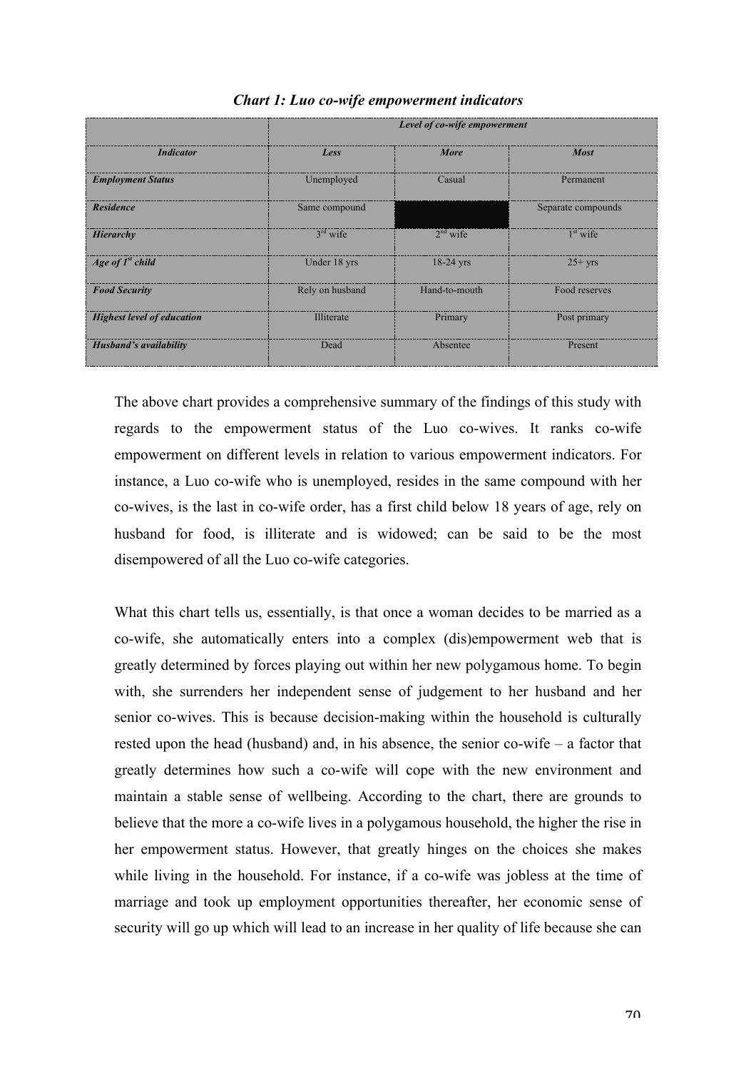***Chart 1: Luo co-wife empowerment indicators***

| | *Level of co-wife empowerment* | | |
|---|---|---|---|
| ***Indicator*** | ***Less*** | ***More*** | ***Most*** |
| ***Employment Status*** | Unemployed | Casual | Permanent |
| ***Residence*** | Same compound | | Separate compounds |
| ***Hierarchy*** | 3rd wife | 2nd wife | 1st wife |
| ***Age of 1st child*** | Under 18 yrs | 18-24 yrs | 25+ yrs |
| ***Food Security*** | Rely on husband | Hand-to-mouth | Food reserves |
| ***Highest level of education*** | Illiterate | Primary | Post primary |
| ***Husband's availability*** | Dead | Absentee | Present |

The above chart provides a comprehensive summary of the findings of this study with regards to the empowerment status of the Luo co-wives. It ranks co-wife empowerment on different levels in relation to various empowerment indicators. For instance, a Luo co-wife who is unemployed, resides in the same compound with her co-wives, is the last in co-wife order, has a first child below 18 years of age, rely on husband for food, is illiterate and is widowed; can be said to be the most disempowered of all the Luo co-wife categories.

What this chart tells us, essentially, is that once a woman decides to be married as a co-wife, she automatically enters into a complex (dis)empowerment web that is greatly determined by forces playing out within her new polygamous home. To begin with, she surrenders her independent sense of judgement to her husband and her senior co-wives. This is because decision-making within the household is culturally rested upon the head (husband) and, in his absence, the senior co-wife – a factor that greatly determines how such a co-wife will cope with the new environment and maintain a stable sense of wellbeing. According to the chart, there are grounds to believe that the more a co-wife lives in a polygamous household, the higher the rise in her empowerment status. However, that greatly hinges on the choices she makes while living in the household. For instance, if a co-wife was jobless at the time of marriage and took up employment opportunities thereafter, her economic sense of security will go up which will lead to an increase in her quality of life because she can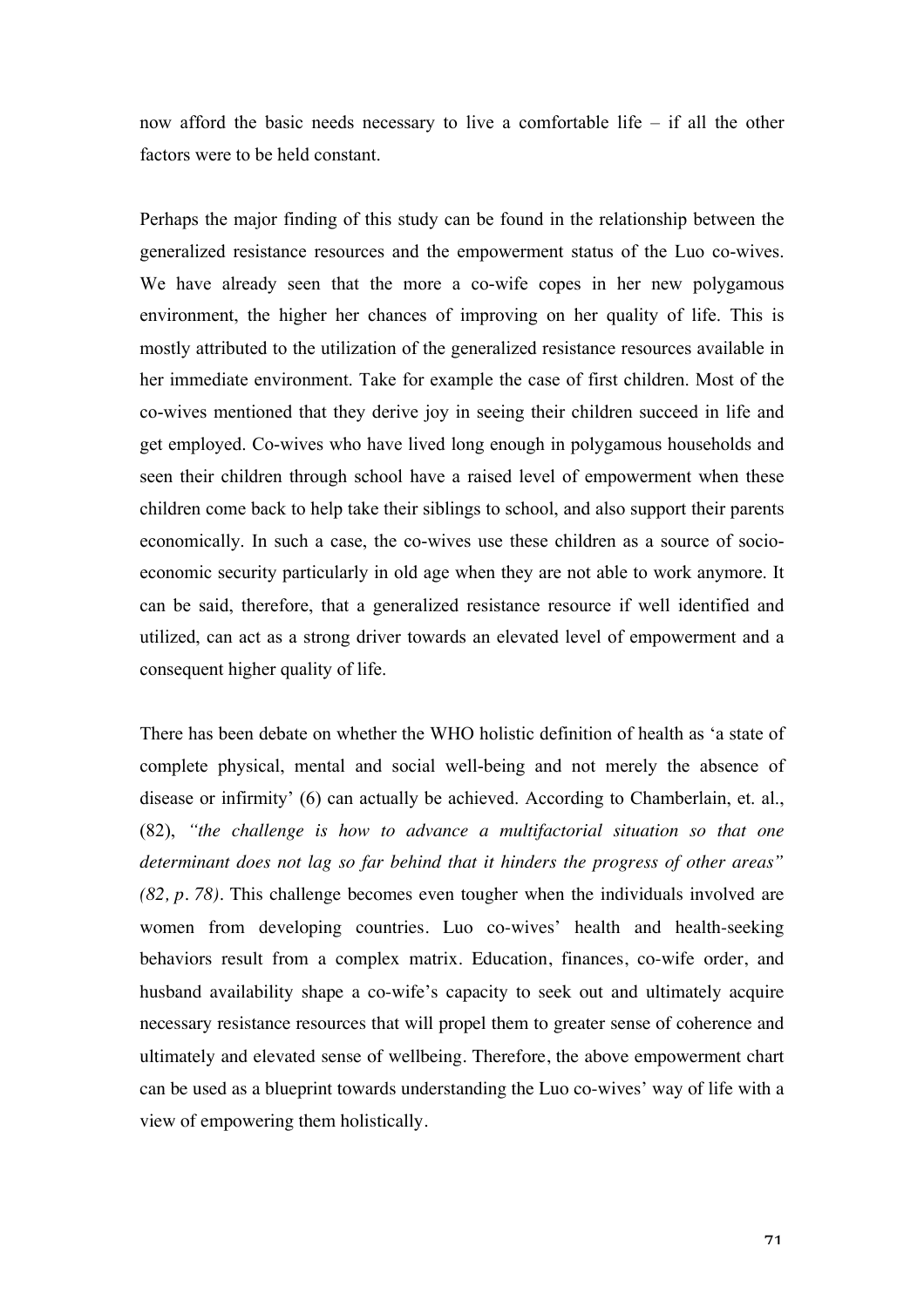now afford the basic needs necessary to live a comfortable life – if all the other factors were to be held constant.

Perhaps the major finding of this study can be found in the relationship between the generalized resistance resources and the empowerment status of the Luo co-wives. We have already seen that the more a co-wife copes in her new polygamous environment, the higher her chances of improving on her quality of life. This is mostly attributed to the utilization of the generalized resistance resources available in her immediate environment. Take for example the case of first children. Most of the co-wives mentioned that they derive joy in seeing their children succeed in life and get employed. Co-wives who have lived long enough in polygamous households and seen their children through school have a raised level of empowerment when these children come back to help take their siblings to school, and also support their parents economically. In such a case, the co-wives use these children as a source of socio-economic security particularly in old age when they are not able to work anymore. It can be said, therefore, that a generalized resistance resource if well identified and utilized, can act as a strong driver towards an elevated level of empowerment and a consequent higher quality of life.

There has been debate on whether the WHO holistic definition of health as 'a state of complete physical, mental and social well-being and not merely the absence of disease or infirmity' (6) can actually be achieved. According to Chamberlain, et. al., (82), *"the challenge is how to advance a multifactorial situation so that one determinant does not lag so far behind that it hinders the progress of other areas" (82, p. 78)*. This challenge becomes even tougher when the individuals involved are women from developing countries. Luo co-wives' health and health-seeking behaviors result from a complex matrix. Education, finances, co-wife order, and husband availability shape a co-wife's capacity to seek out and ultimately acquire necessary resistance resources that will propel them to greater sense of coherence and ultimately and elevated sense of wellbeing. Therefore, the above empowerment chart can be used as a blueprint towards understanding the Luo co-wives' way of life with a view of empowering them holistically.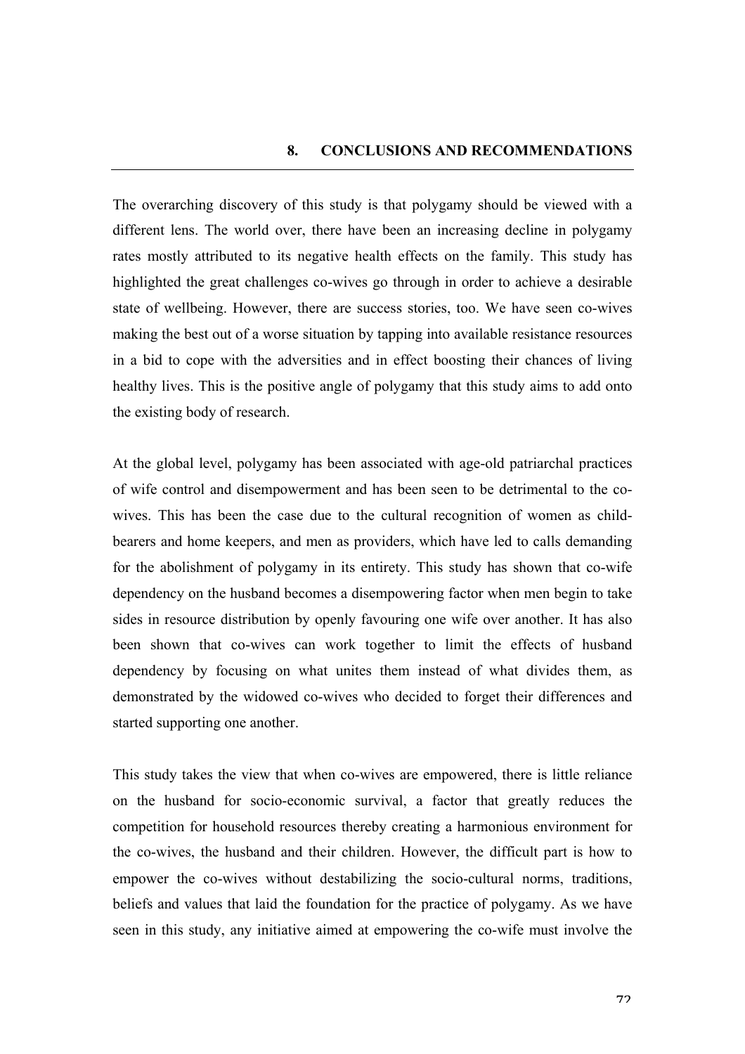# 8. CONCLUSIONS AND RECOMMENDATIONS

The overarching discovery of this study is that polygamy should be viewed with a different lens. The world over, there have been an increasing decline in polygamy rates mostly attributed to its negative health effects on the family. This study has highlighted the great challenges co-wives go through in order to achieve a desirable state of wellbeing. However, there are success stories, too. We have seen co-wives making the best out of a worse situation by tapping into available resistance resources in a bid to cope with the adversities and in effect boosting their chances of living healthy lives. This is the positive angle of polygamy that this study aims to add onto the existing body of research.

At the global level, polygamy has been associated with age-old patriarchal practices of wife control and disempowerment and has been seen to be detrimental to the co-wives. This has been the case due to the cultural recognition of women as child-bearers and home keepers, and men as providers, which have led to calls demanding for the abolishment of polygamy in its entirety. This study has shown that co-wife dependency on the husband becomes a disempowering factor when men begin to take sides in resource distribution by openly favouring one wife over another. It has also been shown that co-wives can work together to limit the effects of husband dependency by focusing on what unites them instead of what divides them, as demonstrated by the widowed co-wives who decided to forget their differences and started supporting one another.

This study takes the view that when co-wives are empowered, there is little reliance on the husband for socio-economic survival, a factor that greatly reduces the competition for household resources thereby creating a harmonious environment for the co-wives, the husband and their children. However, the difficult part is how to empower the co-wives without destabilizing the socio-cultural norms, traditions, beliefs and values that laid the foundation for the practice of polygamy. As we have seen in this study, any initiative aimed at empowering the co-wife must involve the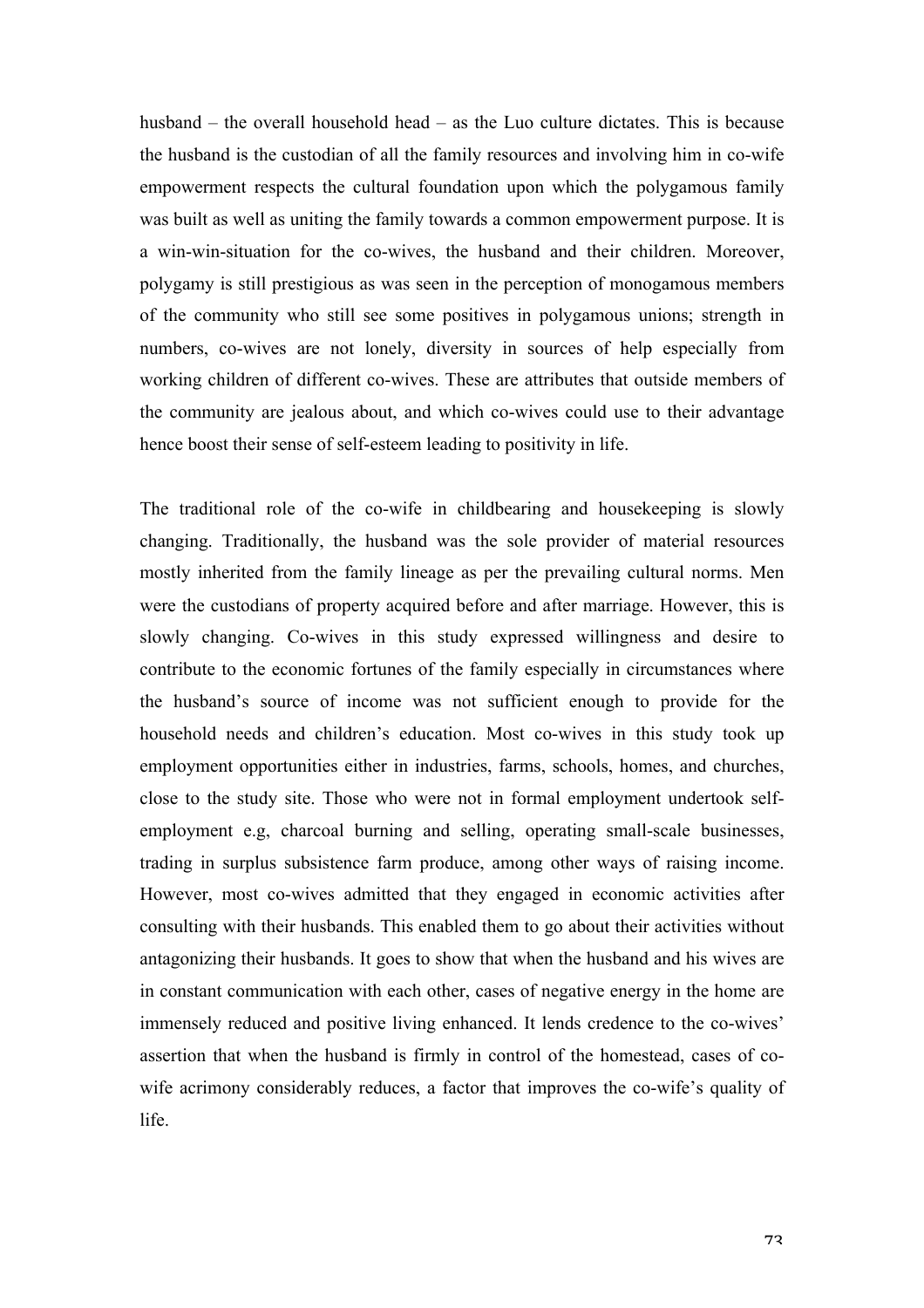husband – the overall household head – as the Luo culture dictates. This is because the husband is the custodian of all the family resources and involving him in co-wife empowerment respects the cultural foundation upon which the polygamous family was built as well as uniting the family towards a common empowerment purpose. It is a win-win-situation for the co-wives, the husband and their children. Moreover, polygamy is still prestigious as was seen in the perception of monogamous members of the community who still see some positives in polygamous unions; strength in numbers, co-wives are not lonely, diversity in sources of help especially from working children of different co-wives. These are attributes that outside members of the community are jealous about, and which co-wives could use to their advantage hence boost their sense of self-esteem leading to positivity in life.

The traditional role of the co-wife in childbearing and housekeeping is slowly changing. Traditionally, the husband was the sole provider of material resources mostly inherited from the family lineage as per the prevailing cultural norms. Men were the custodians of property acquired before and after marriage. However, this is slowly changing. Co-wives in this study expressed willingness and desire to contribute to the economic fortunes of the family especially in circumstances where the husband's source of income was not sufficient enough to provide for the household needs and children's education. Most co-wives in this study took up employment opportunities either in industries, farms, schools, homes, and churches, close to the study site. Those who were not in formal employment undertook self-employment e.g, charcoal burning and selling, operating small-scale businesses, trading in surplus subsistence farm produce, among other ways of raising income. However, most co-wives admitted that they engaged in economic activities after consulting with their husbands. This enabled them to go about their activities without antagonizing their husbands. It goes to show that when the husband and his wives are in constant communication with each other, cases of negative energy in the home are immensely reduced and positive living enhanced. It lends credence to the co-wives' assertion that when the husband is firmly in control of the homestead, cases of co-wife acrimony considerably reduces, a factor that improves the co-wife's quality of life.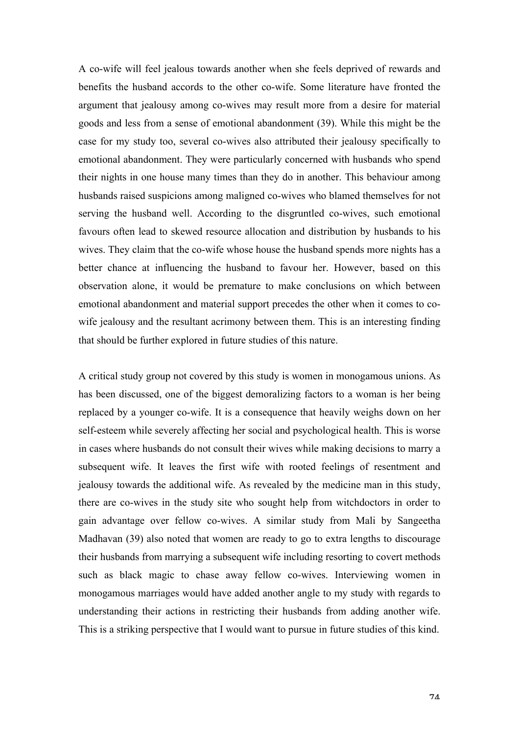A co-wife will feel jealous towards another when she feels deprived of rewards and benefits the husband accords to the other co-wife. Some literature have fronted the argument that jealousy among co-wives may result more from a desire for material goods and less from a sense of emotional abandonment (39). While this might be the case for my study too, several co-wives also attributed their jealousy specifically to emotional abandonment. They were particularly concerned with husbands who spend their nights in one house many times than they do in another. This behaviour among husbands raised suspicions among maligned co-wives who blamed themselves for not serving the husband well. According to the disgruntled co-wives, such emotional favours often lead to skewed resource allocation and distribution by husbands to his wives. They claim that the co-wife whose house the husband spends more nights has a better chance at influencing the husband to favour her. However, based on this observation alone, it would be premature to make conclusions on which between emotional abandonment and material support precedes the other when it comes to co-wife jealousy and the resultant acrimony between them. This is an interesting finding that should be further explored in future studies of this nature.

A critical study group not covered by this study is women in monogamous unions. As has been discussed, one of the biggest demoralizing factors to a woman is her being replaced by a younger co-wife. It is a consequence that heavily weighs down on her self-esteem while severely affecting her social and psychological health. This is worse in cases where husbands do not consult their wives while making decisions to marry a subsequent wife. It leaves the first wife with rooted feelings of resentment and jealousy towards the additional wife. As revealed by the medicine man in this study, there are co-wives in the study site who sought help from witchdoctors in order to gain advantage over fellow co-wives. A similar study from Mali by Sangeetha Madhavan (39) also noted that women are ready to go to extra lengths to discourage their husbands from marrying a subsequent wife including resorting to covert methods such as black magic to chase away fellow co-wives. Interviewing women in monogamous marriages would have added another angle to my study with regards to understanding their actions in restricting their husbands from adding another wife. This is a striking perspective that I would want to pursue in future studies of this kind.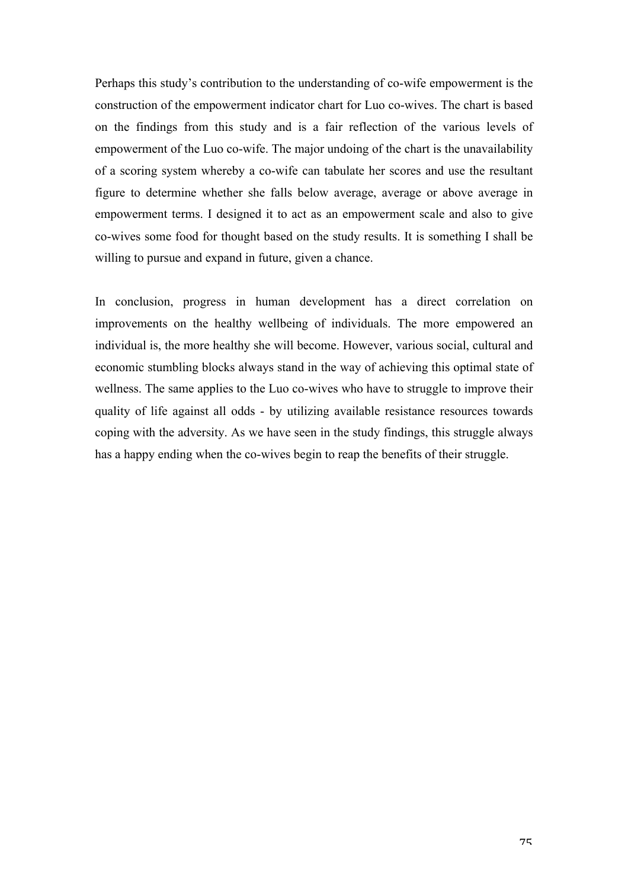Perhaps this study's contribution to the understanding of co-wife empowerment is the construction of the empowerment indicator chart for Luo co-wives. The chart is based on the findings from this study and is a fair reflection of the various levels of empowerment of the Luo co-wife. The major undoing of the chart is the unavailability of a scoring system whereby a co-wife can tabulate her scores and use the resultant figure to determine whether she falls below average, average or above average in empowerment terms. I designed it to act as an empowerment scale and also to give co-wives some food for thought based on the study results. It is something I shall be willing to pursue and expand in future, given a chance.

In conclusion, progress in human development has a direct correlation on improvements on the healthy wellbeing of individuals. The more empowered an individual is, the more healthy she will become. However, various social, cultural and economic stumbling blocks always stand in the way of achieving this optimal state of wellness. The same applies to the Luo co-wives who have to struggle to improve their quality of life against all odds - by utilizing available resistance resources towards coping with the adversity. As we have seen in the study findings, this struggle always has a happy ending when the co-wives begin to reap the benefits of their struggle.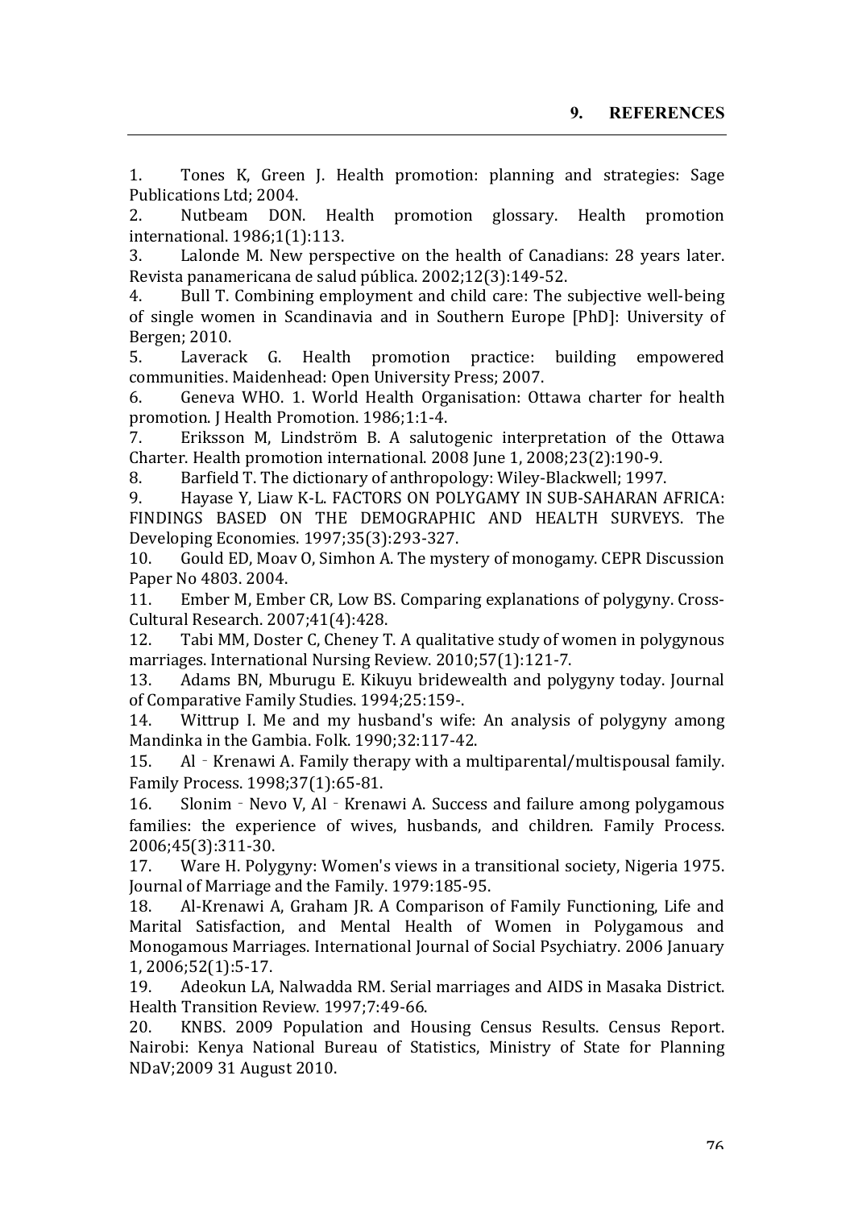## 9. REFERENCES

1. Tones K, Green J. Health promotion: planning and strategies: Sage Publications Ltd; 2004.
2. Nutbeam DON. Health promotion glossary. Health promotion international. 1986;1(1):113.
3. Lalonde M. New perspective on the health of Canadians: 28 years later. Revista panamericana de salud pública. 2002;12(3):149-52.
4. Bull T. Combining employment and child care: The subjective well-being of single women in Scandinavia and in Southern Europe [PhD]: University of Bergen; 2010.
5. Laverack G. Health promotion practice: building empowered communities. Maidenhead: Open University Press; 2007.
6. Geneva WHO. 1. World Health Organisation: Ottawa charter for health promotion. J Health Promotion. 1986;1:1-4.
7. Eriksson M, Lindström B. A salutogenic interpretation of the Ottawa Charter. Health promotion international. 2008 June 1, 2008;23(2):190-9.
8. Barfield T. The dictionary of anthropology: Wiley-Blackwell; 1997.
9. Hayase Y, Liaw K-L. FACTORS ON POLYGAMY IN SUB-SAHARAN AFRICA: FINDINGS BASED ON THE DEMOGRAPHIC AND HEALTH SURVEYS. The Developing Economies. 1997;35(3):293-327.
10. Gould ED, Moav O, Simhon A. The mystery of monogamy. CEPR Discussion Paper No 4803. 2004.
11. Ember M, Ember CR, Low BS. Comparing explanations of polygyny. Cross-Cultural Research. 2007;41(4):428.
12. Tabi MM, Doster C, Cheney T. A qualitative study of women in polygynous marriages. International Nursing Review. 2010;57(1):121-7.
13. Adams BN, Mburugu E. Kikuyu bridewealth and polygyny today. Journal of Comparative Family Studies. 1994;25:159-.
14. Wittrup I. Me and my husband's wife: An analysis of polygyny among Mandinka in the Gambia. Folk. 1990;32:117-42.
15. Al‐Krenawi A. Family therapy with a multiparental/multispousal family. Family Process. 1998;37(1):65-81.
16. Slonim‐Nevo V, Al‐Krenawi A. Success and failure among polygamous families: the experience of wives, husbands, and children. Family Process. 2006;45(3):311-30.
17. Ware H. Polygyny: Women's views in a transitional society, Nigeria 1975. Journal of Marriage and the Family. 1979:185-95.
18. Al-Krenawi A, Graham JR. A Comparison of Family Functioning, Life and Marital Satisfaction, and Mental Health of Women in Polygamous and Monogamous Marriages. International Journal of Social Psychiatry. 2006 January 1, 2006;52(1):5-17.
19. Adeokun LA, Nalwadda RM. Serial marriages and AIDS in Masaka District. Health Transition Review. 1997;7:49-66.
20. KNBS. 2009 Population and Housing Census Results. Census Report. Nairobi: Kenya National Bureau of Statistics, Ministry of State for Planning NDaV;2009 31 August 2010.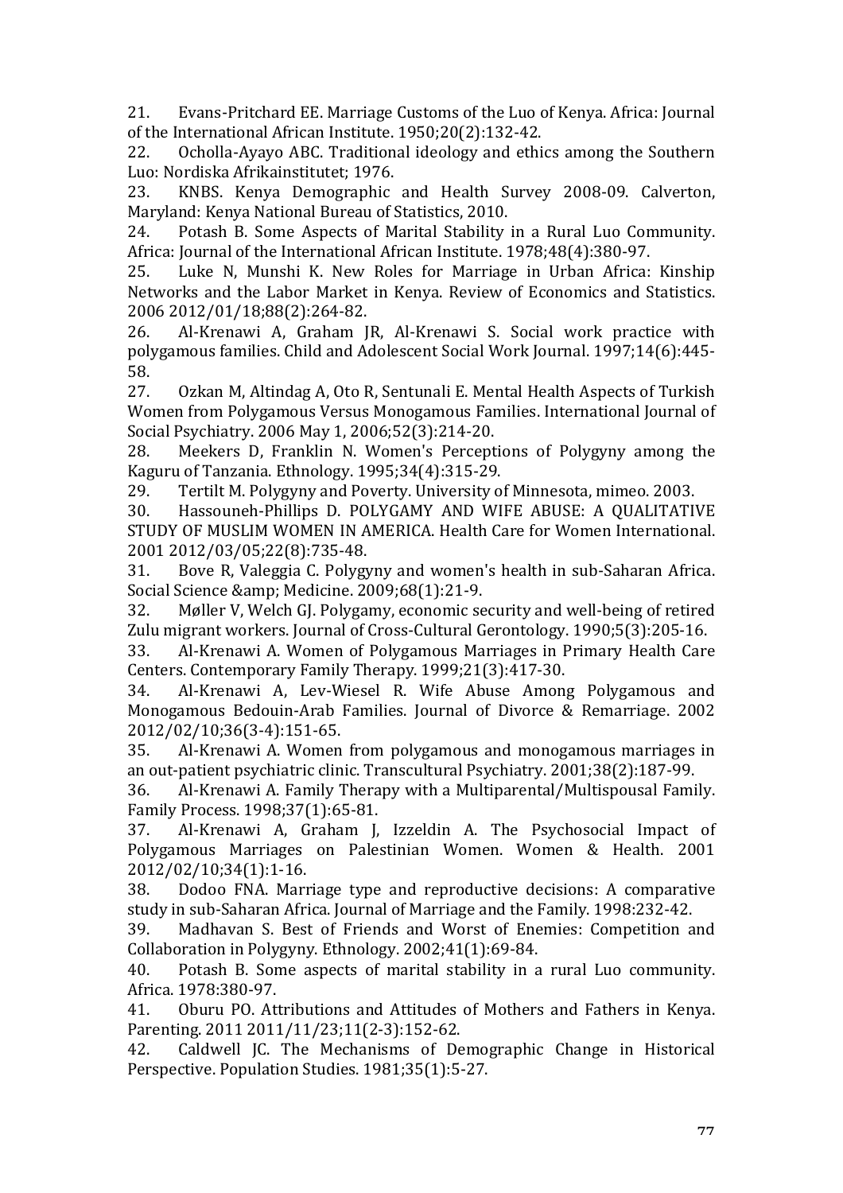21. Evans-Pritchard EE. Marriage Customs of the Luo of Kenya. Africa: Journal of the International African Institute. 1950;20(2):132-42.
22. Ocholla-Ayayo ABC. Traditional ideology and ethics among the Southern Luo: Nordiska Afrikainstitutet; 1976.
23. KNBS. Kenya Demographic and Health Survey 2008-09. Calverton, Maryland: Kenya National Bureau of Statistics, 2010.
24. Potash B. Some Aspects of Marital Stability in a Rural Luo Community. Africa: Journal of the International African Institute. 1978;48(4):380-97.
25. Luke N, Munshi K. New Roles for Marriage in Urban Africa: Kinship Networks and the Labor Market in Kenya. Review of Economics and Statistics. 2006 2012/01/18;88(2):264-82.
26. Al-Krenawi A, Graham JR, Al-Krenawi S. Social work practice with polygamous families. Child and Adolescent Social Work Journal. 1997;14(6):445-58.
27. Ozkan M, Altindag A, Oto R, Sentunali E. Mental Health Aspects of Turkish Women from Polygamous Versus Monogamous Families. International Journal of Social Psychiatry. 2006 May 1, 2006;52(3):214-20.
28. Meekers D, Franklin N. Women's Perceptions of Polygyny among the Kaguru of Tanzania. Ethnology. 1995;34(4):315-29.
29. Tertilt M. Polygyny and Poverty. University of Minnesota, mimeo. 2003.
30. Hassouneh-Phillips D. POLYGAMY AND WIFE ABUSE: A QUALITATIVE STUDY OF MUSLIM WOMEN IN AMERICA. Health Care for Women International. 2001 2012/03/05;22(8):735-48.
31. Bove R, Valeggia C. Polygyny and women's health in sub-Saharan Africa. Social Science &amp; Medicine. 2009;68(1):21-9.
32. Møller V, Welch GJ. Polygamy, economic security and well-being of retired Zulu migrant workers. Journal of Cross-Cultural Gerontology. 1990;5(3):205-16.
33. Al-Krenawi A. Women of Polygamous Marriages in Primary Health Care Centers. Contemporary Family Therapy. 1999;21(3):417-30.
34. Al-Krenawi A, Lev-Wiesel R. Wife Abuse Among Polygamous and Monogamous Bedouin-Arab Families. Journal of Divorce & Remarriage. 2002 2012/02/10;36(3-4):151-65.
35. Al-Krenawi A. Women from polygamous and monogamous marriages in an out-patient psychiatric clinic. Transcultural Psychiatry. 2001;38(2):187-99.
36. Al-Krenawi A. Family Therapy with a Multiparental/Multispousal Family. Family Process. 1998;37(1):65-81.
37. Al-Krenawi A, Graham J, Izzeldin A. The Psychosocial Impact of Polygamous Marriages on Palestinian Women. Women & Health. 2001 2012/02/10;34(1):1-16.
38. Dodoo FNA. Marriage type and reproductive decisions: A comparative study in sub-Saharan Africa. Journal of Marriage and the Family. 1998:232-42.
39. Madhavan S. Best of Friends and Worst of Enemies: Competition and Collaboration in Polygyny. Ethnology. 2002;41(1):69-84.
40. Potash B. Some aspects of marital stability in a rural Luo community. Africa. 1978:380-97.
41. Oburu PO. Attributions and Attitudes of Mothers and Fathers in Kenya. Parenting. 2011 2011/11/23;11(2-3):152-62.
42. Caldwell JC. The Mechanisms of Demographic Change in Historical Perspective. Population Studies. 1981;35(1):5-27.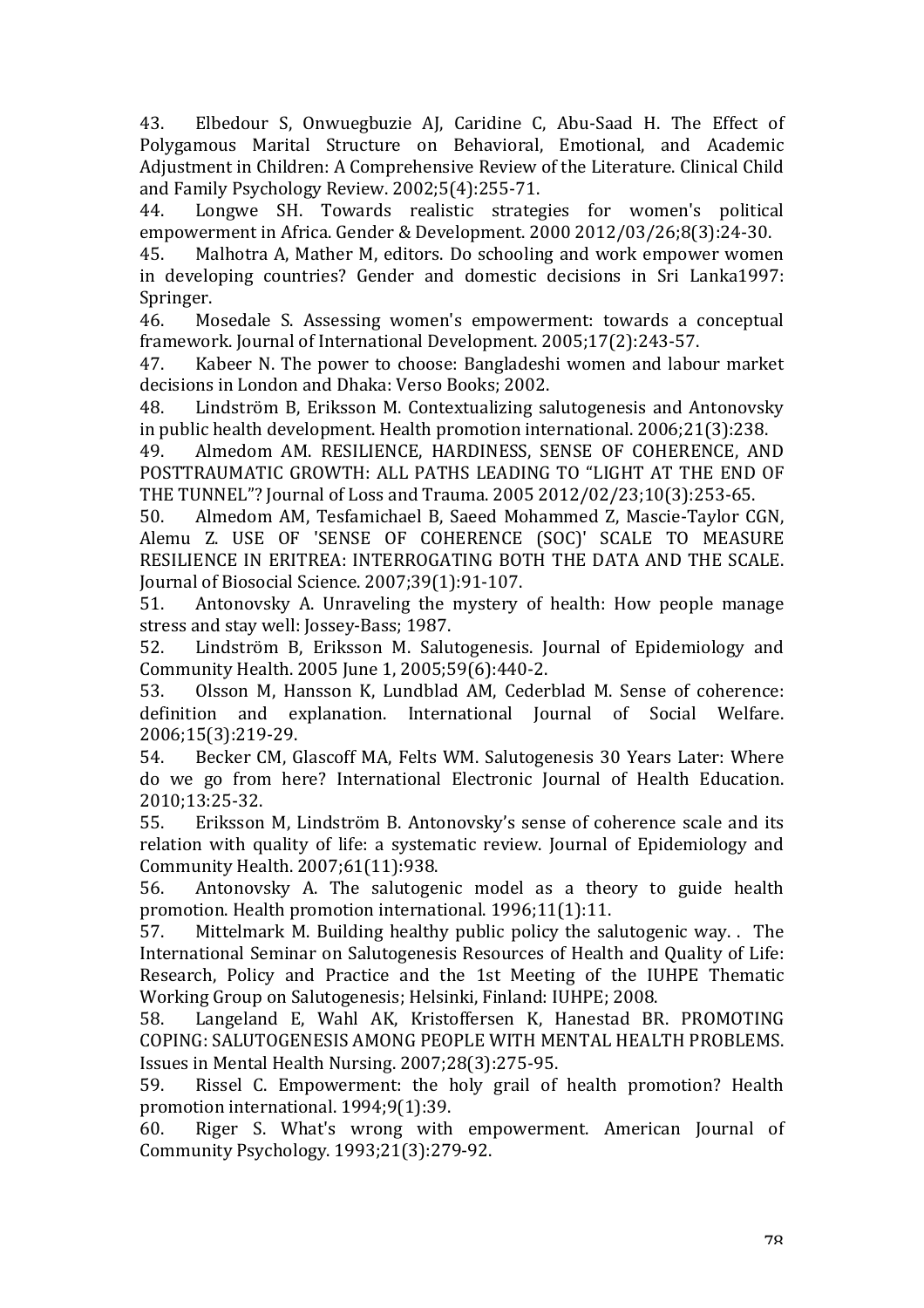43. Elbedour S, Onwuegbuzie AJ, Caridine C, Abu-Saad H. The Effect of Polygamous Marital Structure on Behavioral, Emotional, and Academic Adjustment in Children: A Comprehensive Review of the Literature. Clinical Child and Family Psychology Review. 2002;5(4):255-71.

44. Longwe SH. Towards realistic strategies for women's political empowerment in Africa. Gender & Development. 2000 2012/03/26;8(3):24-30.

45. Malhotra A, Mather M, editors. Do schooling and work empower women in developing countries? Gender and domestic decisions in Sri Lanka1997: Springer.

46. Mosedale S. Assessing women's empowerment: towards a conceptual framework. Journal of International Development. 2005;17(2):243-57.

47. Kabeer N. The power to choose: Bangladeshi women and labour market decisions in London and Dhaka: Verso Books; 2002.

48. Lindström B, Eriksson M. Contextualizing salutogenesis and Antonovsky in public health development. Health promotion international. 2006;21(3):238.

49. Almedom AM. RESILIENCE, HARDINESS, SENSE OF COHERENCE, AND POSTTRAUMATIC GROWTH: ALL PATHS LEADING TO "LIGHT AT THE END OF THE TUNNEL"? Journal of Loss and Trauma. 2005 2012/02/23;10(3):253-65.

50. Almedom AM, Tesfamichael B, Saeed Mohammed Z, Mascie-Taylor CGN, Alemu Z. USE OF 'SENSE OF COHERENCE (SOC)' SCALE TO MEASURE RESILIENCE IN ERITREA: INTERROGATING BOTH THE DATA AND THE SCALE. Journal of Biosocial Science. 2007;39(1):91-107.

51. Antonovsky A. Unraveling the mystery of health: How people manage stress and stay well: Jossey-Bass; 1987.

52. Lindström B, Eriksson M. Salutogenesis. Journal of Epidemiology and Community Health. 2005 June 1, 2005;59(6):440-2.

53. Olsson M, Hansson K, Lundblad AM, Cederblad M. Sense of coherence: definition and explanation. International Journal of Social Welfare. 2006;15(3):219-29.

54. Becker CM, Glascoff MA, Felts WM. Salutogenesis 30 Years Later: Where do we go from here? International Electronic Journal of Health Education. 2010;13:25-32.

55. Eriksson M, Lindström B. Antonovsky's sense of coherence scale and its relation with quality of life: a systematic review. Journal of Epidemiology and Community Health. 2007;61(11):938.

56. Antonovsky A. The salutogenic model as a theory to guide health promotion. Health promotion international. 1996;11(1):11.

57. Mittelmark M. Building healthy public policy the salutogenic way. . The International Seminar on Salutogenesis Resources of Health and Quality of Life: Research, Policy and Practice and the 1st Meeting of the IUHPE Thematic Working Group on Salutogenesis; Helsinki, Finland: IUHPE; 2008.

58. Langeland E, Wahl AK, Kristoffersen K, Hanestad BR. PROMOTING COPING: SALUTOGENESIS AMONG PEOPLE WITH MENTAL HEALTH PROBLEMS. Issues in Mental Health Nursing. 2007;28(3):275-95.

59. Rissel C. Empowerment: the holy grail of health promotion? Health promotion international. 1994;9(1):39.

60. Riger S. What's wrong with empowerment. American Journal of Community Psychology. 1993;21(3):279-92.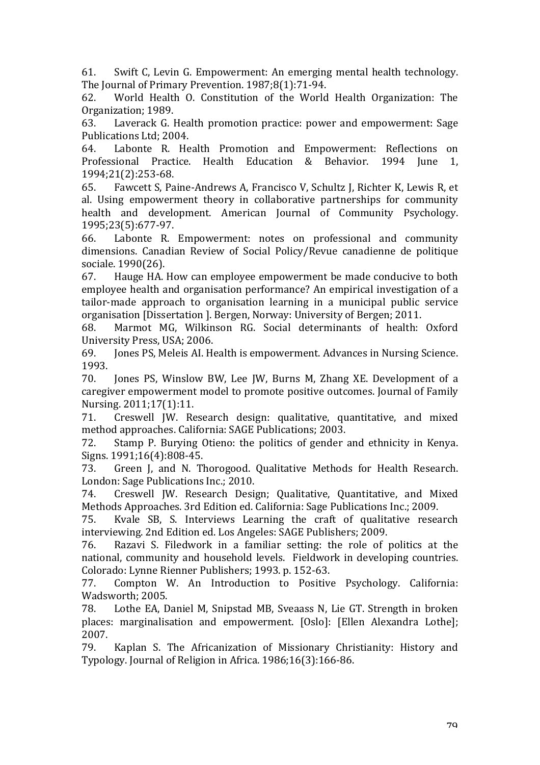61. Swift C, Levin G. Empowerment: An emerging mental health technology. The Journal of Primary Prevention. 1987;8(1):71-94.
62. World Health O. Constitution of the World Health Organization: The Organization; 1989.
63. Laverack G. Health promotion practice: power and empowerment: Sage Publications Ltd; 2004.
64. Labonte R. Health Promotion and Empowerment: Reflections on Professional Practice. Health Education & Behavior. 1994 June 1, 1994;21(2):253-68.
65. Fawcett S, Paine-Andrews A, Francisco V, Schultz J, Richter K, Lewis R, et al. Using empowerment theory in collaborative partnerships for community health and development. American Journal of Community Psychology. 1995;23(5):677-97.
66. Labonte R. Empowerment: notes on professional and community dimensions. Canadian Review of Social Policy/Revue canadienne de politique sociale. 1990(26).
67. Hauge HA. How can employee empowerment be made conducive to both employee health and organisation performance? An empirical investigation of a tailor-made approach to organisation learning in a municipal public service organisation [Dissertation ]. Bergen, Norway: University of Bergen; 2011.
68. Marmot MG, Wilkinson RG. Social determinants of health: Oxford University Press, USA; 2006.
69. Jones PS, Meleis AI. Health is empowerment. Advances in Nursing Science. 1993.
70. Jones PS, Winslow BW, Lee JW, Burns M, Zhang XE. Development of a caregiver empowerment model to promote positive outcomes. Journal of Family Nursing. 2011;17(1):11.
71. Creswell JW. Research design: qualitative, quantitative, and mixed method approaches. California: SAGE Publications; 2003.
72. Stamp P. Burying Otieno: the politics of gender and ethnicity in Kenya. Signs. 1991;16(4):808-45.
73. Green J, and N. Thorogood. Qualitative Methods for Health Research. London: Sage Publications Inc.; 2010.
74. Creswell JW. Research Design; Qualitative, Quantitative, and Mixed Methods Approaches. 3rd Edition ed. California: Sage Publications Inc.; 2009.
75. Kvale SB, S. Interviews Learning the craft of qualitative research interviewing. 2nd Edition ed. Los Angeles: SAGE Publishers; 2009.
76. Razavi S. Filedwork in a familiar setting: the role of politics at the national, community and household levels. Fieldwork in developing countries. Colorado: Lynne Rienner Publishers; 1993. p. 152-63.
77. Compton W. An Introduction to Positive Psychology. California: Wadsworth; 2005.
78. Lothe EA, Daniel M, Snipstad MB, Sveaass N, Lie GT. Strength in broken places: marginalisation and empowerment. [Oslo]: [Ellen Alexandra Lothe]; 2007.
79. Kaplan S. The Africanization of Missionary Christianity: History and Typology. Journal of Religion in Africa. 1986;16(3):166-86.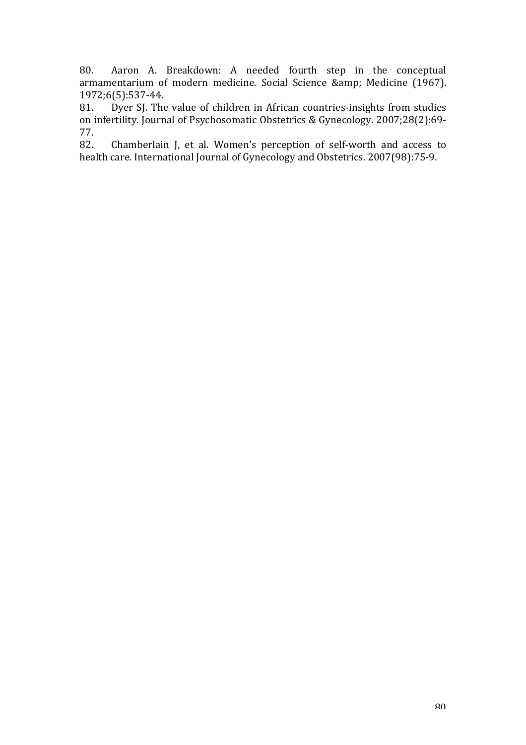80. Aaron A. Breakdown: A needed fourth step in the conceptual armamentarium of modern medicine. Social Science &amp; Medicine (1967). 1972;6(5):537-44.

81. Dyer SJ. The value of children in African countries-insights from studies on infertility. Journal of Psychosomatic Obstetrics & Gynecology. 2007;28(2):69-77.

82. Chamberlain J, et al. Women's perception of self-worth and access to health care. International Journal of Gynecology and Obstetrics. 2007(98):75-9.